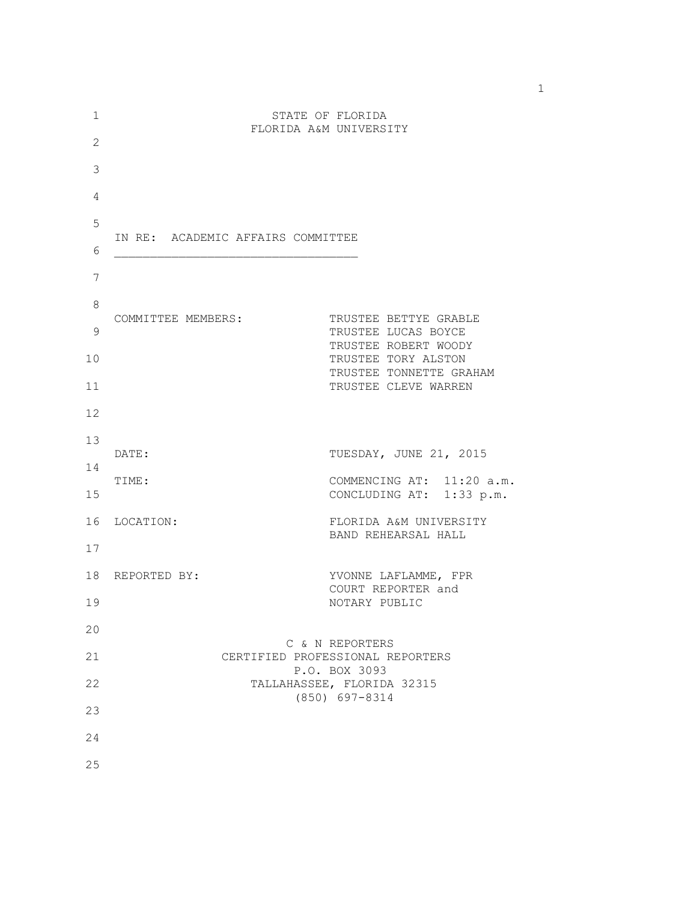STATE OF FLORIDA
FLORIDA A&M UNIVERSITY

IN RE: ACADEMIC AFFAIRS COMMITTEE

---

| | |
|---|---|
| COMMITTEE MEMBERS: | TRUSTEE BETTYE GRABLE<br>TRUSTEE LUCAS BOYCE<br>TRUSTEE ROBERT WOODY<br>TRUSTEE TORY ALSTON<br>TRUSTEE TONNETTE GRAHAM<br>TRUSTEE CLEVE WARREN |
| DATE: | TUESDAY, JUNE 21, 2015 |
| TIME: | COMMENCING AT: 11:20 a.m.<br>CONCLUDING AT: 1:33 p.m. |
| LOCATION: | FLORIDA A&M UNIVERSITY<br>BAND REHEARSAL HALL |
| REPORTED BY: | YVONNE LAFLAMME, FPR<br>COURT REPORTER and<br>NOTARY PUBLIC |

C & N REPORTERS
CERTIFIED PROFESSIONAL REPORTERS
P.O. BOX 3093
TALLAHASSEE, FLORIDA 32315
(850) 697-8314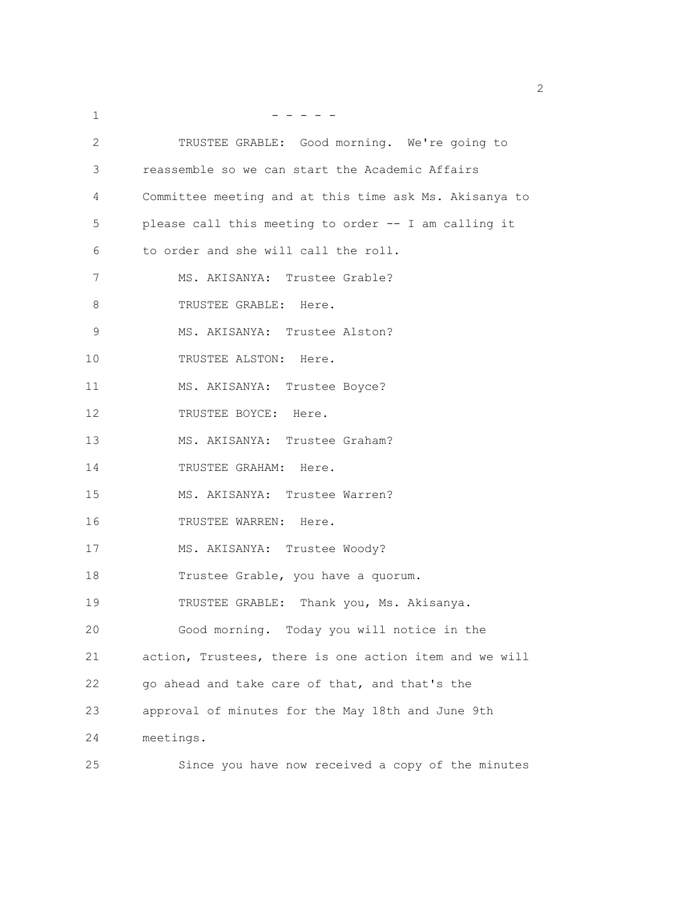- - - - -

TRUSTEE GRABLE: Good morning. We're going to reassemble so we can start the Academic Affairs Committee meeting and at this time ask Ms. Akisanya to please call this meeting to order -- I am calling it to order and she will call the roll.

MS. AKISANYA: Trustee Grable?

TRUSTEE GRABLE: Here.

MS. AKISANYA: Trustee Alston?

TRUSTEE ALSTON: Here.

MS. AKISANYA: Trustee Boyce?

TRUSTEE BOYCE: Here.

MS. AKISANYA: Trustee Graham?

TRUSTEE GRAHAM: Here.

MS. AKISANYA: Trustee Warren?

TRUSTEE WARREN: Here.

MS. AKISANYA: Trustee Woody?

Trustee Grable, you have a quorum.

TRUSTEE GRABLE: Thank you, Ms. Akisanya.

Good morning. Today you will notice in the action, Trustees, there is one action item and we will go ahead and take care of that, and that's the approval of minutes for the May 18th and June 9th meetings.

Since you have now received a copy of the minutes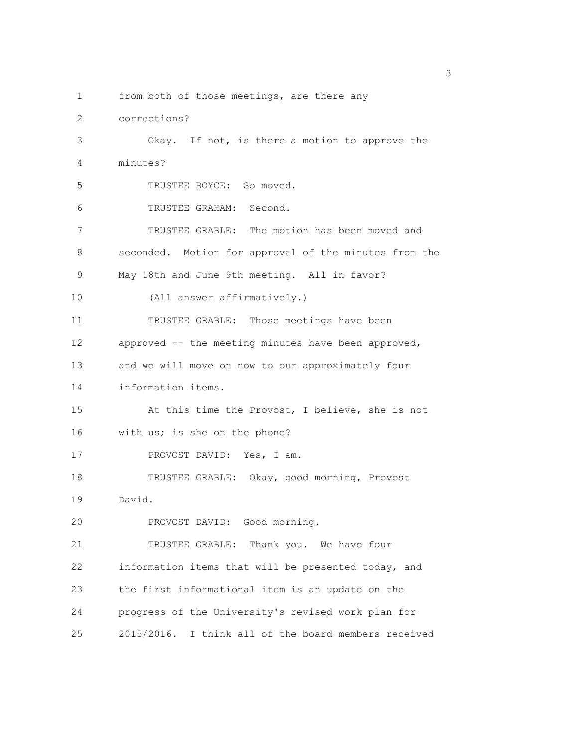from both of those meetings, are there any corrections?

Okay. If not, is there a motion to approve the minutes?

TRUSTEE BOYCE: So moved.

TRUSTEE GRAHAM: Second.

TRUSTEE GRABLE: The motion has been moved and seconded. Motion for approval of the minutes from the May 18th and June 9th meeting. All in favor?

(All answer affirmatively.)

TRUSTEE GRABLE: Those meetings have been approved -- the meeting minutes have been approved, and we will move on now to our approximately four information items.

At this time the Provost, I believe, she is not with us; is she on the phone?

PROVOST DAVID: Yes, I am.

TRUSTEE GRABLE: Okay, good morning, Provost David.

PROVOST DAVID: Good morning.

TRUSTEE GRABLE: Thank you. We have four information items that will be presented today, and the first informational item is an update on the progress of the University's revised work plan for 2015/2016. I think all of the board members received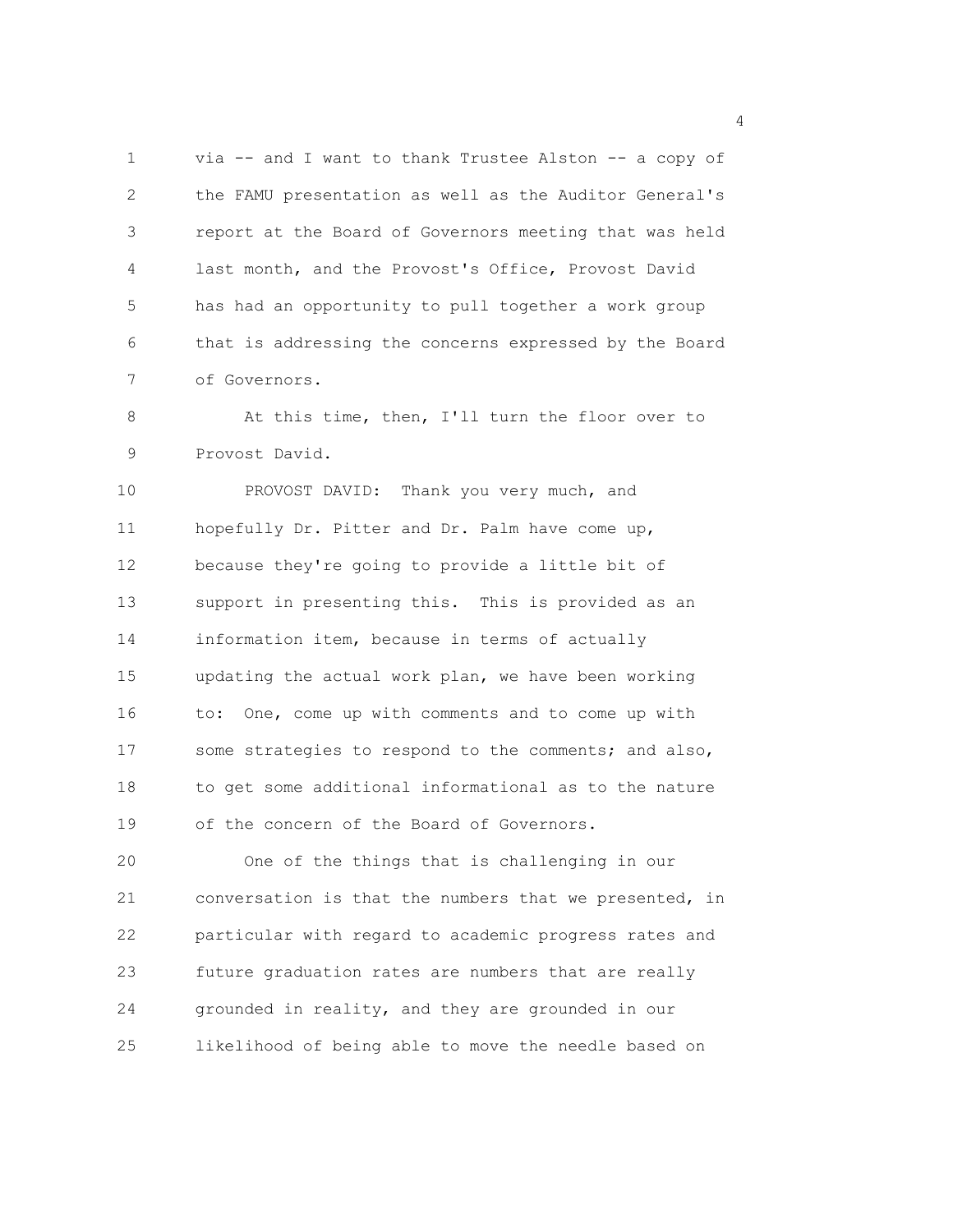via -- and I want to thank Trustee Alston -- a copy of the FAMU presentation as well as the Auditor General's report at the Board of Governors meeting that was held last month, and the Provost's Office, Provost David has had an opportunity to pull together a work group that is addressing the concerns expressed by the Board of Governors.

At this time, then, I'll turn the floor over to Provost David.

PROVOST DAVID: Thank you very much, and hopefully Dr. Pitter and Dr. Palm have come up, because they're going to provide a little bit of support in presenting this. This is provided as an information item, because in terms of actually updating the actual work plan, we have been working to: One, come up with comments and to come up with some strategies to respond to the comments; and also, to get some additional informational as to the nature of the concern of the Board of Governors.

One of the things that is challenging in our conversation is that the numbers that we presented, in particular with regard to academic progress rates and future graduation rates are numbers that are really grounded in reality, and they are grounded in our likelihood of being able to move the needle based on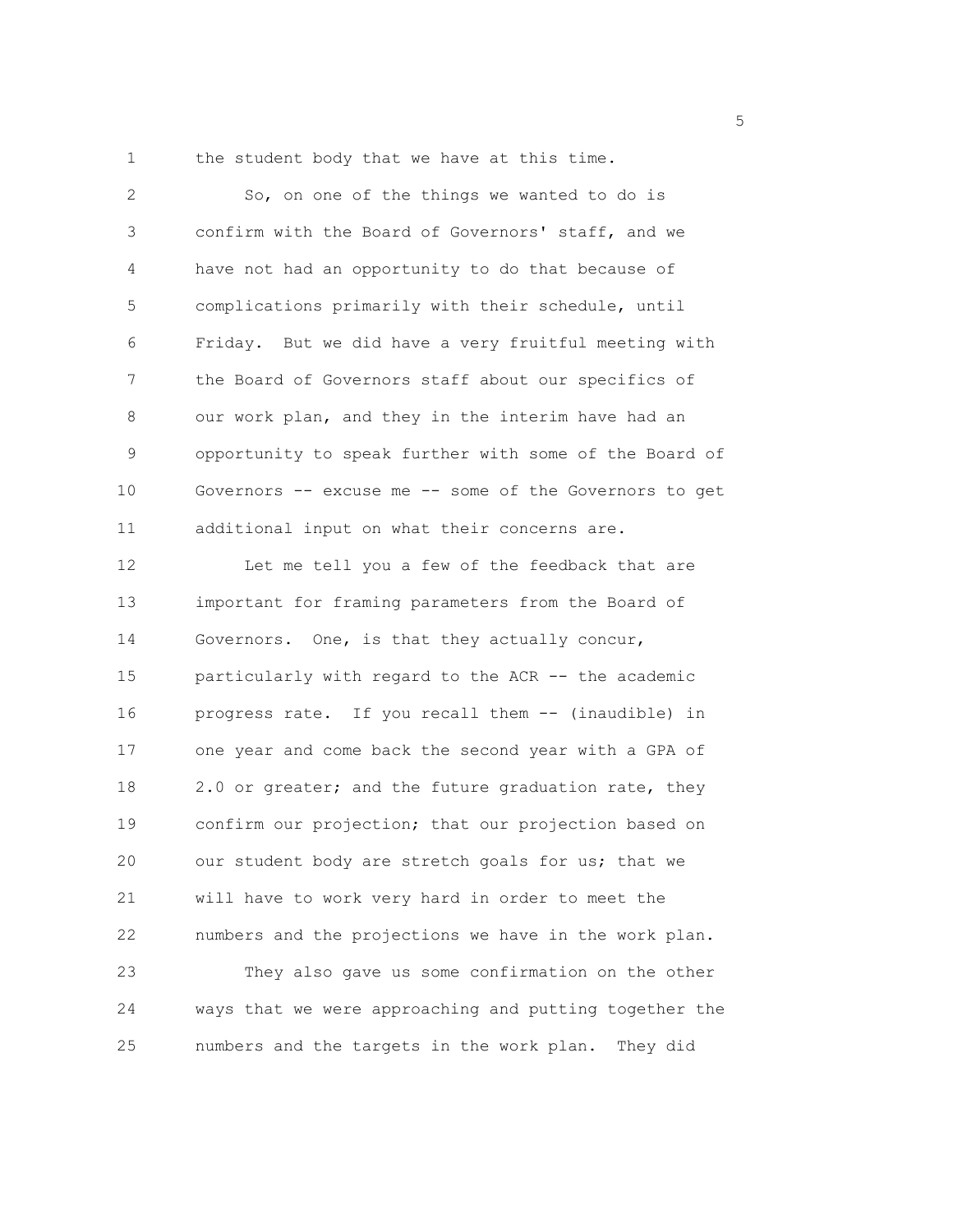the student body that we have at this time.

So, on one of the things we wanted to do is confirm with the Board of Governors' staff, and we have not had an opportunity to do that because of complications primarily with their schedule, until Friday. But we did have a very fruitful meeting with the Board of Governors staff about our specifics of our work plan, and they in the interim have had an opportunity to speak further with some of the Board of Governors -- excuse me -- some of the Governors to get additional input on what their concerns are.

Let me tell you a few of the feedback that are important for framing parameters from the Board of Governors. One, is that they actually concur, particularly with regard to the ACR -- the academic progress rate. If you recall them -- (inaudible) in one year and come back the second year with a GPA of 2.0 or greater; and the future graduation rate, they confirm our projection; that our projection based on our student body are stretch goals for us; that we will have to work very hard in order to meet the numbers and the projections we have in the work plan.

They also gave us some confirmation on the other ways that we were approaching and putting together the numbers and the targets in the work plan. They did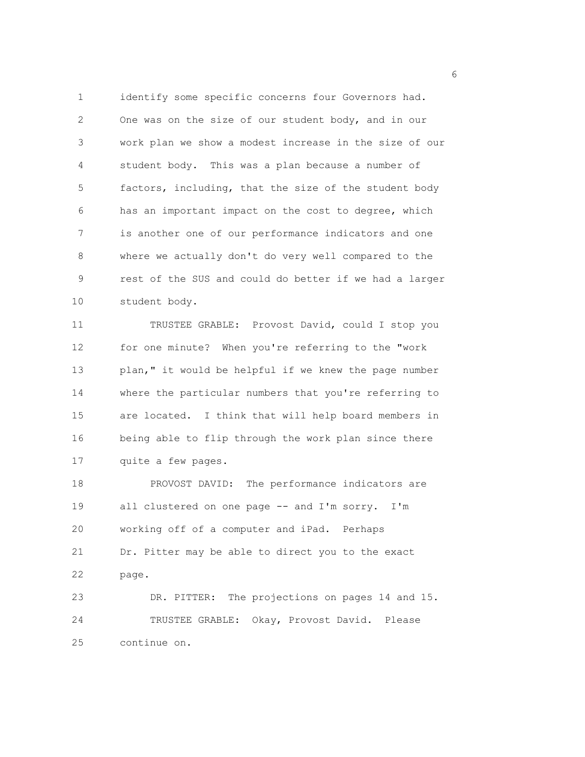identify some specific concerns four Governors had. One was on the size of our student body, and in our work plan we show a modest increase in the size of our student body. This was a plan because a number of factors, including, that the size of the student body has an important impact on the cost to degree, which is another one of our performance indicators and one where we actually don't do very well compared to the rest of the SUS and could do better if we had a larger student body.

TRUSTEE GRABLE: Provost David, could I stop you for one minute? When you're referring to the "work plan," it would be helpful if we knew the page number where the particular numbers that you're referring to are located. I think that will help board members in being able to flip through the work plan since there quite a few pages.

PROVOST DAVID: The performance indicators are all clustered on one page -- and I'm sorry. I'm working off of a computer and iPad. Perhaps Dr. Pitter may be able to direct you to the exact page.

DR. PITTER: The projections on pages 14 and 15.

TRUSTEE GRABLE: Okay, Provost David. Please continue on.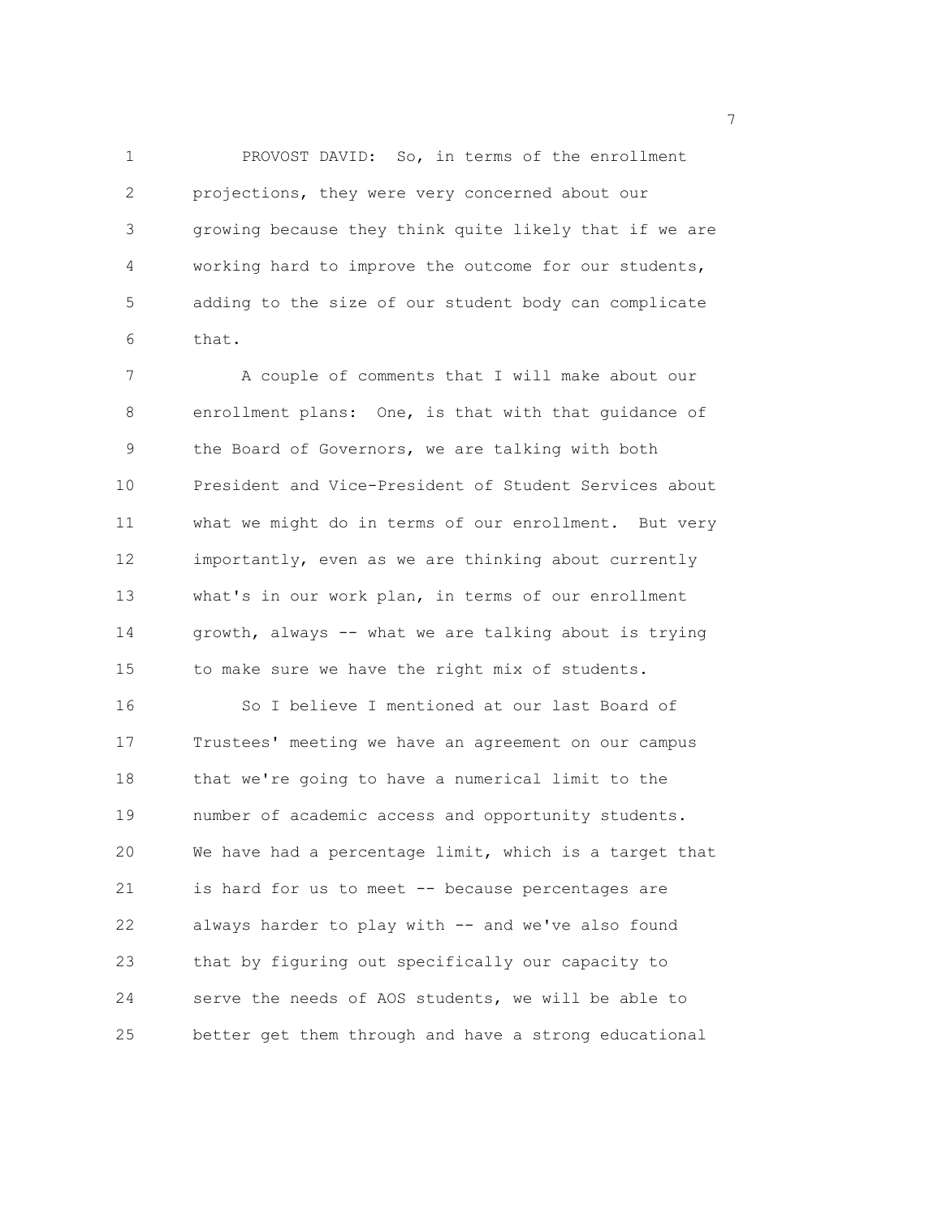PROVOST DAVID: So, in terms of the enrollment projections, they were very concerned about our growing because they think quite likely that if we are working hard to improve the outcome for our students, adding to the size of our student body can complicate that.

A couple of comments that I will make about our enrollment plans: One, is that with that guidance of the Board of Governors, we are talking with both President and Vice-President of Student Services about what we might do in terms of our enrollment. But very importantly, even as we are thinking about currently what's in our work plan, in terms of our enrollment growth, always -- what we are talking about is trying to make sure we have the right mix of students.

So I believe I mentioned at our last Board of Trustees' meeting we have an agreement on our campus that we're going to have a numerical limit to the number of academic access and opportunity students. We have had a percentage limit, which is a target that is hard for us to meet -- because percentages are always harder to play with -- and we've also found that by figuring out specifically our capacity to serve the needs of AOS students, we will be able to better get them through and have a strong educational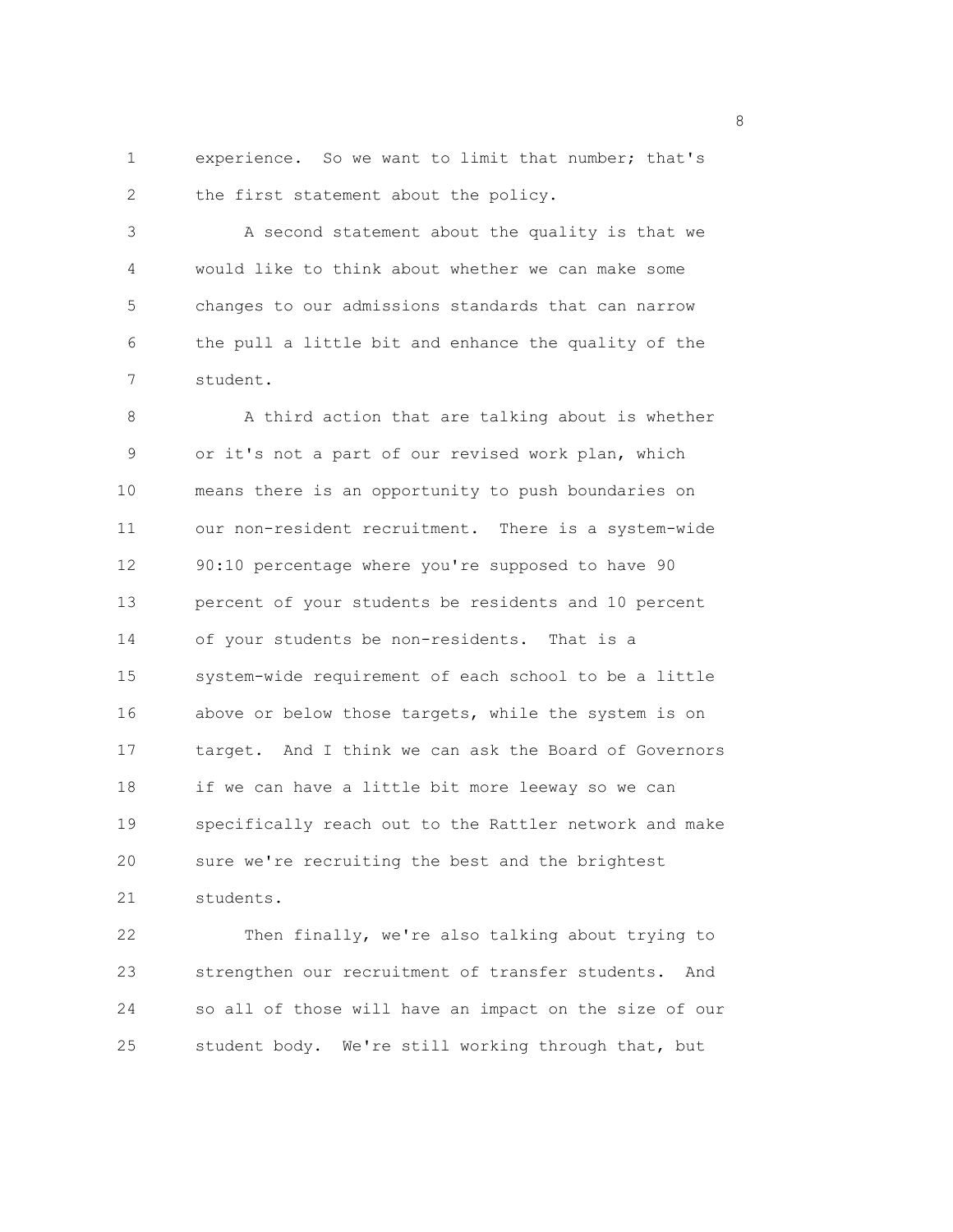experience. So we want to limit that number; that's the first statement about the policy.

A second statement about the quality is that we would like to think about whether we can make some changes to our admissions standards that can narrow the pull a little bit and enhance the quality of the student.

A third action that are talking about is whether or it's not a part of our revised work plan, which means there is an opportunity to push boundaries on our non-resident recruitment. There is a system-wide 90:10 percentage where you're supposed to have 90 percent of your students be residents and 10 percent of your students be non-residents. That is a system-wide requirement of each school to be a little above or below those targets, while the system is on target. And I think we can ask the Board of Governors if we can have a little bit more leeway so we can specifically reach out to the Rattler network and make sure we're recruiting the best and the brightest students.

Then finally, we're also talking about trying to strengthen our recruitment of transfer students. And so all of those will have an impact on the size of our student body. We're still working through that, but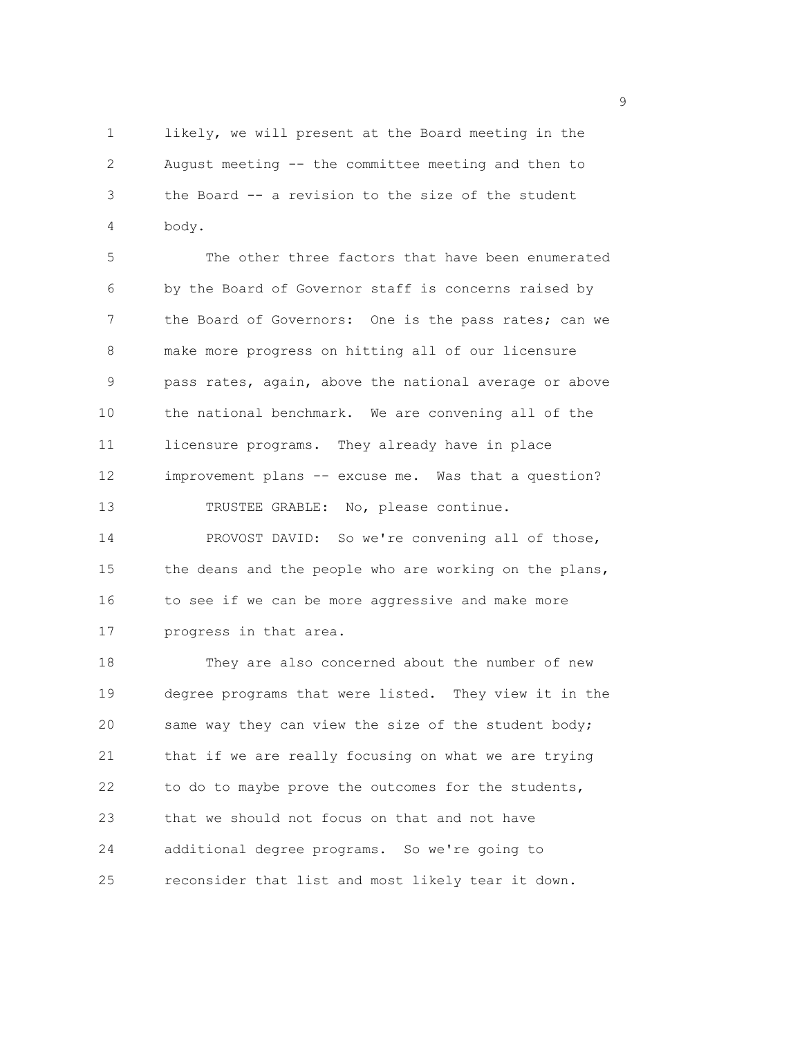likely, we will present at the Board meeting in the August meeting -- the committee meeting and then to the Board -- a revision to the size of the student body.

The other three factors that have been enumerated by the Board of Governor staff is concerns raised by the Board of Governors: One is the pass rates; can we make more progress on hitting all of our licensure pass rates, again, above the national average or above the national benchmark. We are convening all of the licensure programs. They already have in place improvement plans -- excuse me. Was that a question?

TRUSTEE GRABLE: No, please continue.

PROVOST DAVID: So we're convening all of those, the deans and the people who are working on the plans, to see if we can be more aggressive and make more progress in that area.

They are also concerned about the number of new degree programs that were listed. They view it in the same way they can view the size of the student body; that if we are really focusing on what we are trying to do to maybe prove the outcomes for the students, that we should not focus on that and not have additional degree programs. So we're going to reconsider that list and most likely tear it down.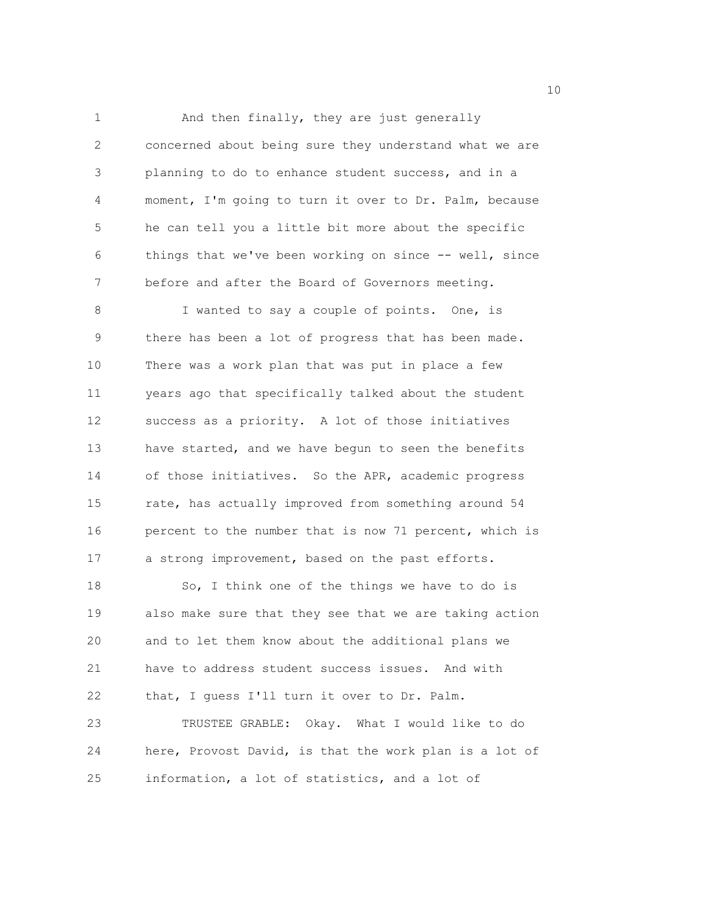And then finally, they are just generally concerned about being sure they understand what we are planning to do to enhance student success, and in a moment, I'm going to turn it over to Dr. Palm, because he can tell you a little bit more about the specific things that we've been working on since -- well, since before and after the Board of Governors meeting.

I wanted to say a couple of points. One, is there has been a lot of progress that has been made. There was a work plan that was put in place a few years ago that specifically talked about the student success as a priority. A lot of those initiatives have started, and we have begun to seen the benefits of those initiatives. So the APR, academic progress rate, has actually improved from something around 54 percent to the number that is now 71 percent, which is a strong improvement, based on the past efforts.

So, I think one of the things we have to do is also make sure that they see that we are taking action and to let them know about the additional plans we have to address student success issues. And with that, I guess I'll turn it over to Dr. Palm.

TRUSTEE GRABLE: Okay. What I would like to do here, Provost David, is that the work plan is a lot of information, a lot of statistics, and a lot of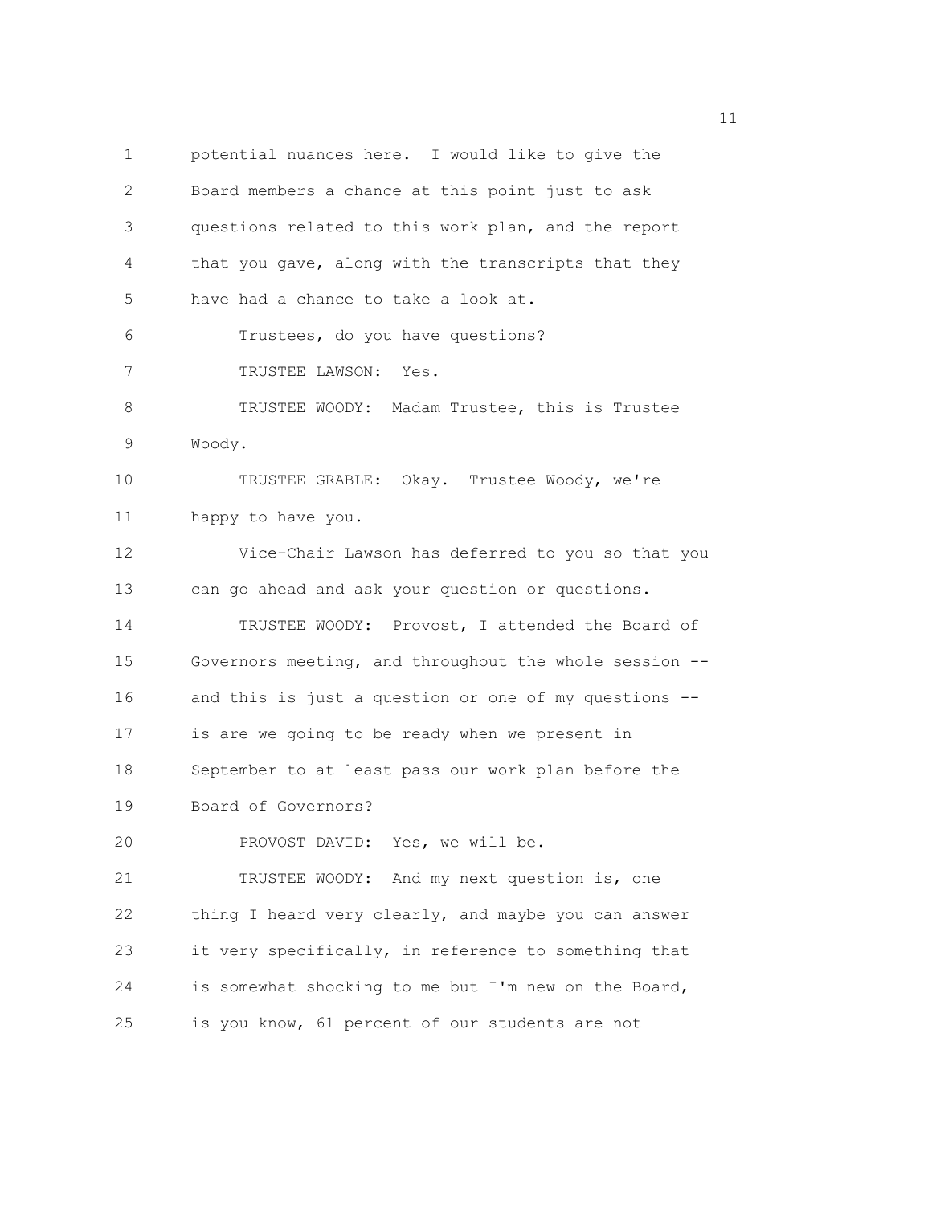potential nuances here. I would like to give the Board members a chance at this point just to ask questions related to this work plan, and the report that you gave, along with the transcripts that they have had a chance to take a look at.

Trustees, do you have questions?

TRUSTEE LAWSON: Yes.

TRUSTEE WOODY: Madam Trustee, this is Trustee Woody.

TRUSTEE GRABLE: Okay. Trustee Woody, we're happy to have you.

Vice-Chair Lawson has deferred to you so that you can go ahead and ask your question or questions.

TRUSTEE WOODY: Provost, I attended the Board of Governors meeting, and throughout the whole session -- and this is just a question or one of my questions -- is are we going to be ready when we present in September to at least pass our work plan before the Board of Governors?

PROVOST DAVID: Yes, we will be.

TRUSTEE WOODY: And my next question is, one thing I heard very clearly, and maybe you can answer it very specifically, in reference to something that is somewhat shocking to me but I'm new on the Board, is you know, 61 percent of our students are not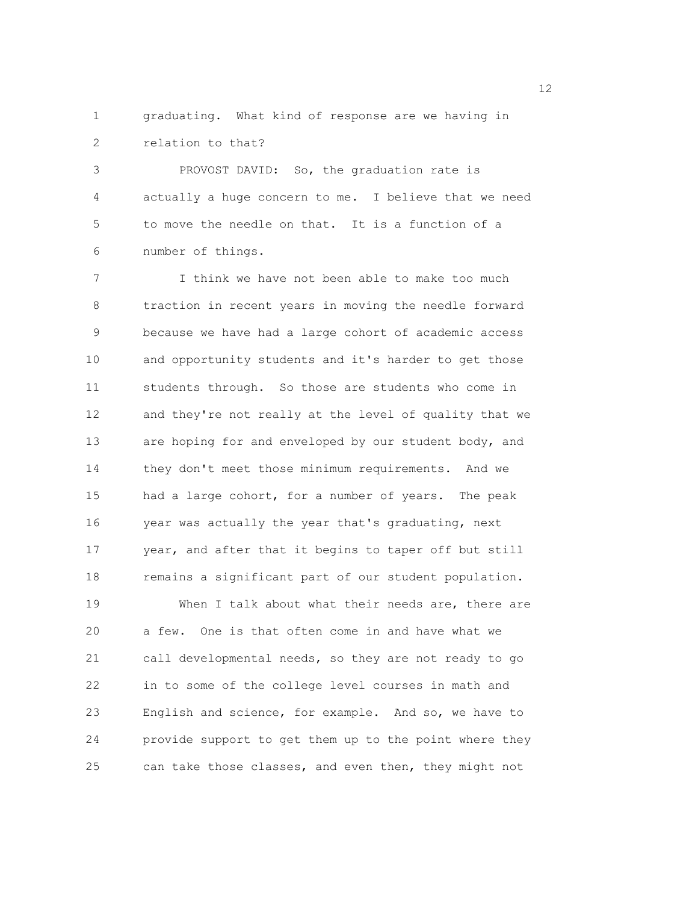graduating. What kind of response are we having in relation to that?

PROVOST DAVID: So, the graduation rate is actually a huge concern to me. I believe that we need to move the needle on that. It is a function of a number of things.

I think we have not been able to make too much traction in recent years in moving the needle forward because we have had a large cohort of academic access and opportunity students and it's harder to get those students through. So those are students who come in and they're not really at the level of quality that we are hoping for and enveloped by our student body, and they don't meet those minimum requirements. And we had a large cohort, for a number of years. The peak year was actually the year that's graduating, next year, and after that it begins to taper off but still remains a significant part of our student population.

When I talk about what their needs are, there are a few. One is that often come in and have what we call developmental needs, so they are not ready to go in to some of the college level courses in math and English and science, for example. And so, we have to provide support to get them up to the point where they can take those classes, and even then, they might not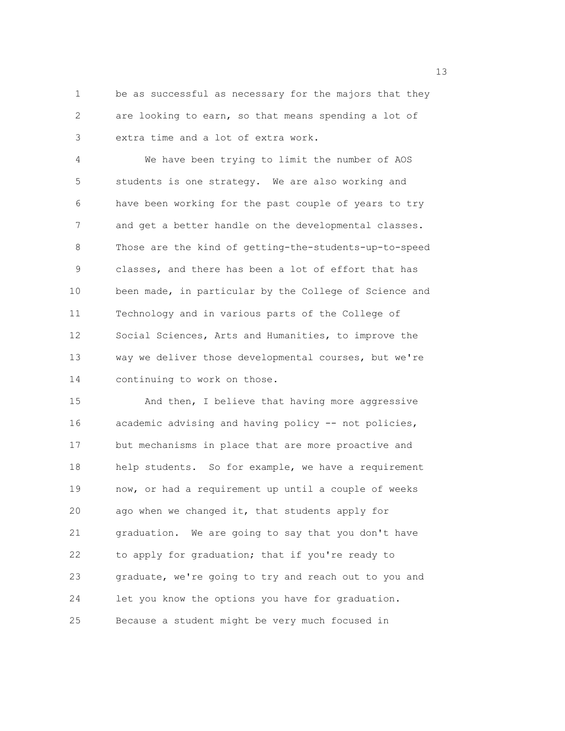be as successful as necessary for the majors that they are looking to earn, so that means spending a lot of extra time and a lot of extra work.

We have been trying to limit the number of AOS students is one strategy. We are also working and have been working for the past couple of years to try and get a better handle on the developmental classes. Those are the kind of getting-the-students-up-to-speed classes, and there has been a lot of effort that has been made, in particular by the College of Science and Technology and in various parts of the College of Social Sciences, Arts and Humanities, to improve the way we deliver those developmental courses, but we're continuing to work on those.

And then, I believe that having more aggressive academic advising and having policy -- not policies, but mechanisms in place that are more proactive and help students. So for example, we have a requirement now, or had a requirement up until a couple of weeks ago when we changed it, that students apply for graduation. We are going to say that you don't have to apply for graduation; that if you're ready to graduate, we're going to try and reach out to you and let you know the options you have for graduation. Because a student might be very much focused in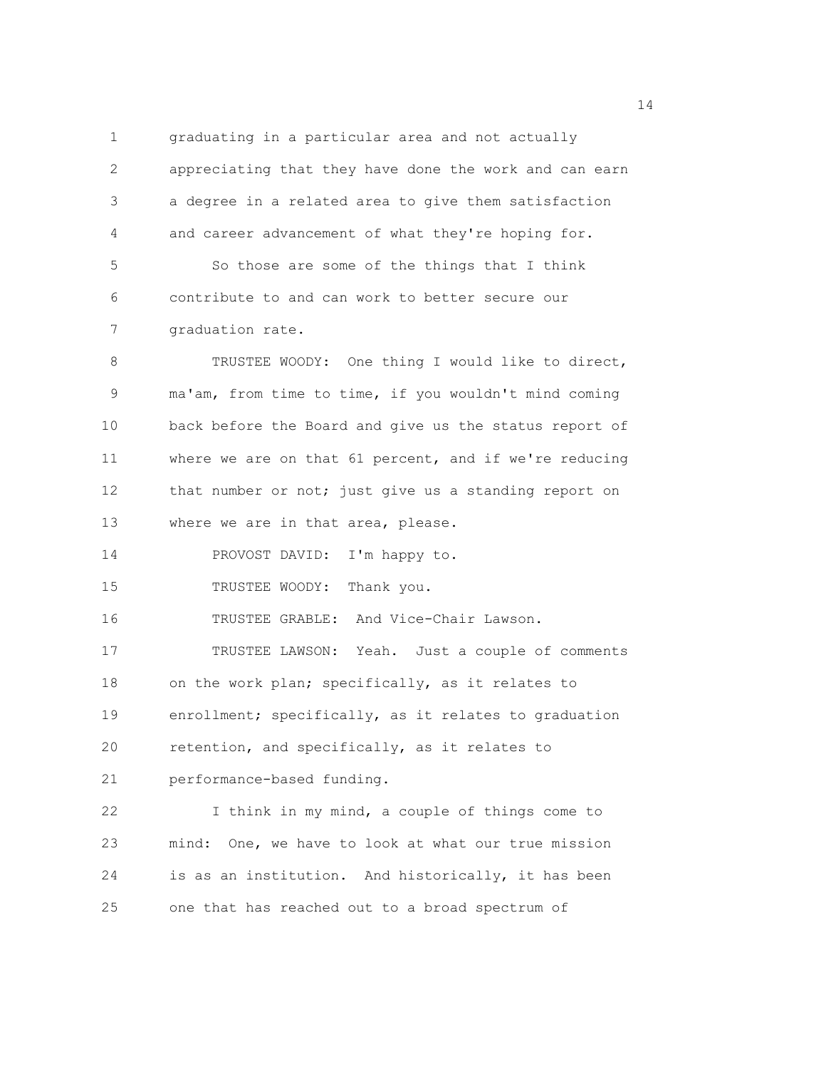graduating in a particular area and not actually appreciating that they have done the work and can earn a degree in a related area to give them satisfaction and career advancement of what they're hoping for.

So those are some of the things that I think contribute to and can work to better secure our graduation rate.

TRUSTEE WOODY: One thing I would like to direct, ma'am, from time to time, if you wouldn't mind coming back before the Board and give us the status report of where we are on that 61 percent, and if we're reducing that number or not; just give us a standing report on where we are in that area, please.

PROVOST DAVID: I'm happy to.

TRUSTEE WOODY: Thank you.

TRUSTEE GRABLE: And Vice-Chair Lawson.

TRUSTEE LAWSON: Yeah. Just a couple of comments on the work plan; specifically, as it relates to enrollment; specifically, as it relates to graduation retention, and specifically, as it relates to performance-based funding.

I think in my mind, a couple of things come to mind: One, we have to look at what our true mission is as an institution. And historically, it has been one that has reached out to a broad spectrum of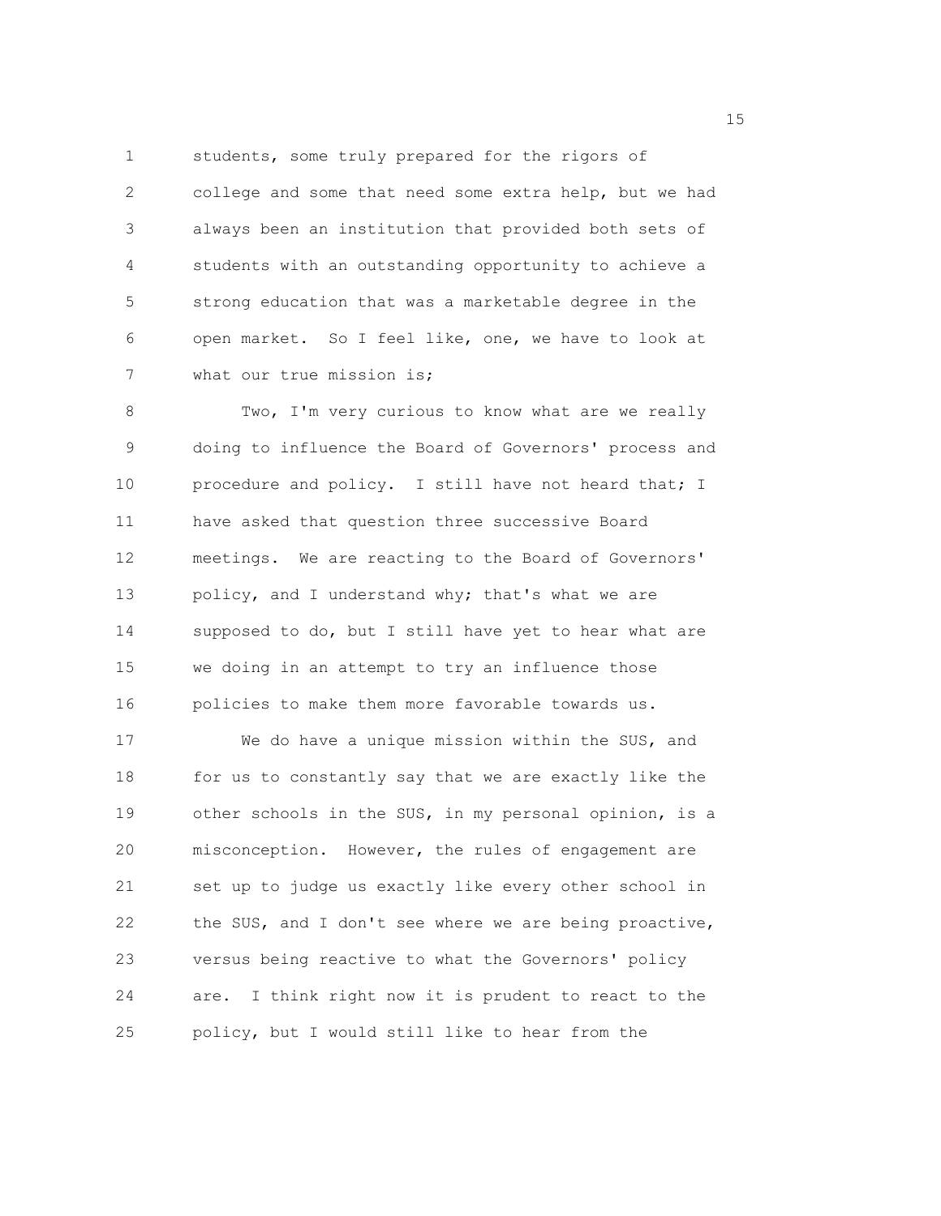students, some truly prepared for the rigors of college and some that need some extra help, but we had always been an institution that provided both sets of students with an outstanding opportunity to achieve a strong education that was a marketable degree in the open market. So I feel like, one, we have to look at what our true mission is;

Two, I'm very curious to know what are we really doing to influence the Board of Governors' process and procedure and policy. I still have not heard that; I have asked that question three successive Board meetings. We are reacting to the Board of Governors' policy, and I understand why; that's what we are supposed to do, but I still have yet to hear what are we doing in an attempt to try an influence those policies to make them more favorable towards us.

We do have a unique mission within the SUS, and for us to constantly say that we are exactly like the other schools in the SUS, in my personal opinion, is a misconception. However, the rules of engagement are set up to judge us exactly like every other school in the SUS, and I don't see where we are being proactive, versus being reactive to what the Governors' policy are. I think right now it is prudent to react to the policy, but I would still like to hear from the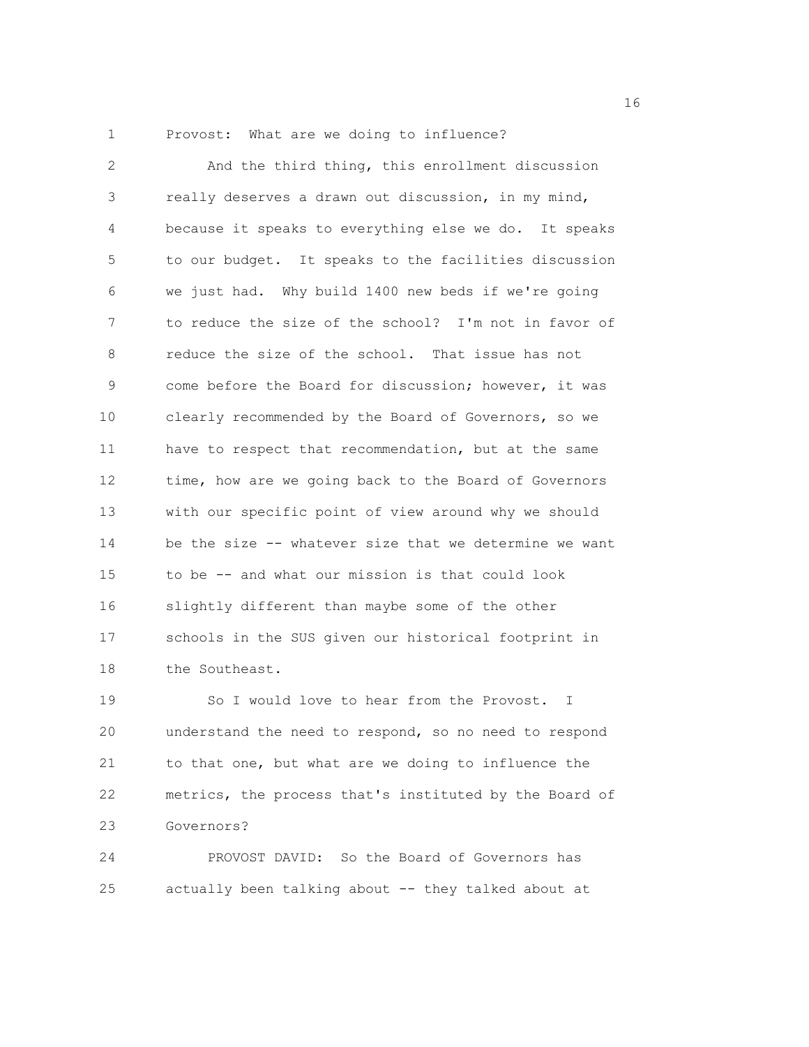Provost: What are we doing to influence?

And the third thing, this enrollment discussion really deserves a drawn out discussion, in my mind, because it speaks to everything else we do. It speaks to our budget. It speaks to the facilities discussion we just had. Why build 1400 new beds if we're going to reduce the size of the school? I'm not in favor of reduce the size of the school. That issue has not come before the Board for discussion; however, it was clearly recommended by the Board of Governors, so we have to respect that recommendation, but at the same time, how are we going back to the Board of Governors with our specific point of view around why we should be the size -- whatever size that we determine we want to be -- and what our mission is that could look slightly different than maybe some of the other schools in the SUS given our historical footprint in the Southeast.

So I would love to hear from the Provost. I understand the need to respond, so no need to respond to that one, but what are we doing to influence the metrics, the process that's instituted by the Board of Governors?

PROVOST DAVID: So the Board of Governors has actually been talking about -- they talked about at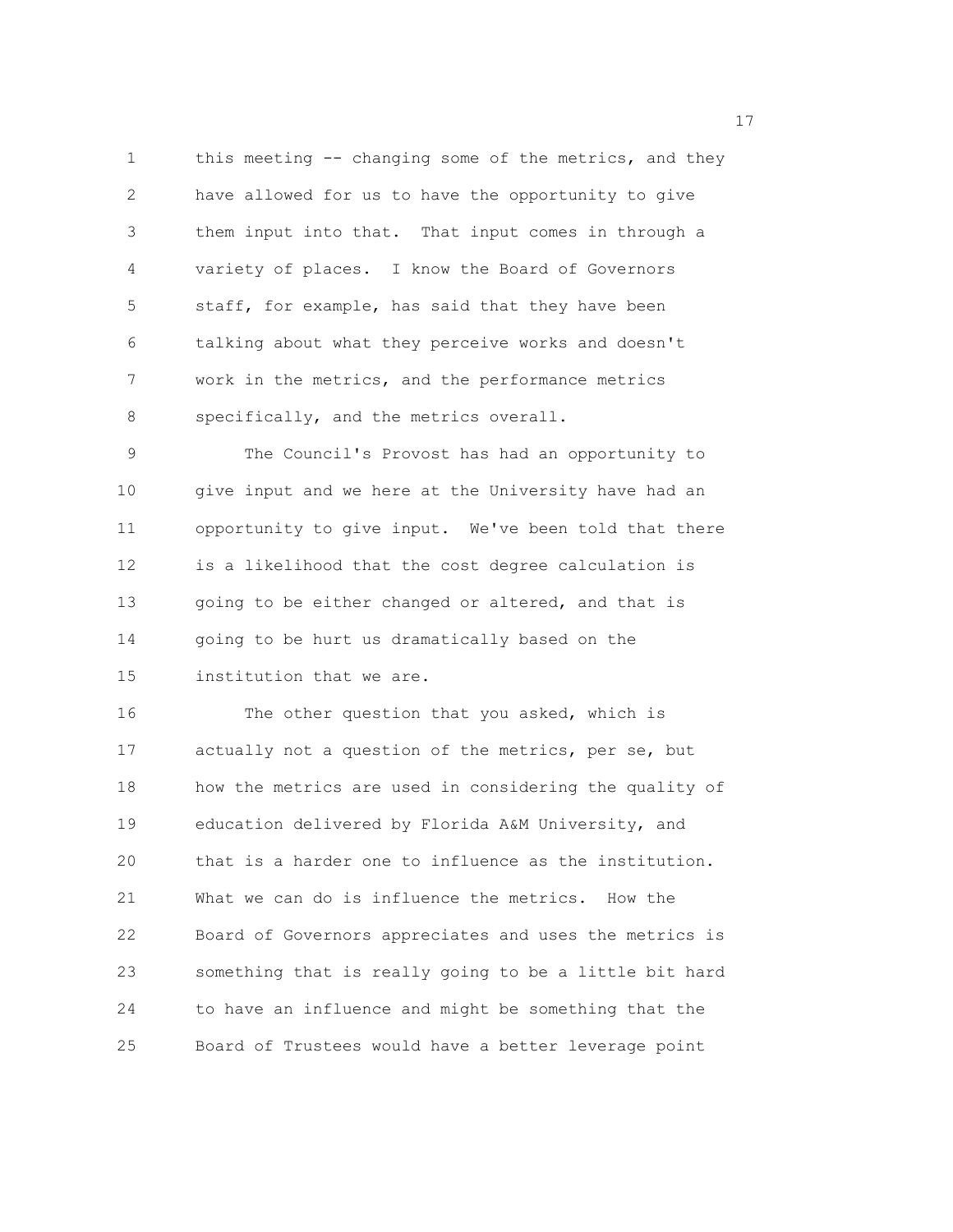this meeting -- changing some of the metrics, and they have allowed for us to have the opportunity to give them input into that. That input comes in through a variety of places. I know the Board of Governors staff, for example, has said that they have been talking about what they perceive works and doesn't work in the metrics, and the performance metrics specifically, and the metrics overall.

The Council's Provost has had an opportunity to give input and we here at the University have had an opportunity to give input. We've been told that there is a likelihood that the cost degree calculation is going to be either changed or altered, and that is going to be hurt us dramatically based on the institution that we are.

The other question that you asked, which is actually not a question of the metrics, per se, but how the metrics are used in considering the quality of education delivered by Florida A&M University, and that is a harder one to influence as the institution. What we can do is influence the metrics. How the Board of Governors appreciates and uses the metrics is something that is really going to be a little bit hard to have an influence and might be something that the Board of Trustees would have a better leverage point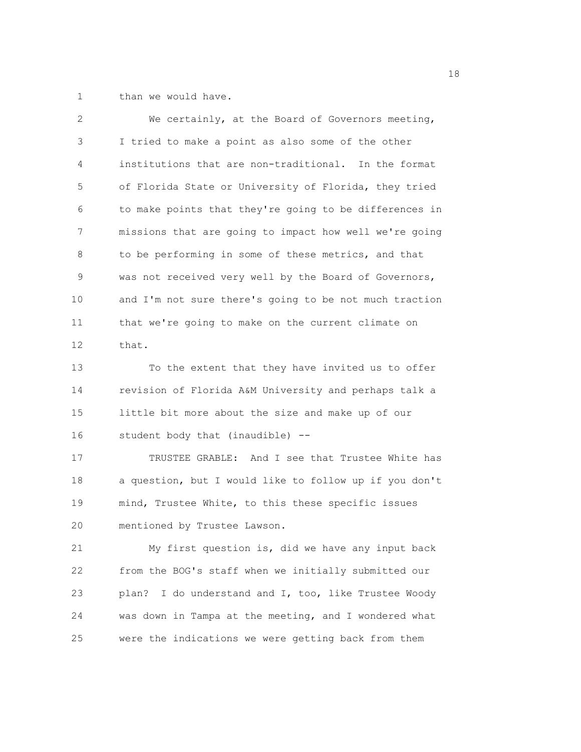than we would have.

We certainly, at the Board of Governors meeting, I tried to make a point as also some of the other institutions that are non-traditional. In the format of Florida State or University of Florida, they tried to make points that they're going to be differences in missions that are going to impact how well we're going to be performing in some of these metrics, and that was not received very well by the Board of Governors, and I'm not sure there's going to be not much traction that we're going to make on the current climate on that.

To the extent that they have invited us to offer revision of Florida A&M University and perhaps talk a little bit more about the size and make up of our student body that (inaudible) --

TRUSTEE GRABLE: And I see that Trustee White has a question, but I would like to follow up if you don't mind, Trustee White, to this these specific issues mentioned by Trustee Lawson.

My first question is, did we have any input back from the BOG's staff when we initially submitted our plan? I do understand and I, too, like Trustee Woody was down in Tampa at the meeting, and I wondered what were the indications we were getting back from them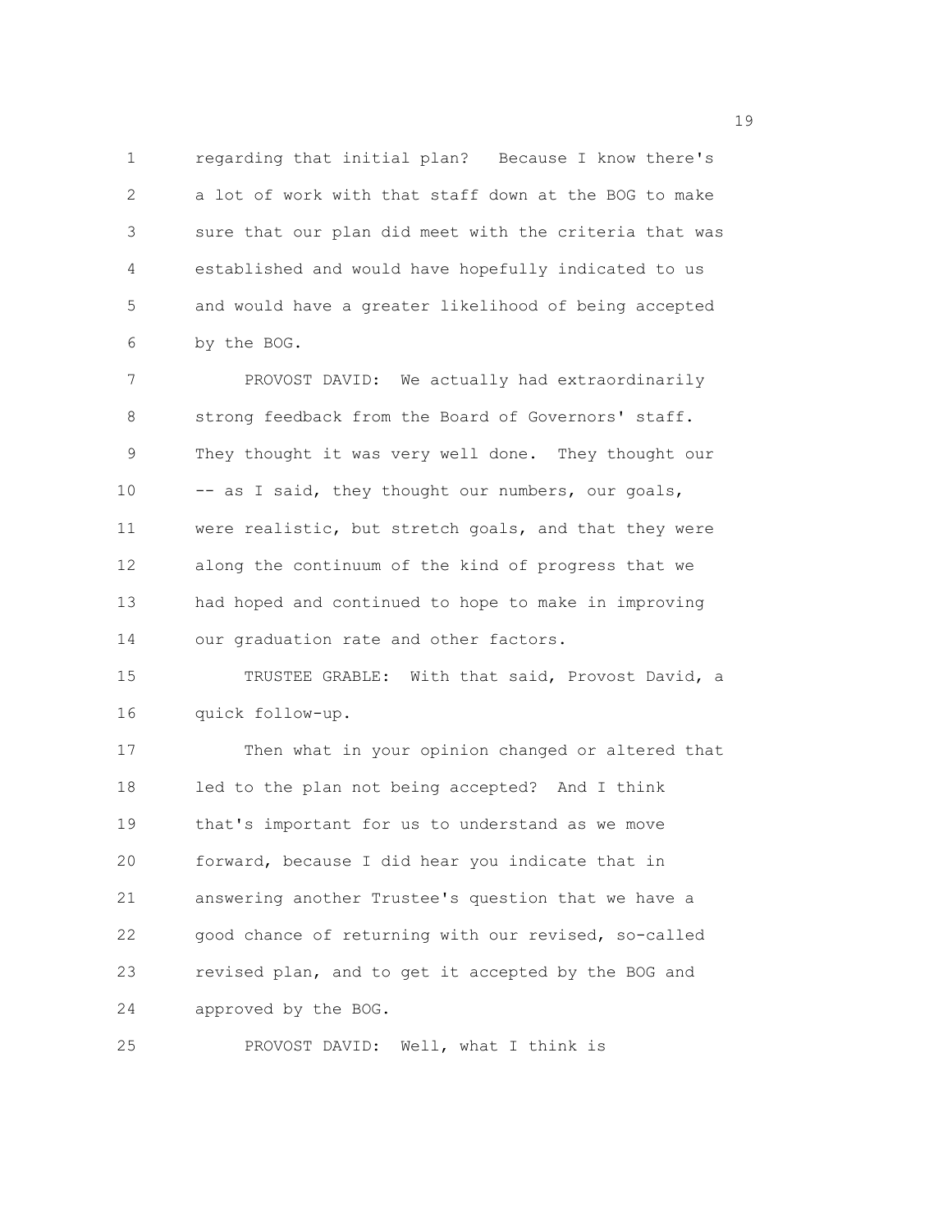regarding that initial plan? Because I know there's a lot of work with that staff down at the BOG to make sure that our plan did meet with the criteria that was established and would have hopefully indicated to us and would have a greater likelihood of being accepted by the BOG.

PROVOST DAVID: We actually had extraordinarily strong feedback from the Board of Governors' staff. They thought it was very well done. They thought our -- as I said, they thought our numbers, our goals, were realistic, but stretch goals, and that they were along the continuum of the kind of progress that we had hoped and continued to hope to make in improving our graduation rate and other factors.

TRUSTEE GRABLE: With that said, Provost David, a quick follow-up.

Then what in your opinion changed or altered that led to the plan not being accepted? And I think that's important for us to understand as we move forward, because I did hear you indicate that in answering another Trustee's question that we have a good chance of returning with our revised, so-called revised plan, and to get it accepted by the BOG and approved by the BOG.

PROVOST DAVID: Well, what I think is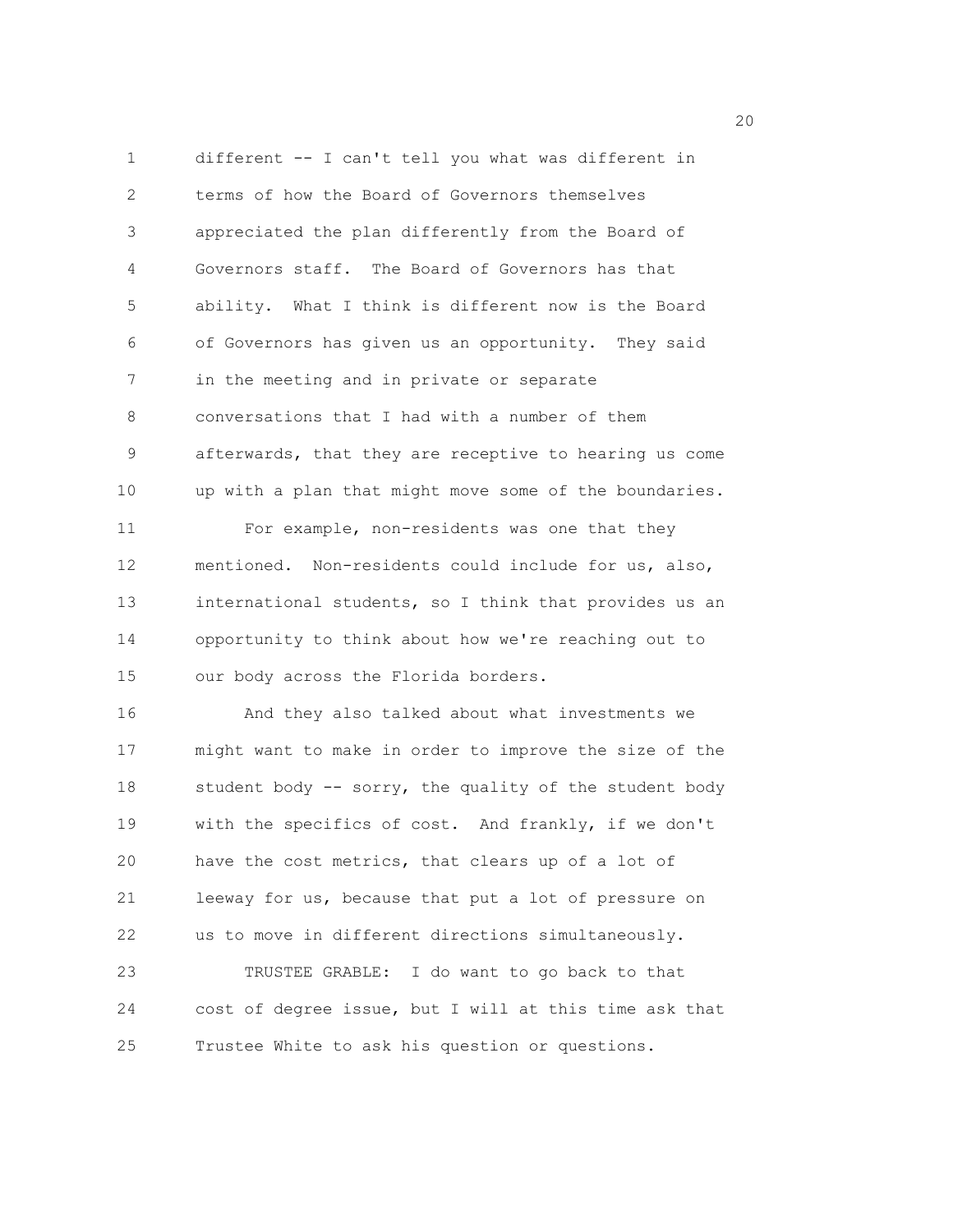different -- I can't tell you what was different in terms of how the Board of Governors themselves appreciated the plan differently from the Board of Governors staff. The Board of Governors has that ability. What I think is different now is the Board of Governors has given us an opportunity. They said in the meeting and in private or separate conversations that I had with a number of them afterwards, that they are receptive to hearing us come up with a plan that might move some of the boundaries.

For example, non-residents was one that they mentioned. Non-residents could include for us, also, international students, so I think that provides us an opportunity to think about how we're reaching out to our body across the Florida borders.

And they also talked about what investments we might want to make in order to improve the size of the student body -- sorry, the quality of the student body with the specifics of cost. And frankly, if we don't have the cost metrics, that clears up of a lot of leeway for us, because that put a lot of pressure on us to move in different directions simultaneously.

TRUSTEE GRABLE: I do want to go back to that cost of degree issue, but I will at this time ask that Trustee White to ask his question or questions.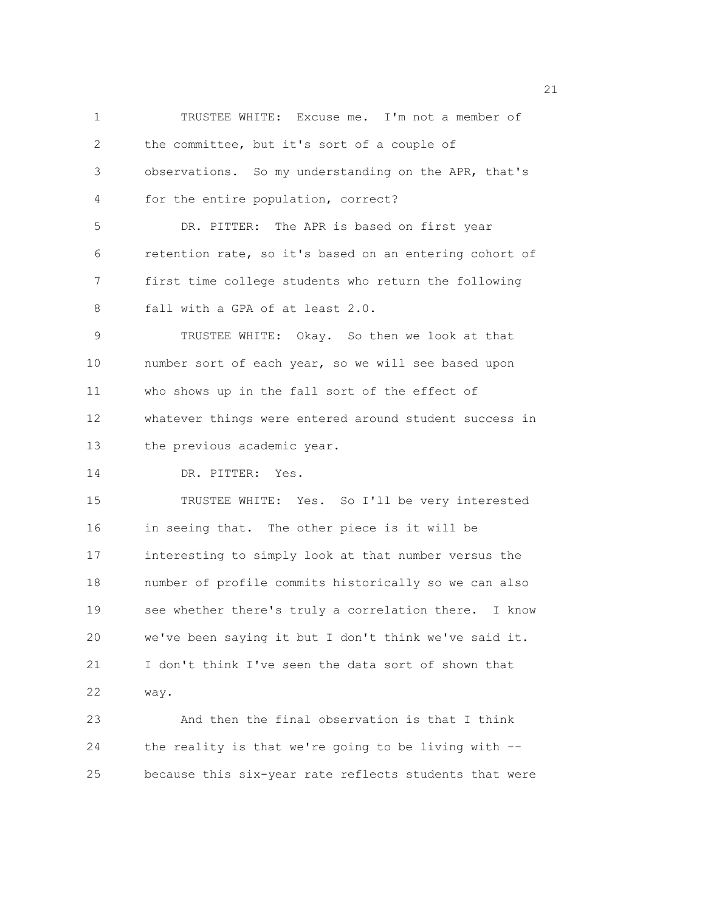TRUSTEE WHITE: Excuse me. I'm not a member of the committee, but it's sort of a couple of observations. So my understanding on the APR, that's for the entire population, correct?

DR. PITTER: The APR is based on first year retention rate, so it's based on an entering cohort of first time college students who return the following fall with a GPA of at least 2.0.

TRUSTEE WHITE: Okay. So then we look at that number sort of each year, so we will see based upon who shows up in the fall sort of the effect of whatever things were entered around student success in the previous academic year.

DR. PITTER: Yes.

TRUSTEE WHITE: Yes. So I'll be very interested in seeing that. The other piece is it will be interesting to simply look at that number versus the number of profile commits historically so we can also see whether there's truly a correlation there. I know we've been saying it but I don't think we've said it. I don't think I've seen the data sort of shown that way.

And then the final observation is that I think the reality is that we're going to be living with -- because this six-year rate reflects students that were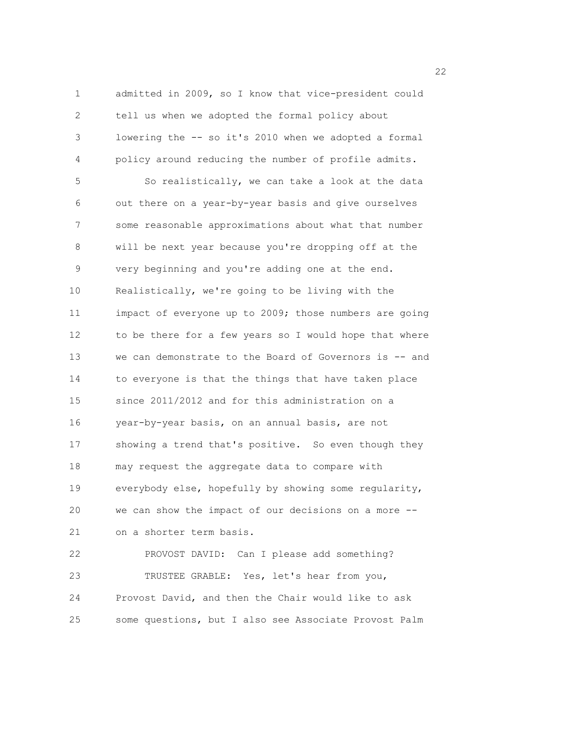admitted in 2009, so I know that vice-president could tell us when we adopted the formal policy about lowering the -- so it's 2010 when we adopted a formal policy around reducing the number of profile admits.

So realistically, we can take a look at the data out there on a year-by-year basis and give ourselves some reasonable approximations about what that number will be next year because you're dropping off at the very beginning and you're adding one at the end. Realistically, we're going to be living with the impact of everyone up to 2009; those numbers are going to be there for a few years so I would hope that where we can demonstrate to the Board of Governors is -- and to everyone is that the things that have taken place since 2011/2012 and for this administration on a year-by-year basis, on an annual basis, are not showing a trend that's positive. So even though they may request the aggregate data to compare with everybody else, hopefully by showing some regularity, we can show the impact of our decisions on a more -- on a shorter term basis.

PROVOST DAVID: Can I please add something?

TRUSTEE GRABLE: Yes, let's hear from you, Provost David, and then the Chair would like to ask some questions, but I also see Associate Provost Palm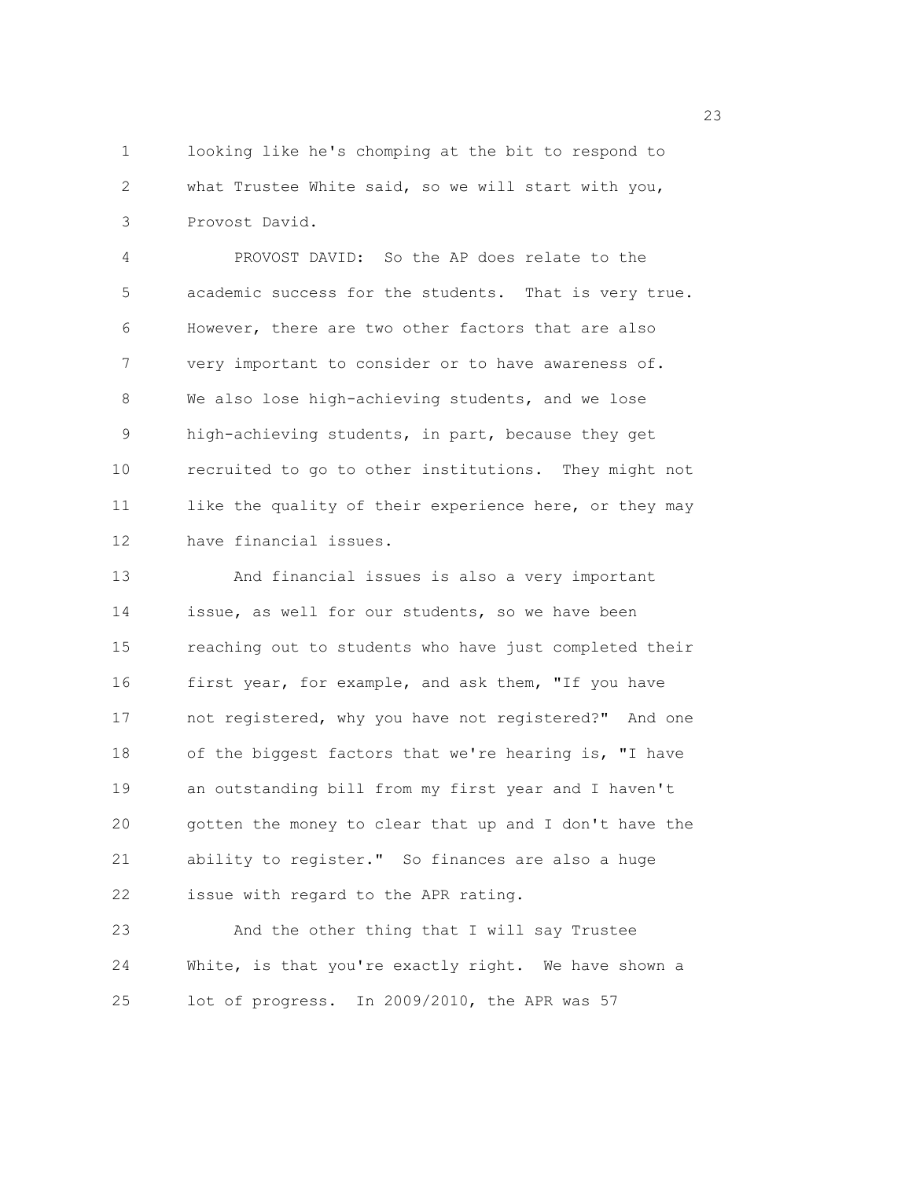looking like he's chomping at the bit to respond to what Trustee White said, so we will start with you, Provost David.

PROVOST DAVID: So the AP does relate to the academic success for the students. That is very true. However, there are two other factors that are also very important to consider or to have awareness of. We also lose high-achieving students, and we lose high-achieving students, in part, because they get recruited to go to other institutions. They might not like the quality of their experience here, or they may have financial issues.

And financial issues is also a very important issue, as well for our students, so we have been reaching out to students who have just completed their first year, for example, and ask them, "If you have not registered, why you have not registered?" And one of the biggest factors that we're hearing is, "I have an outstanding bill from my first year and I haven't gotten the money to clear that up and I don't have the ability to register." So finances are also a huge issue with regard to the APR rating.

And the other thing that I will say Trustee White, is that you're exactly right. We have shown a lot of progress. In 2009/2010, the APR was 57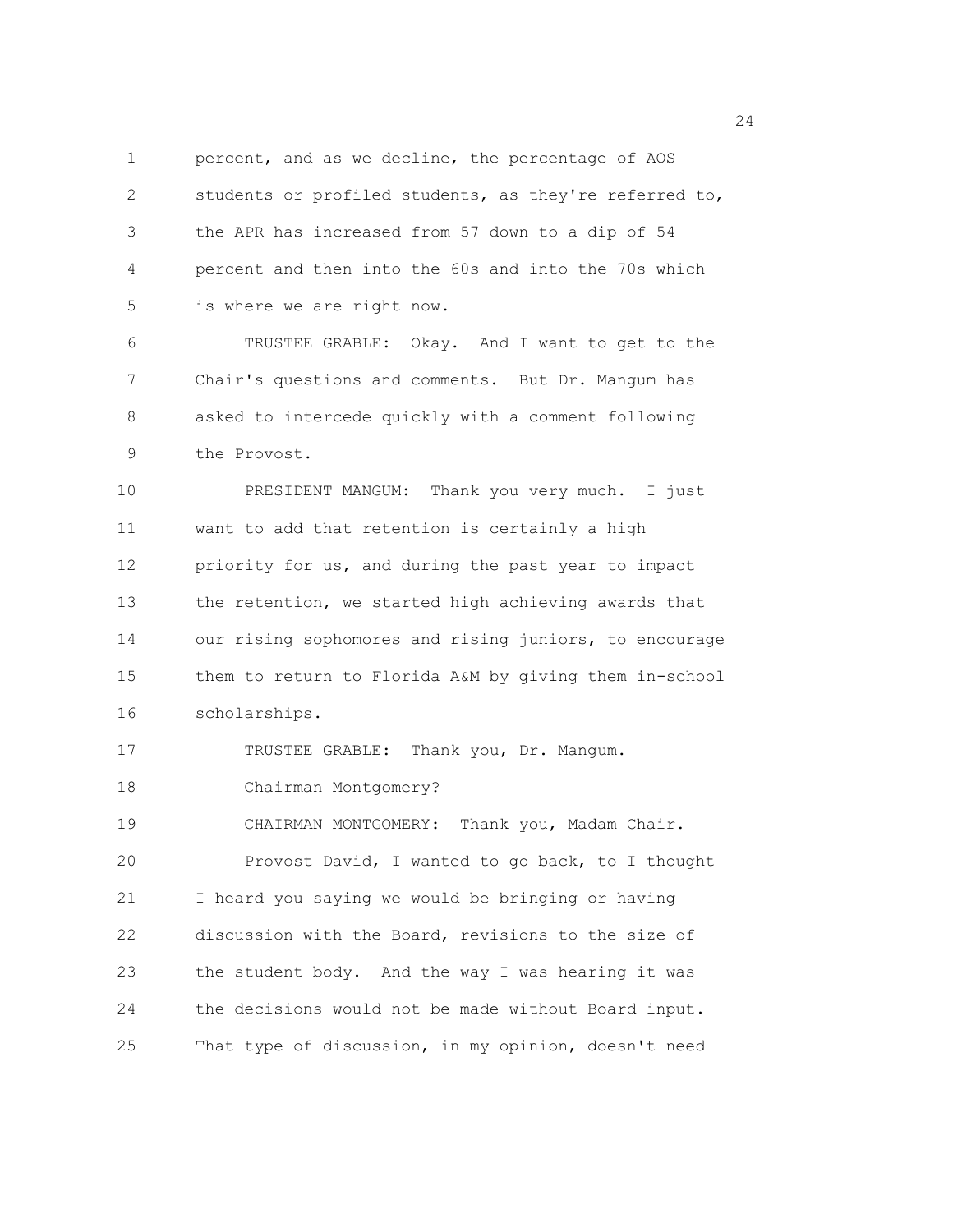percent, and as we decline, the percentage of AOS students or profiled students, as they're referred to, the APR has increased from 57 down to a dip of 54 percent and then into the 60s and into the 70s which is where we are right now.

TRUSTEE GRABLE: Okay. And I want to get to the Chair's questions and comments. But Dr. Mangum has asked to intercede quickly with a comment following the Provost.

PRESIDENT MANGUM: Thank you very much. I just want to add that retention is certainly a high priority for us, and during the past year to impact the retention, we started high achieving awards that our rising sophomores and rising juniors, to encourage them to return to Florida A&M by giving them in-school scholarships.

TRUSTEE GRABLE: Thank you, Dr. Mangum.

Chairman Montgomery?

CHAIRMAN MONTGOMERY: Thank you, Madam Chair.

Provost David, I wanted to go back, to I thought I heard you saying we would be bringing or having discussion with the Board, revisions to the size of the student body. And the way I was hearing it was the decisions would not be made without Board input. That type of discussion, in my opinion, doesn't need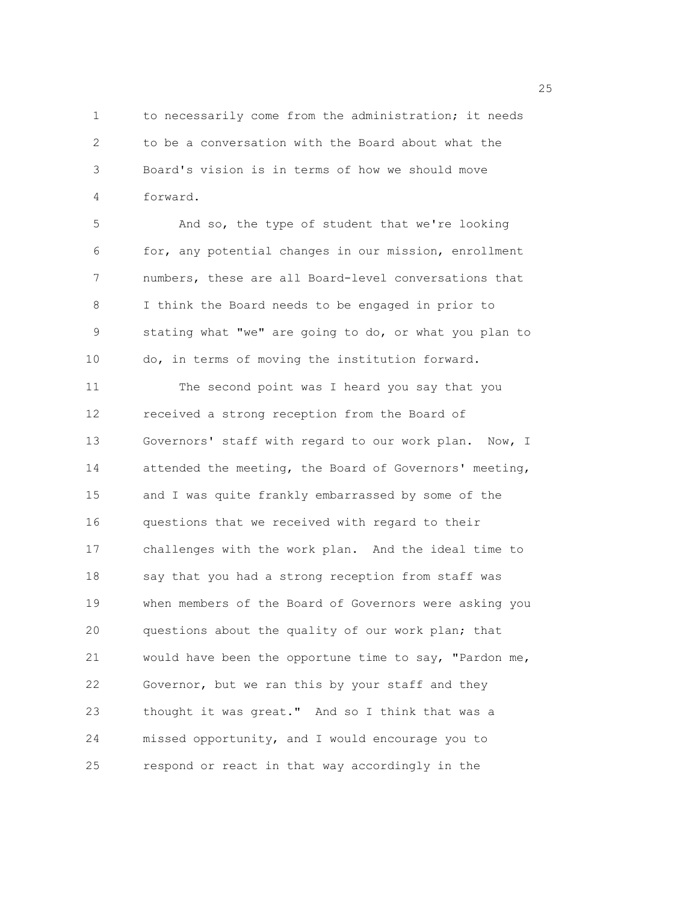to necessarily come from the administration; it needs to be a conversation with the Board about what the Board's vision is in terms of how we should move forward.

And so, the type of student that we're looking for, any potential changes in our mission, enrollment numbers, these are all Board-level conversations that I think the Board needs to be engaged in prior to stating what "we" are going to do, or what you plan to do, in terms of moving the institution forward.

The second point was I heard you say that you received a strong reception from the Board of Governors' staff with regard to our work plan. Now, I attended the meeting, the Board of Governors' meeting, and I was quite frankly embarrassed by some of the questions that we received with regard to their challenges with the work plan. And the ideal time to say that you had a strong reception from staff was when members of the Board of Governors were asking you questions about the quality of our work plan; that would have been the opportune time to say, "Pardon me, Governor, but we ran this by your staff and they thought it was great." And so I think that was a missed opportunity, and I would encourage you to respond or react in that way accordingly in the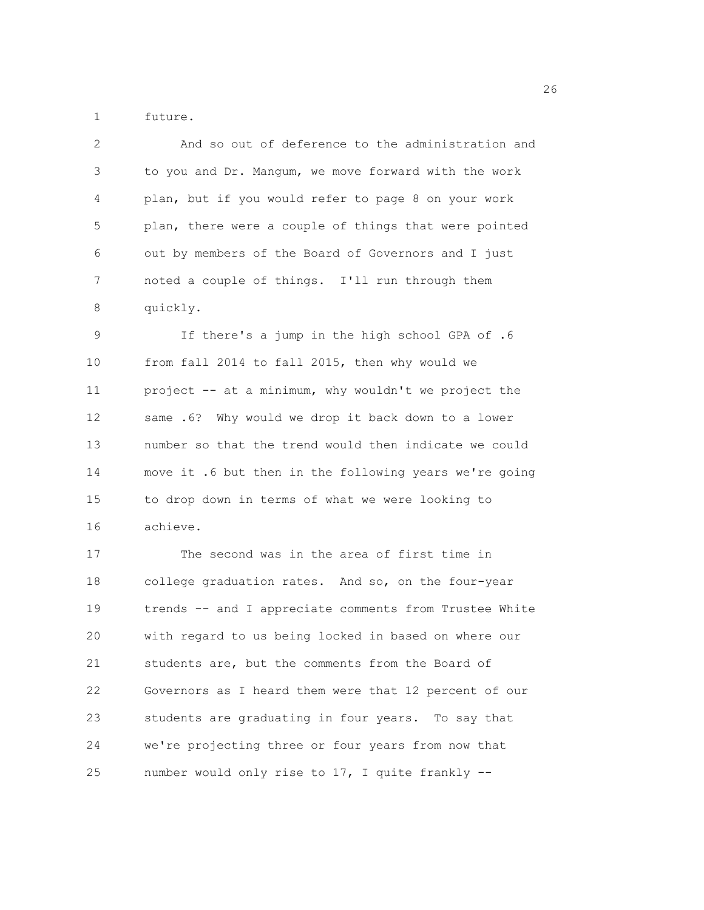future.

And so out of deference to the administration and to you and Dr. Mangum, we move forward with the work plan, but if you would refer to page 8 on your work plan, there were a couple of things that were pointed out by members of the Board of Governors and I just noted a couple of things. I'll run through them quickly.

If there's a jump in the high school GPA of .6 from fall 2014 to fall 2015, then why would we project -- at a minimum, why wouldn't we project the same .6? Why would we drop it back down to a lower number so that the trend would then indicate we could move it .6 but then in the following years we're going to drop down in terms of what we were looking to achieve.

The second was in the area of first time in college graduation rates. And so, on the four-year trends -- and I appreciate comments from Trustee White with regard to us being locked in based on where our students are, but the comments from the Board of Governors as I heard them were that 12 percent of our students are graduating in four years. To say that we're projecting three or four years from now that number would only rise to 17, I quite frankly --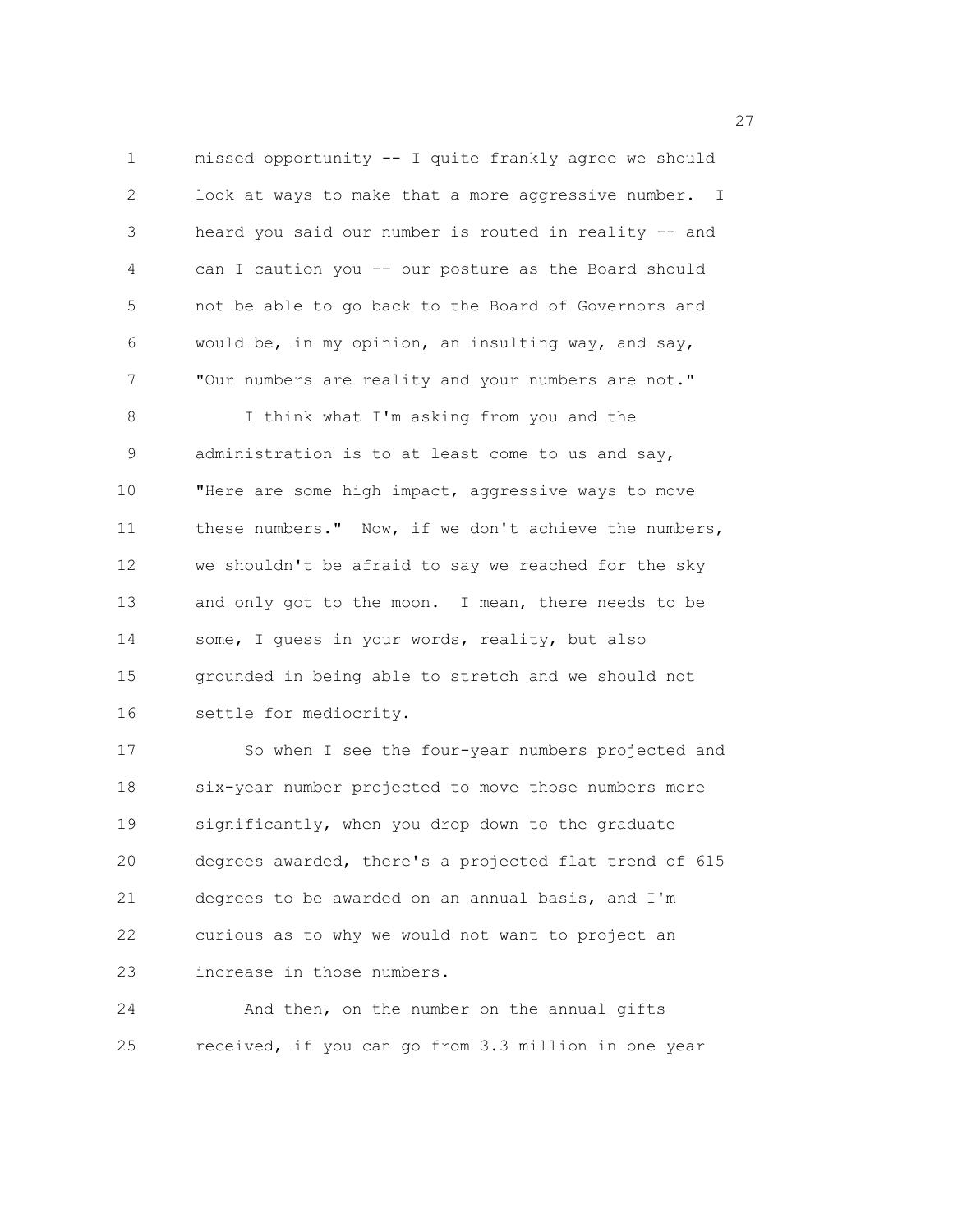missed opportunity -- I quite frankly agree we should look at ways to make that a more aggressive number. I heard you said our number is routed in reality -- and can I caution you -- our posture as the Board should not be able to go back to the Board of Governors and would be, in my opinion, an insulting way, and say, "Our numbers are reality and your numbers are not."

I think what I'm asking from you and the administration is to at least come to us and say, "Here are some high impact, aggressive ways to move these numbers." Now, if we don't achieve the numbers, we shouldn't be afraid to say we reached for the sky and only got to the moon. I mean, there needs to be some, I guess in your words, reality, but also grounded in being able to stretch and we should not settle for mediocrity.

So when I see the four-year numbers projected and six-year number projected to move those numbers more significantly, when you drop down to the graduate degrees awarded, there's a projected flat trend of 615 degrees to be awarded on an annual basis, and I'm curious as to why we would not want to project an increase in those numbers.

And then, on the number on the annual gifts received, if you can go from 3.3 million in one year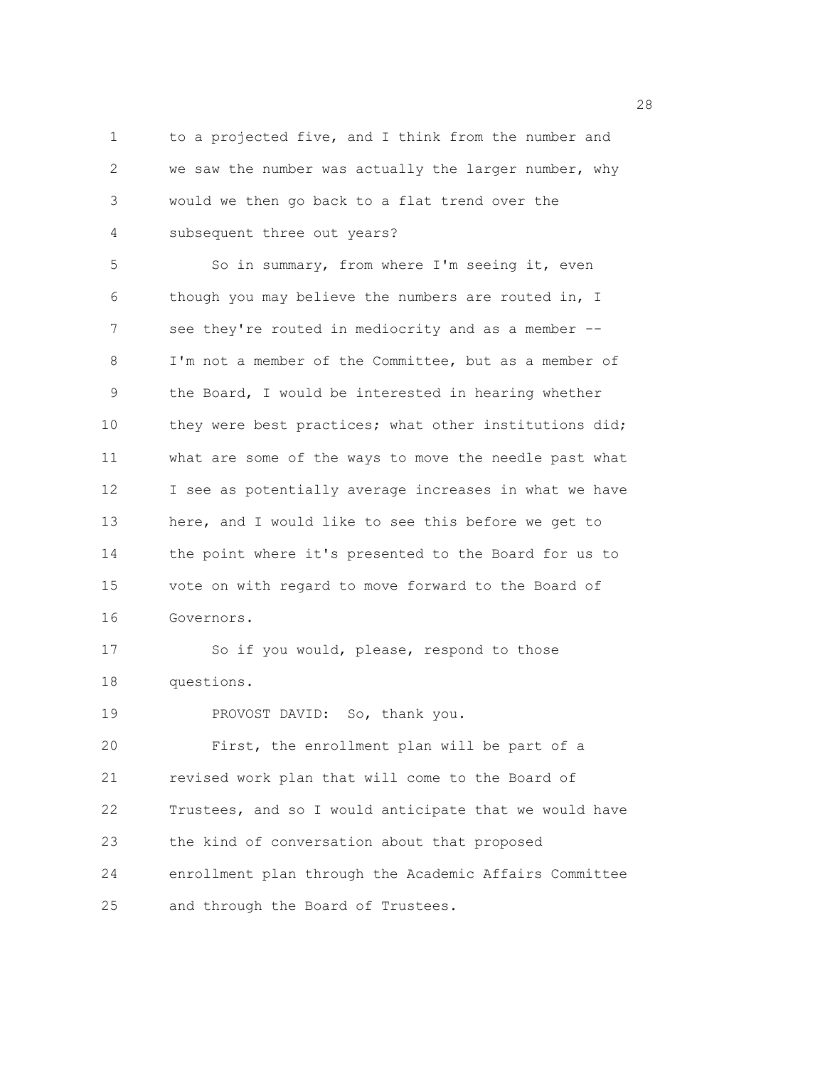to a projected five, and I think from the number and we saw the number was actually the larger number, why would we then go back to a flat trend over the subsequent three out years?

So in summary, from where I'm seeing it, even though you may believe the numbers are routed in, I see they're routed in mediocrity and as a member -- I'm not a member of the Committee, but as a member of the Board, I would be interested in hearing whether they were best practices; what other institutions did; what are some of the ways to move the needle past what I see as potentially average increases in what we have here, and I would like to see this before we get to the point where it's presented to the Board for us to vote on with regard to move forward to the Board of Governors.

So if you would, please, respond to those questions.

PROVOST DAVID: So, thank you.

First, the enrollment plan will be part of a revised work plan that will come to the Board of Trustees, and so I would anticipate that we would have the kind of conversation about that proposed enrollment plan through the Academic Affairs Committee and through the Board of Trustees.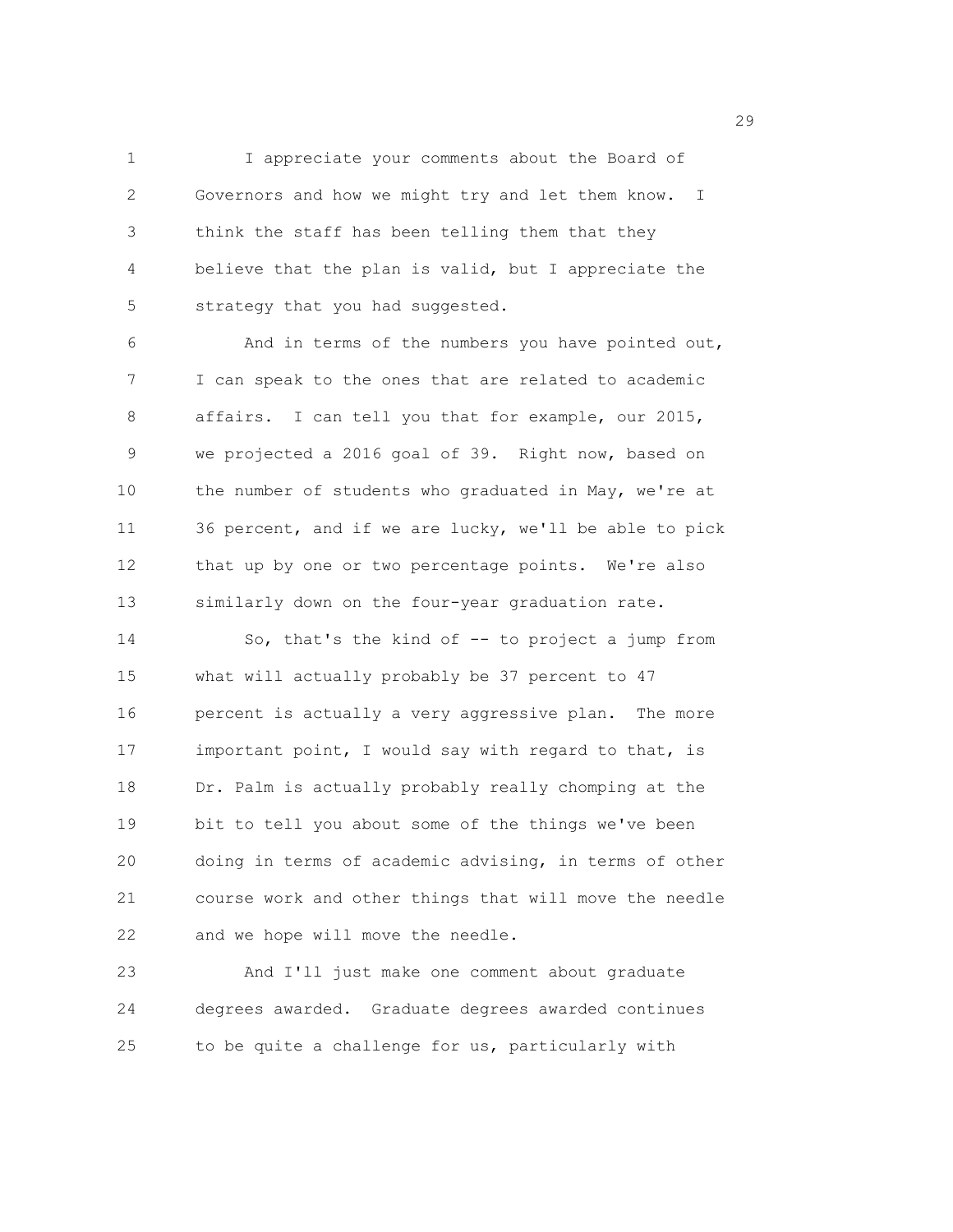I appreciate your comments about the Board of Governors and how we might try and let them know. I think the staff has been telling them that they believe that the plan is valid, but I appreciate the strategy that you had suggested.

And in terms of the numbers you have pointed out, I can speak to the ones that are related to academic affairs. I can tell you that for example, our 2015, we projected a 2016 goal of 39. Right now, based on the number of students who graduated in May, we're at 36 percent, and if we are lucky, we'll be able to pick that up by one or two percentage points. We're also similarly down on the four-year graduation rate.

So, that's the kind of -- to project a jump from what will actually probably be 37 percent to 47 percent is actually a very aggressive plan. The more important point, I would say with regard to that, is Dr. Palm is actually probably really chomping at the bit to tell you about some of the things we've been doing in terms of academic advising, in terms of other course work and other things that will move the needle and we hope will move the needle.

And I'll just make one comment about graduate degrees awarded. Graduate degrees awarded continues to be quite a challenge for us, particularly with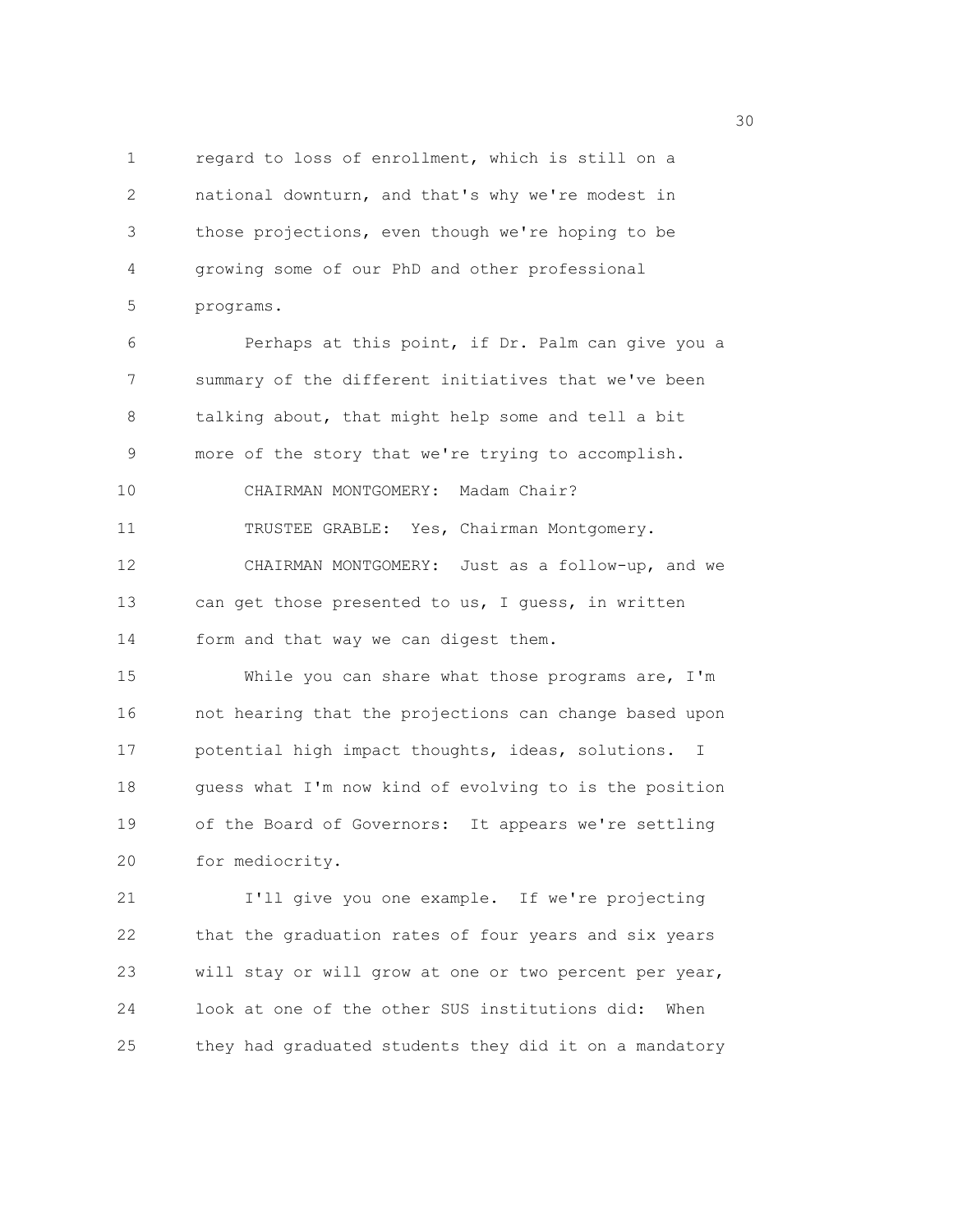regard to loss of enrollment, which is still on a national downturn, and that's why we're modest in those projections, even though we're hoping to be growing some of our PhD and other professional programs.

Perhaps at this point, if Dr. Palm can give you a summary of the different initiatives that we've been talking about, that might help some and tell a bit more of the story that we're trying to accomplish.

CHAIRMAN MONTGOMERY: Madam Chair?

TRUSTEE GRABLE: Yes, Chairman Montgomery.

CHAIRMAN MONTGOMERY: Just as a follow-up, and we can get those presented to us, I guess, in written form and that way we can digest them.

While you can share what those programs are, I'm not hearing that the projections can change based upon potential high impact thoughts, ideas, solutions. I guess what I'm now kind of evolving to is the position of the Board of Governors: It appears we're settling for mediocrity.

I'll give you one example. If we're projecting that the graduation rates of four years and six years will stay or will grow at one or two percent per year, look at one of the other SUS institutions did: When they had graduated students they did it on a mandatory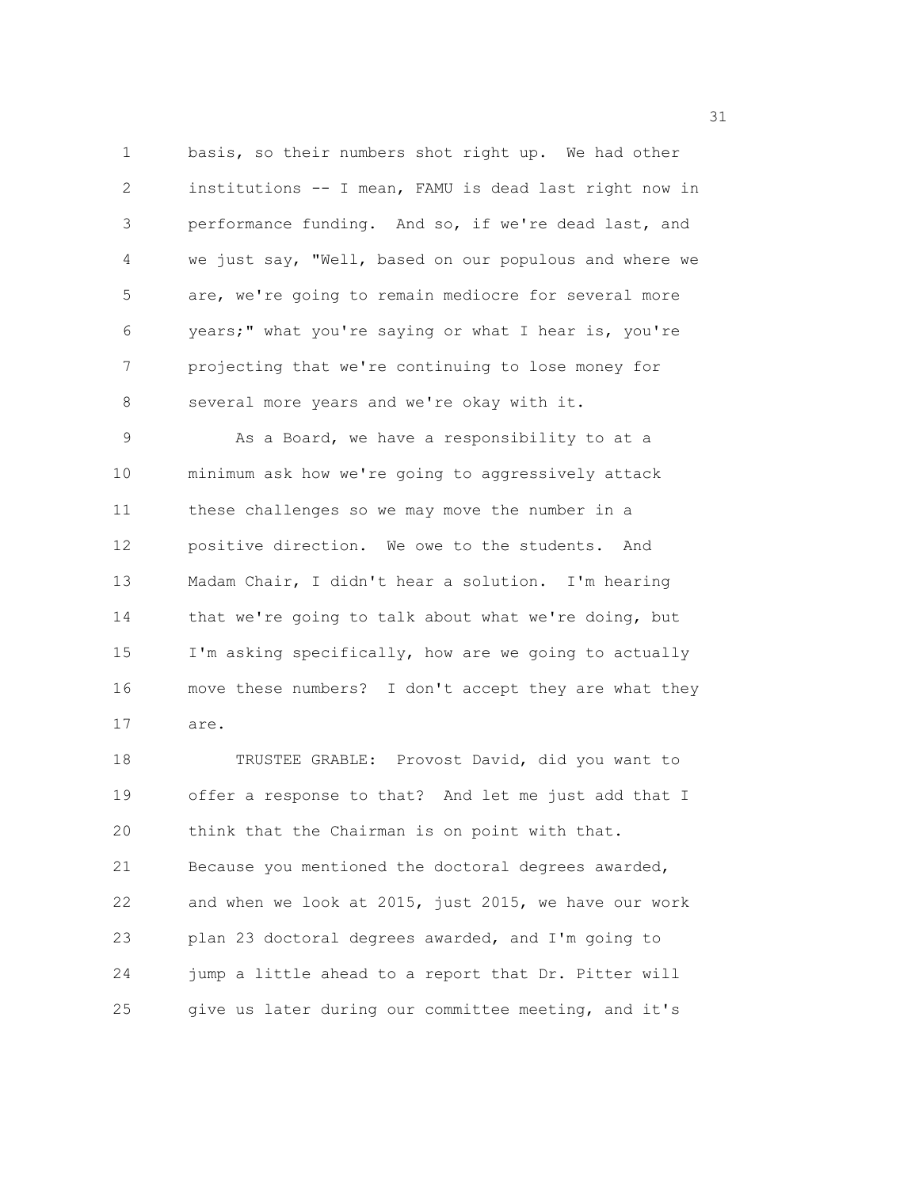basis, so their numbers shot right up. We had other institutions -- I mean, FAMU is dead last right now in performance funding. And so, if we're dead last, and we just say, "Well, based on our populous and where we are, we're going to remain mediocre for several more years;" what you're saying or what I hear is, you're projecting that we're continuing to lose money for several more years and we're okay with it.

As a Board, we have a responsibility to at a minimum ask how we're going to aggressively attack these challenges so we may move the number in a positive direction. We owe to the students. And Madam Chair, I didn't hear a solution. I'm hearing that we're going to talk about what we're doing, but I'm asking specifically, how are we going to actually move these numbers? I don't accept they are what they are.

TRUSTEE GRABLE: Provost David, did you want to offer a response to that? And let me just add that I think that the Chairman is on point with that. Because you mentioned the doctoral degrees awarded, and when we look at 2015, just 2015, we have our work plan 23 doctoral degrees awarded, and I'm going to jump a little ahead to a report that Dr. Pitter will give us later during our committee meeting, and it's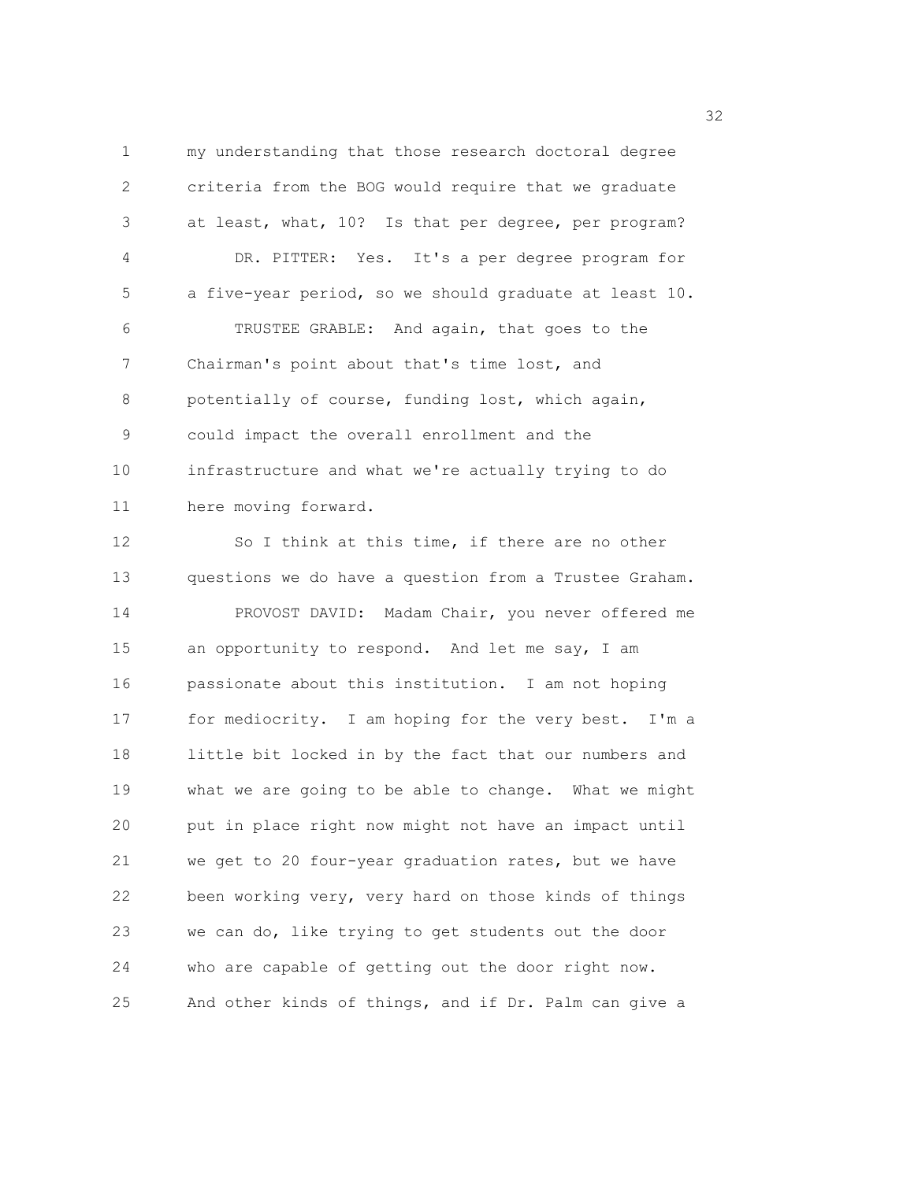my understanding that those research doctoral degree criteria from the BOG would require that we graduate at least, what, 10? Is that per degree, per program?

DR. PITTER: Yes. It's a per degree program for a five-year period, so we should graduate at least 10.

TRUSTEE GRABLE: And again, that goes to the Chairman's point about that's time lost, and potentially of course, funding lost, which again, could impact the overall enrollment and the infrastructure and what we're actually trying to do here moving forward.

So I think at this time, if there are no other questions we do have a question from a Trustee Graham.

PROVOST DAVID: Madam Chair, you never offered me an opportunity to respond. And let me say, I am passionate about this institution. I am not hoping for mediocrity. I am hoping for the very best. I'm a little bit locked in by the fact that our numbers and what we are going to be able to change. What we might put in place right now might not have an impact until we get to 20 four-year graduation rates, but we have been working very, very hard on those kinds of things we can do, like trying to get students out the door who are capable of getting out the door right now. And other kinds of things, and if Dr. Palm can give a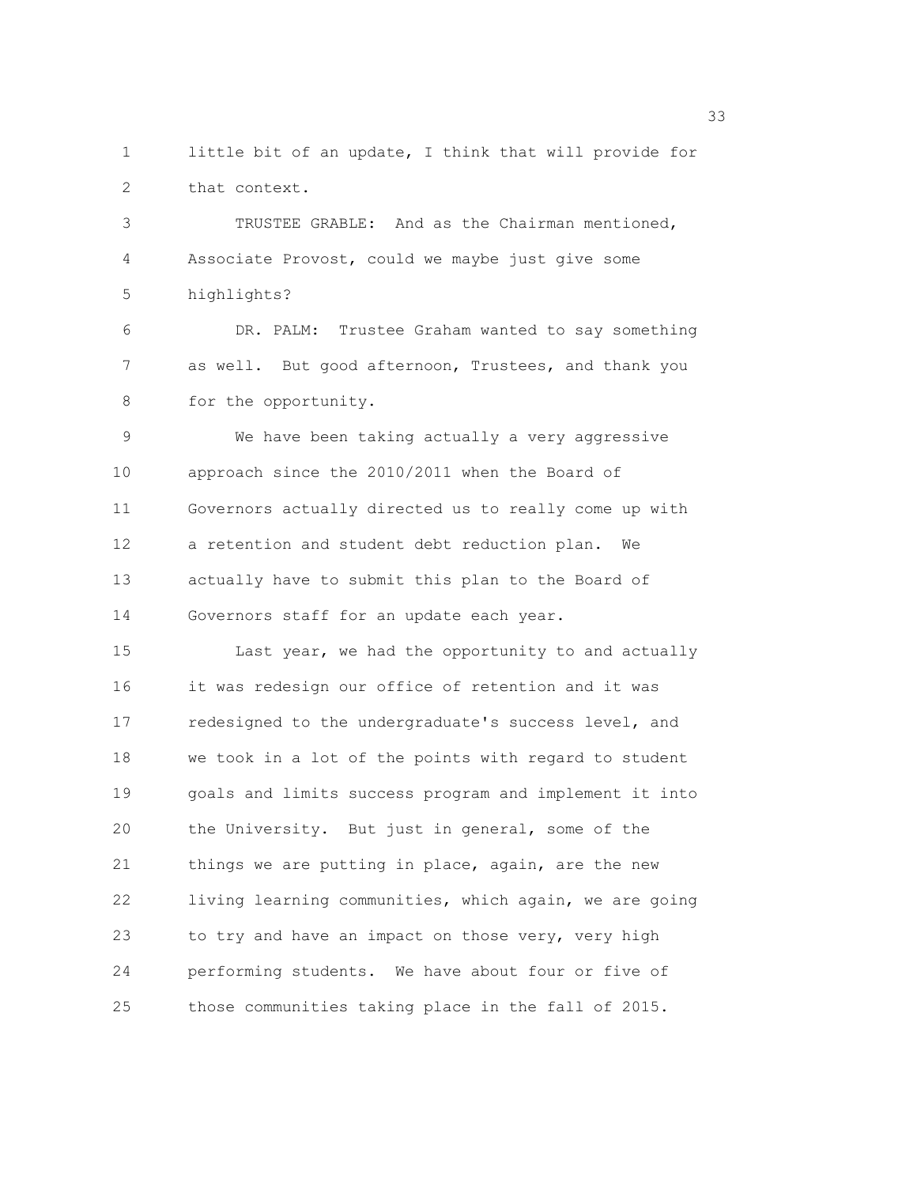little bit of an update, I think that will provide for that context.

TRUSTEE GRABLE: And as the Chairman mentioned, Associate Provost, could we maybe just give some highlights?

DR. PALM: Trustee Graham wanted to say something as well. But good afternoon, Trustees, and thank you for the opportunity.

We have been taking actually a very aggressive approach since the 2010/2011 when the Board of Governors actually directed us to really come up with a retention and student debt reduction plan. We actually have to submit this plan to the Board of Governors staff for an update each year.

Last year, we had the opportunity to and actually it was redesign our office of retention and it was redesigned to the undergraduate's success level, and we took in a lot of the points with regard to student goals and limits success program and implement it into the University. But just in general, some of the things we are putting in place, again, are the new living learning communities, which again, we are going to try and have an impact on those very, very high performing students. We have about four or five of those communities taking place in the fall of 2015.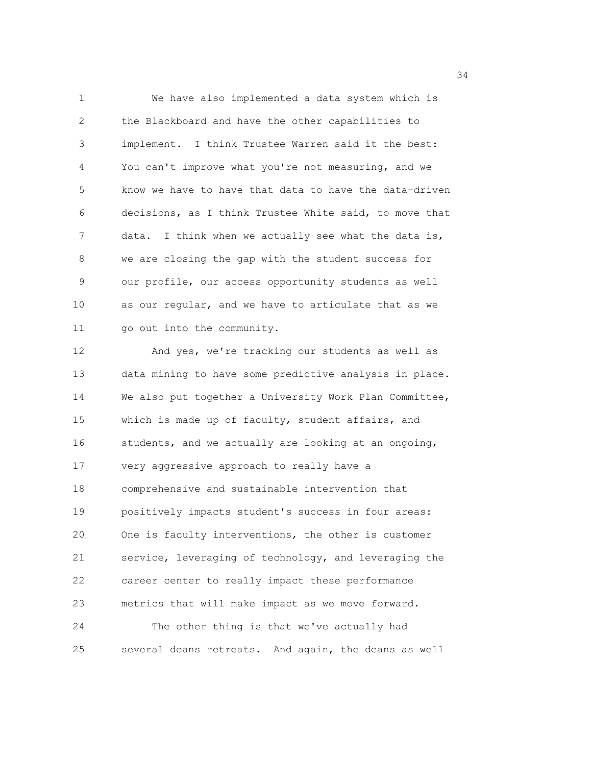We have also implemented a data system which is the Blackboard and have the other capabilities to implement. I think Trustee Warren said it the best: You can't improve what you're not measuring, and we know we have to have that data to have the data-driven decisions, as I think Trustee White said, to move that data. I think when we actually see what the data is, we are closing the gap with the student success for our profile, our access opportunity students as well as our regular, and we have to articulate that as we go out into the community.

And yes, we're tracking our students as well as data mining to have some predictive analysis in place. We also put together a University Work Plan Committee, which is made up of faculty, student affairs, and students, and we actually are looking at an ongoing, very aggressive approach to really have a comprehensive and sustainable intervention that positively impacts student's success in four areas: One is faculty interventions, the other is customer service, leveraging of technology, and leveraging the career center to really impact these performance metrics that will make impact as we move forward.

The other thing is that we've actually had several deans retreats. And again, the deans as well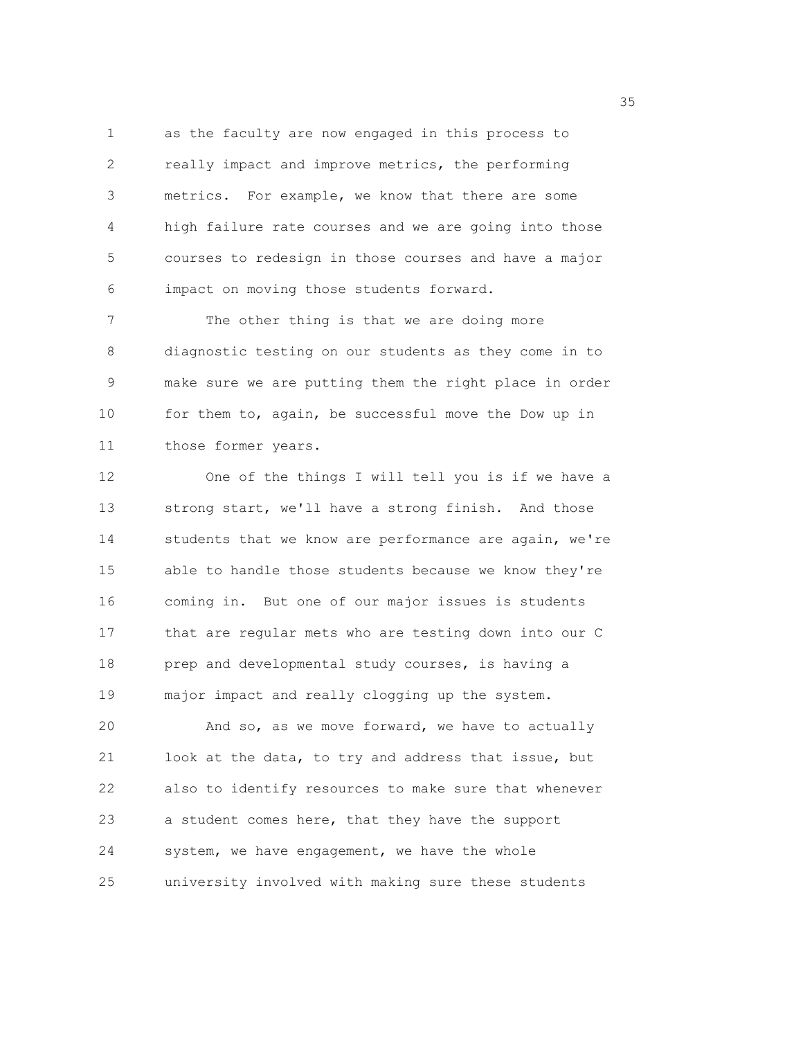as the faculty are now engaged in this process to really impact and improve metrics, the performing metrics. For example, we know that there are some high failure rate courses and we are going into those courses to redesign in those courses and have a major impact on moving those students forward.

The other thing is that we are doing more diagnostic testing on our students as they come in to make sure we are putting them the right place in order for them to, again, be successful move the Dow up in those former years.

One of the things I will tell you is if we have a strong start, we'll have a strong finish. And those students that we know are performance are again, we're able to handle those students because we know they're coming in. But one of our major issues is students that are regular mets who are testing down into our C prep and developmental study courses, is having a major impact and really clogging up the system.

And so, as we move forward, we have to actually look at the data, to try and address that issue, but also to identify resources to make sure that whenever a student comes here, that they have the support system, we have engagement, we have the whole university involved with making sure these students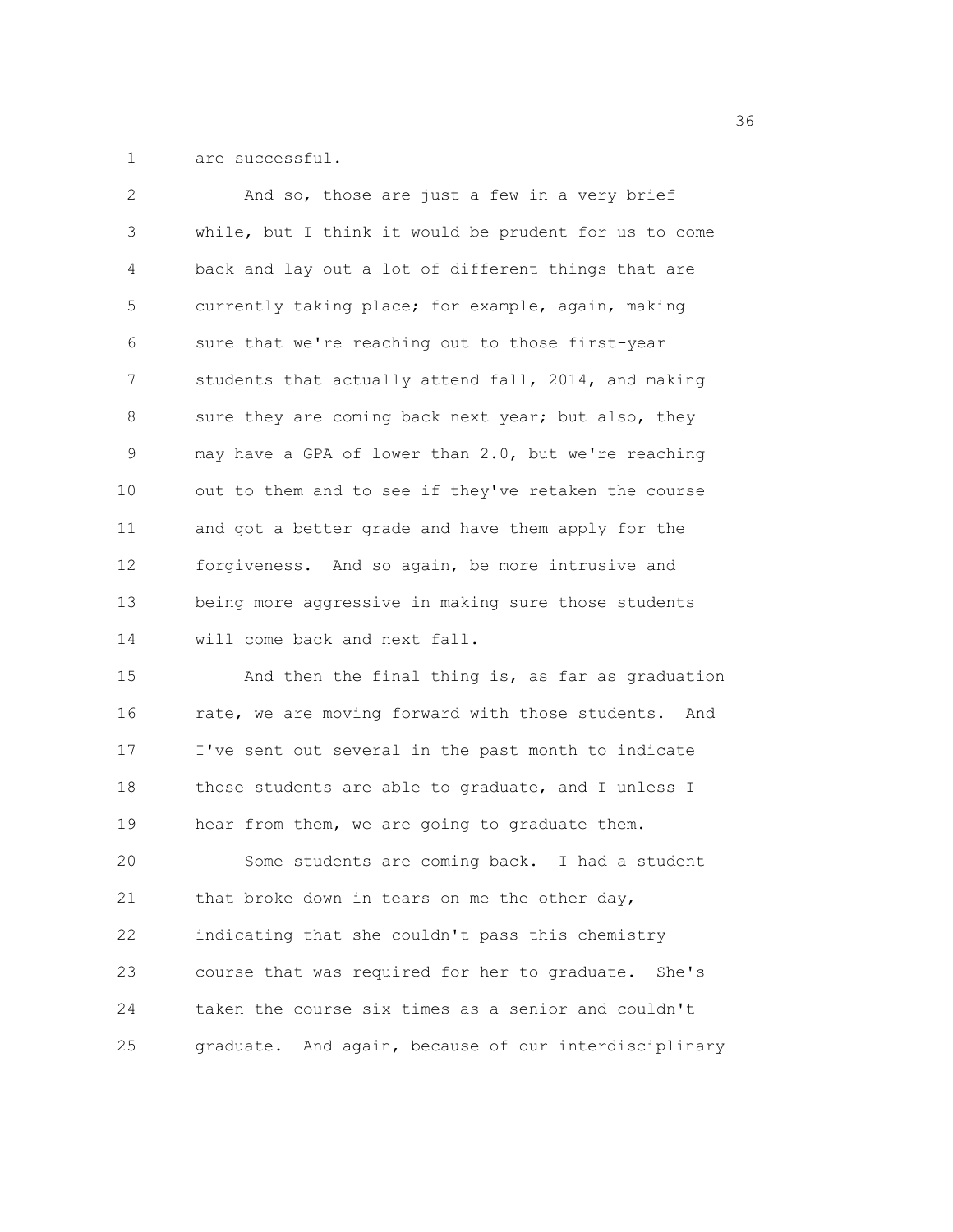are successful.

And so, those are just a few in a very brief while, but I think it would be prudent for us to come back and lay out a lot of different things that are currently taking place; for example, again, making sure that we're reaching out to those first-year students that actually attend fall, 2014, and making sure they are coming back next year; but also, they may have a GPA of lower than 2.0, but we're reaching out to them and to see if they've retaken the course and got a better grade and have them apply for the forgiveness. And so again, be more intrusive and being more aggressive in making sure those students will come back and next fall.

And then the final thing is, as far as graduation rate, we are moving forward with those students. And I've sent out several in the past month to indicate those students are able to graduate, and I unless I hear from them, we are going to graduate them.

Some students are coming back. I had a student that broke down in tears on me the other day, indicating that she couldn't pass this chemistry course that was required for her to graduate. She's taken the course six times as a senior and couldn't graduate. And again, because of our interdisciplinary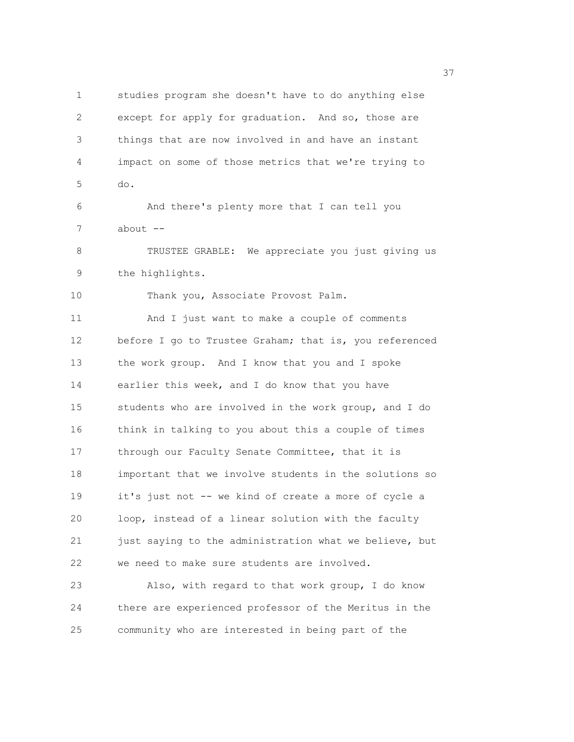studies program she doesn't have to do anything else except for apply for graduation. And so, those are things that are now involved in and have an instant impact on some of those metrics that we're trying to do.

And there's plenty more that I can tell you about --

TRUSTEE GRABLE: We appreciate you just giving us the highlights.

Thank you, Associate Provost Palm.

And I just want to make a couple of comments before I go to Trustee Graham; that is, you referenced the work group. And I know that you and I spoke earlier this week, and I do know that you have students who are involved in the work group, and I do think in talking to you about this a couple of times through our Faculty Senate Committee, that it is important that we involve students in the solutions so it's just not -- we kind of create a more of cycle a loop, instead of a linear solution with the faculty just saying to the administration what we believe, but we need to make sure students are involved.

Also, with regard to that work group, I do know there are experienced professor of the Meritus in the community who are interested in being part of the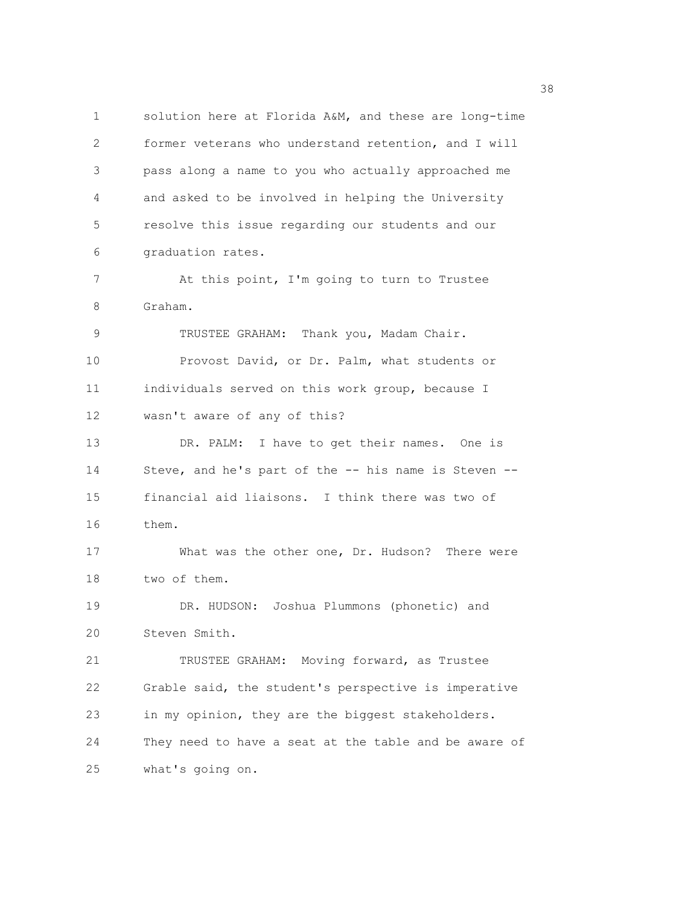solution here at Florida A&M, and these are long-time former veterans who understand retention, and I will pass along a name to you who actually approached me and asked to be involved in helping the University resolve this issue regarding our students and our graduation rates.

At this point, I'm going to turn to Trustee Graham.

TRUSTEE GRAHAM: Thank you, Madam Chair.

Provost David, or Dr. Palm, what students or individuals served on this work group, because I wasn't aware of any of this?

DR. PALM: I have to get their names. One is Steve, and he's part of the -- his name is Steven -- financial aid liaisons. I think there was two of them.

What was the other one, Dr. Hudson? There were two of them.

DR. HUDSON: Joshua Plummons (phonetic) and Steven Smith.

TRUSTEE GRAHAM: Moving forward, as Trustee Grable said, the student's perspective is imperative in my opinion, they are the biggest stakeholders. They need to have a seat at the table and be aware of what's going on.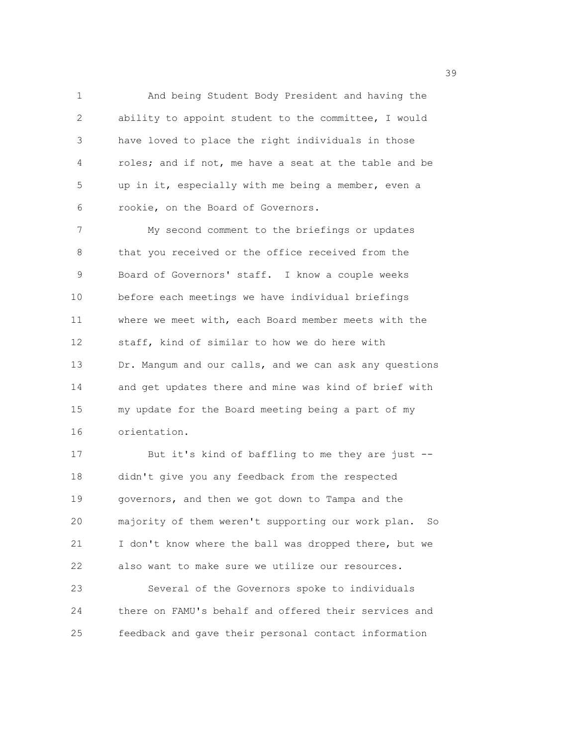And being Student Body President and having the ability to appoint student to the committee, I would have loved to place the right individuals in those roles; and if not, me have a seat at the table and be up in it, especially with me being a member, even a rookie, on the Board of Governors.

My second comment to the briefings or updates that you received or the office received from the Board of Governors' staff. I know a couple weeks before each meetings we have individual briefings where we meet with, each Board member meets with the staff, kind of similar to how we do here with Dr. Mangum and our calls, and we can ask any questions and get updates there and mine was kind of brief with my update for the Board meeting being a part of my orientation.

But it's kind of baffling to me they are just -- didn't give you any feedback from the respected governors, and then we got down to Tampa and the majority of them weren't supporting our work plan. So I don't know where the ball was dropped there, but we also want to make sure we utilize our resources.

Several of the Governors spoke to individuals there on FAMU's behalf and offered their services and feedback and gave their personal contact information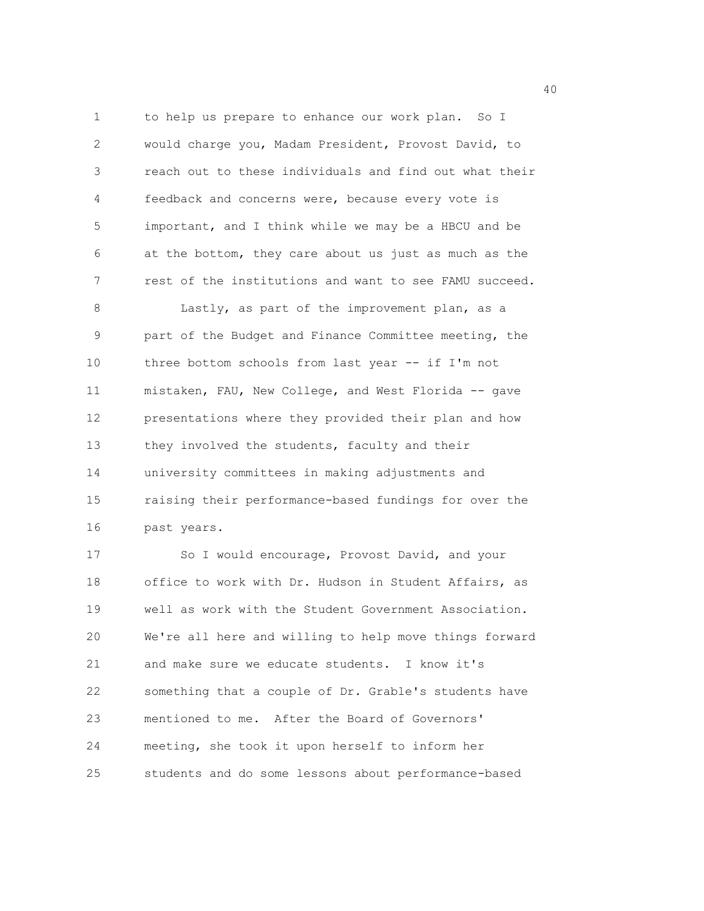to help us prepare to enhance our work plan. So I would charge you, Madam President, Provost David, to reach out to these individuals and find out what their feedback and concerns were, because every vote is important, and I think while we may be a HBCU and be at the bottom, they care about us just as much as the rest of the institutions and want to see FAMU succeed.

Lastly, as part of the improvement plan, as a part of the Budget and Finance Committee meeting, the three bottom schools from last year -- if I'm not mistaken, FAU, New College, and West Florida -- gave presentations where they provided their plan and how they involved the students, faculty and their university committees in making adjustments and raising their performance-based fundings for over the past years.

So I would encourage, Provost David, and your office to work with Dr. Hudson in Student Affairs, as well as work with the Student Government Association. We're all here and willing to help move things forward and make sure we educate students. I know it's something that a couple of Dr. Grable's students have mentioned to me. After the Board of Governors' meeting, she took it upon herself to inform her students and do some lessons about performance-based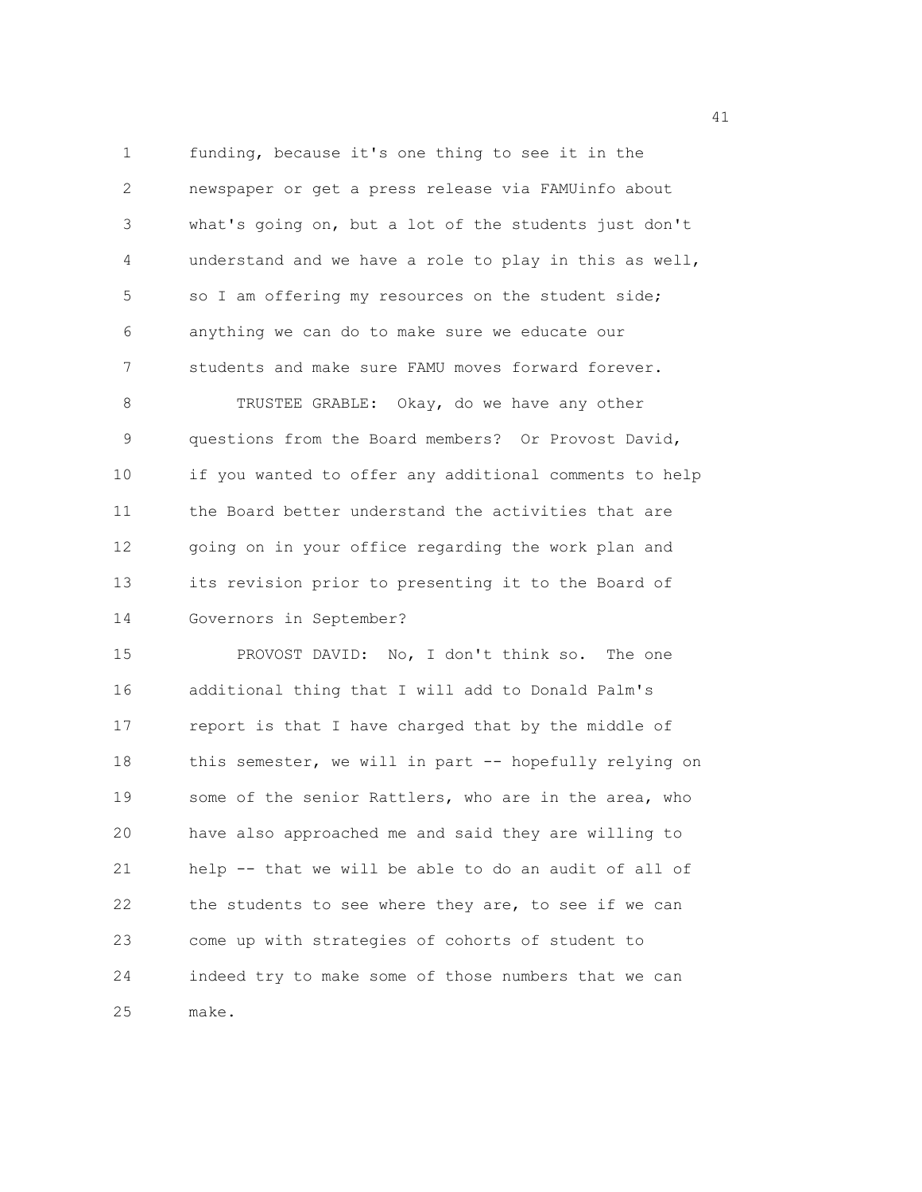funding, because it's one thing to see it in the newspaper or get a press release via FAMUinfo about what's going on, but a lot of the students just don't understand and we have a role to play in this as well, so I am offering my resources on the student side; anything we can do to make sure we educate our students and make sure FAMU moves forward forever.

TRUSTEE GRABLE: Okay, do we have any other questions from the Board members? Or Provost David, if you wanted to offer any additional comments to help the Board better understand the activities that are going on in your office regarding the work plan and its revision prior to presenting it to the Board of Governors in September?

PROVOST DAVID: No, I don't think so. The one additional thing that I will add to Donald Palm's report is that I have charged that by the middle of this semester, we will in part -- hopefully relying on some of the senior Rattlers, who are in the area, who have also approached me and said they are willing to help -- that we will be able to do an audit of all of the students to see where they are, to see if we can come up with strategies of cohorts of student to indeed try to make some of those numbers that we can make.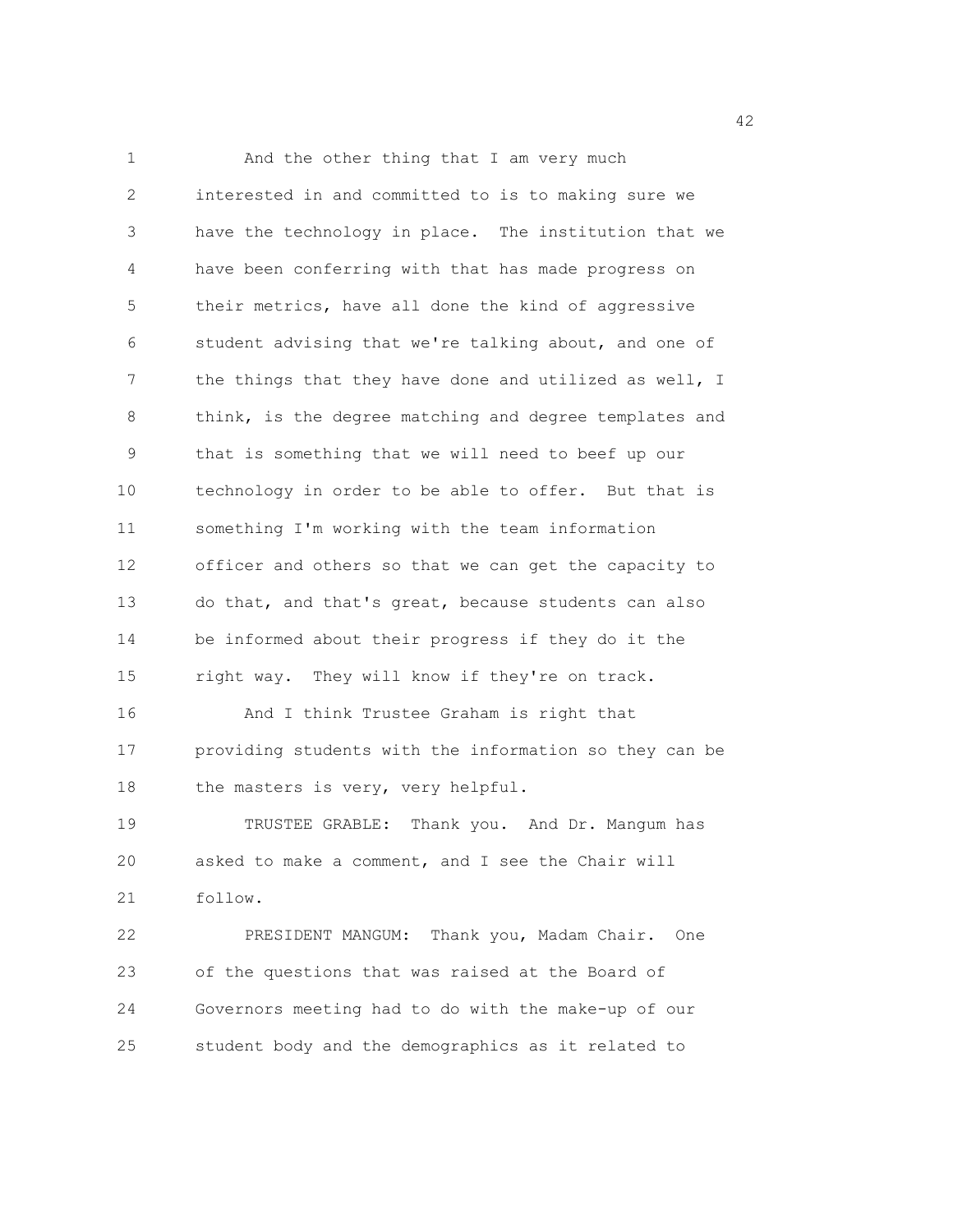And the other thing that I am very much interested in and committed to is to making sure we have the technology in place. The institution that we have been conferring with that has made progress on their metrics, have all done the kind of aggressive student advising that we're talking about, and one of the things that they have done and utilized as well, I think, is the degree matching and degree templates and that is something that we will need to beef up our technology in order to be able to offer. But that is something I'm working with the team information officer and others so that we can get the capacity to do that, and that's great, because students can also be informed about their progress if they do it the right way. They will know if they're on track.

And I think Trustee Graham is right that providing students with the information so they can be the masters is very, very helpful.

TRUSTEE GRABLE: Thank you. And Dr. Mangum has asked to make a comment, and I see the Chair will follow.

PRESIDENT MANGUM: Thank you, Madam Chair. One of the questions that was raised at the Board of Governors meeting had to do with the make-up of our student body and the demographics as it related to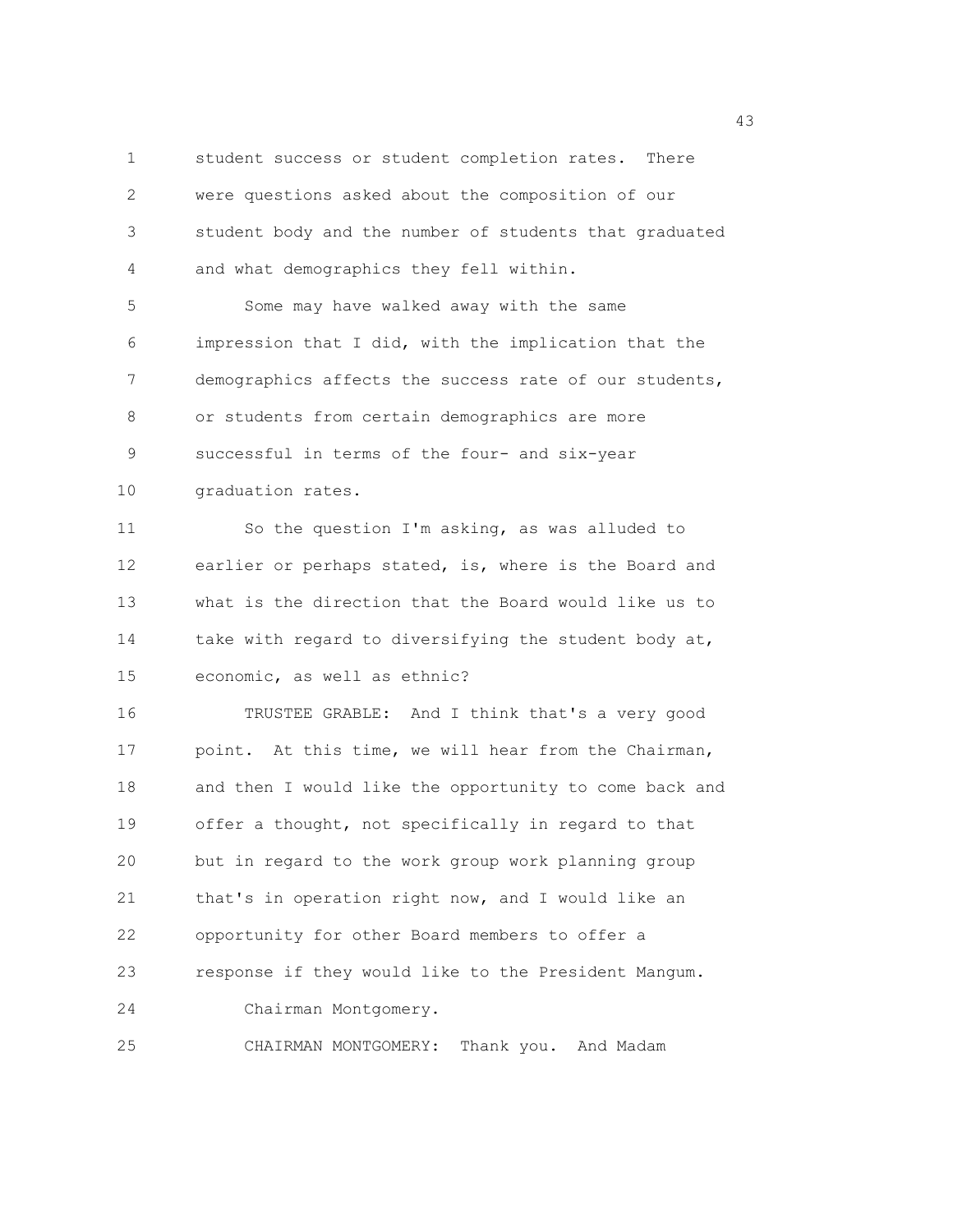student success or student completion rates. There were questions asked about the composition of our student body and the number of students that graduated and what demographics they fell within.

Some may have walked away with the same impression that I did, with the implication that the demographics affects the success rate of our students, or students from certain demographics are more successful in terms of the four- and six-year graduation rates.

So the question I'm asking, as was alluded to earlier or perhaps stated, is, where is the Board and what is the direction that the Board would like us to take with regard to diversifying the student body at, economic, as well as ethnic?

TRUSTEE GRABLE: And I think that's a very good point. At this time, we will hear from the Chairman, and then I would like the opportunity to come back and offer a thought, not specifically in regard to that but in regard to the work group work planning group that's in operation right now, and I would like an opportunity for other Board members to offer a response if they would like to the President Mangum.

Chairman Montgomery.

CHAIRMAN MONTGOMERY: Thank you. And Madam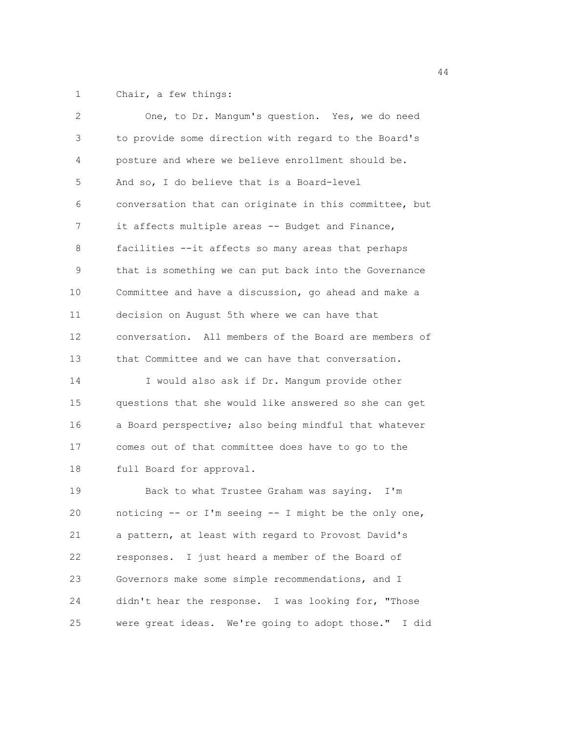Chair, a few things:

One, to Dr. Mangum's question. Yes, we do need to provide some direction with regard to the Board's posture and where we believe enrollment should be. And so, I do believe that is a Board-level conversation that can originate in this committee, but it affects multiple areas -- Budget and Finance, facilities --it affects so many areas that perhaps that is something we can put back into the Governance Committee and have a discussion, go ahead and make a decision on August 5th where we can have that conversation. All members of the Board are members of that Committee and we can have that conversation.

I would also ask if Dr. Mangum provide other questions that she would like answered so she can get a Board perspective; also being mindful that whatever comes out of that committee does have to go to the full Board for approval.

Back to what Trustee Graham was saying. I'm noticing -- or I'm seeing -- I might be the only one, a pattern, at least with regard to Provost David's responses. I just heard a member of the Board of Governors make some simple recommendations, and I didn't hear the response. I was looking for, "Those were great ideas. We're going to adopt those." I did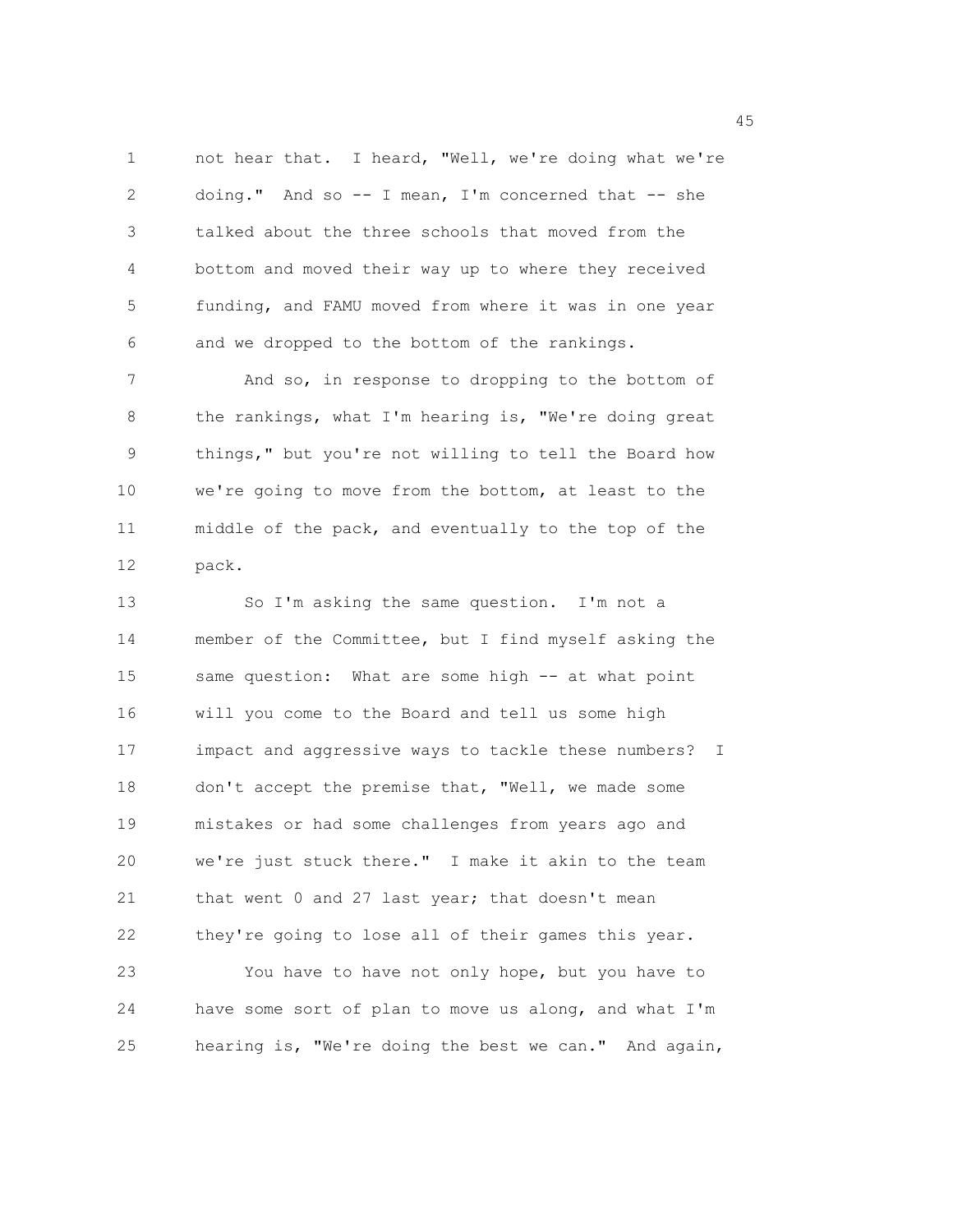not hear that. I heard, "Well, we're doing what we're doing." And so -- I mean, I'm concerned that -- she talked about the three schools that moved from the bottom and moved their way up to where they received funding, and FAMU moved from where it was in one year and we dropped to the bottom of the rankings.

And so, in response to dropping to the bottom of the rankings, what I'm hearing is, "We're doing great things," but you're not willing to tell the Board how we're going to move from the bottom, at least to the middle of the pack, and eventually to the top of the pack.

So I'm asking the same question. I'm not a member of the Committee, but I find myself asking the same question: What are some high -- at what point will you come to the Board and tell us some high impact and aggressive ways to tackle these numbers? I don't accept the premise that, "Well, we made some mistakes or had some challenges from years ago and we're just stuck there." I make it akin to the team that went 0 and 27 last year; that doesn't mean they're going to lose all of their games this year.

You have to have not only hope, but you have to have some sort of plan to move us along, and what I'm hearing is, "We're doing the best we can." And again,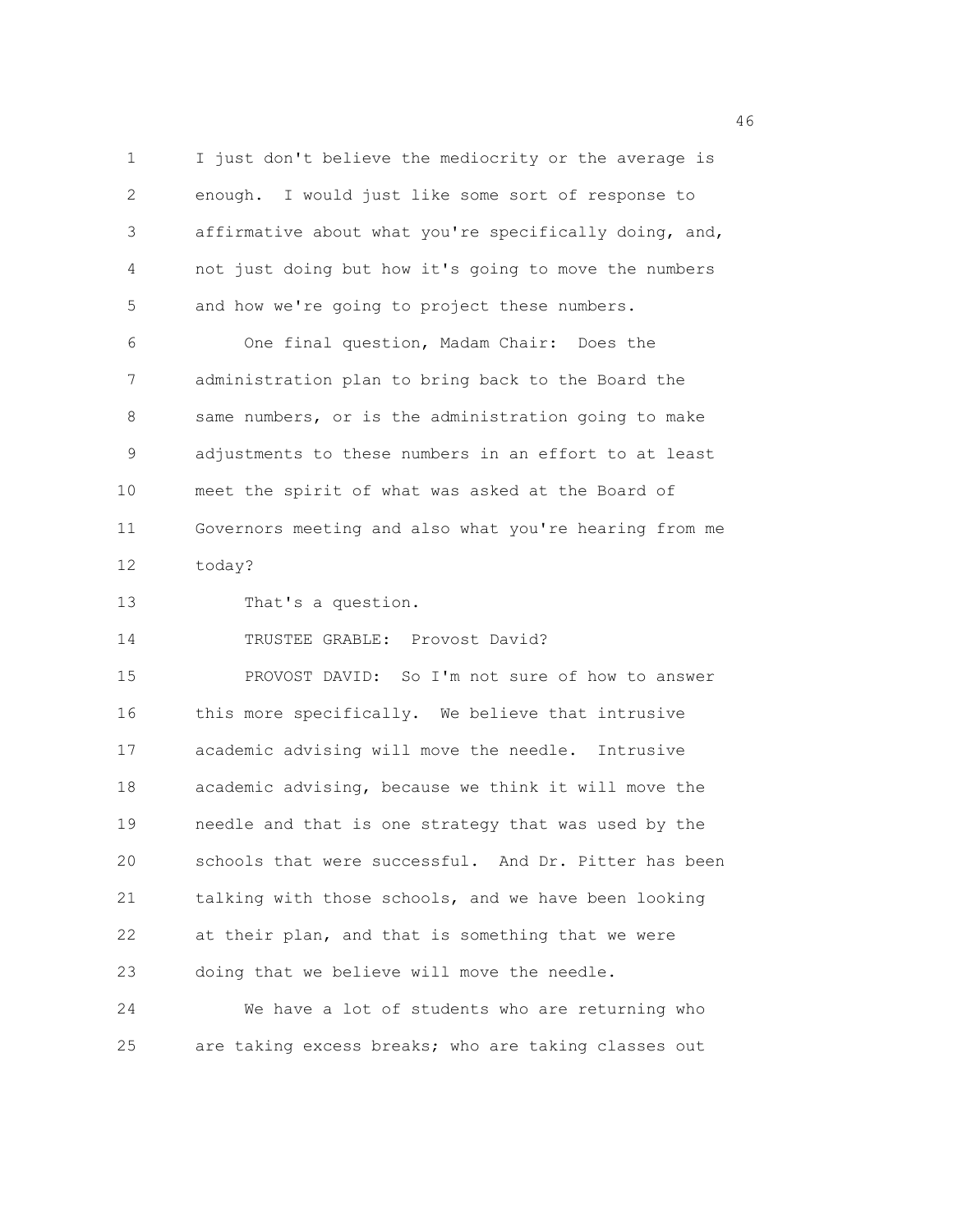I just don't believe the mediocrity or the average is enough. I would just like some sort of response to affirmative about what you're specifically doing, and, not just doing but how it's going to move the numbers and how we're going to project these numbers.

One final question, Madam Chair: Does the administration plan to bring back to the Board the same numbers, or is the administration going to make adjustments to these numbers in an effort to at least meet the spirit of what was asked at the Board of Governors meeting and also what you're hearing from me today?

That's a question.

TRUSTEE GRABLE: Provost David?

PROVOST DAVID: So I'm not sure of how to answer this more specifically. We believe that intrusive academic advising will move the needle. Intrusive academic advising, because we think it will move the needle and that is one strategy that was used by the schools that were successful. And Dr. Pitter has been talking with those schools, and we have been looking at their plan, and that is something that we were doing that we believe will move the needle.

We have a lot of students who are returning who are taking excess breaks; who are taking classes out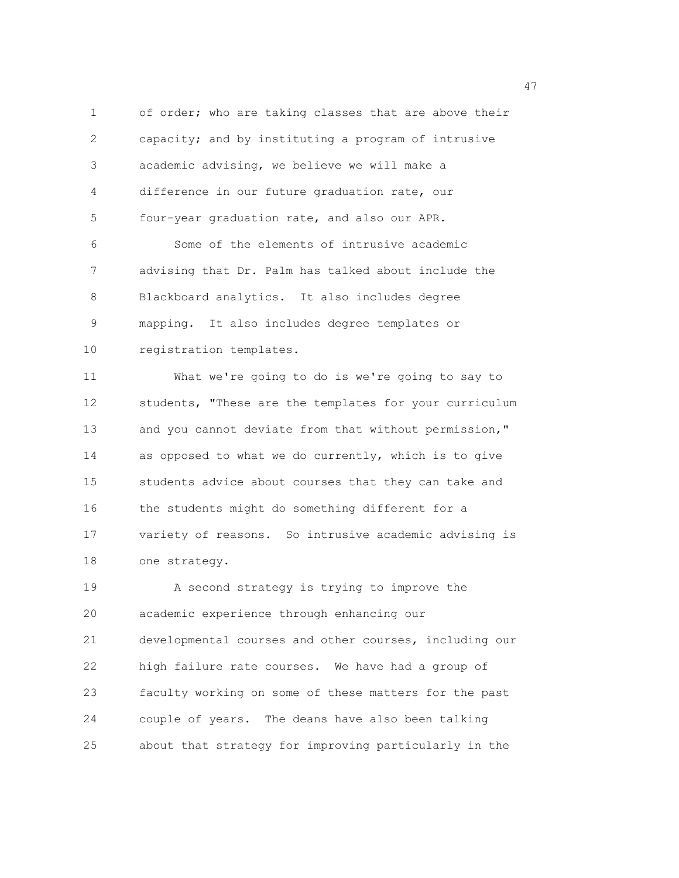of order; who are taking classes that are above their capacity; and by instituting a program of intrusive academic advising, we believe we will make a difference in our future graduation rate, our four-year graduation rate, and also our APR.

Some of the elements of intrusive academic advising that Dr. Palm has talked about include the Blackboard analytics. It also includes degree mapping. It also includes degree templates or registration templates.

What we're going to do is we're going to say to students, "These are the templates for your curriculum and you cannot deviate from that without permission," as opposed to what we do currently, which is to give students advice about courses that they can take and the students might do something different for a variety of reasons. So intrusive academic advising is one strategy.

A second strategy is trying to improve the academic experience through enhancing our developmental courses and other courses, including our high failure rate courses. We have had a group of faculty working on some of these matters for the past couple of years. The deans have also been talking about that strategy for improving particularly in the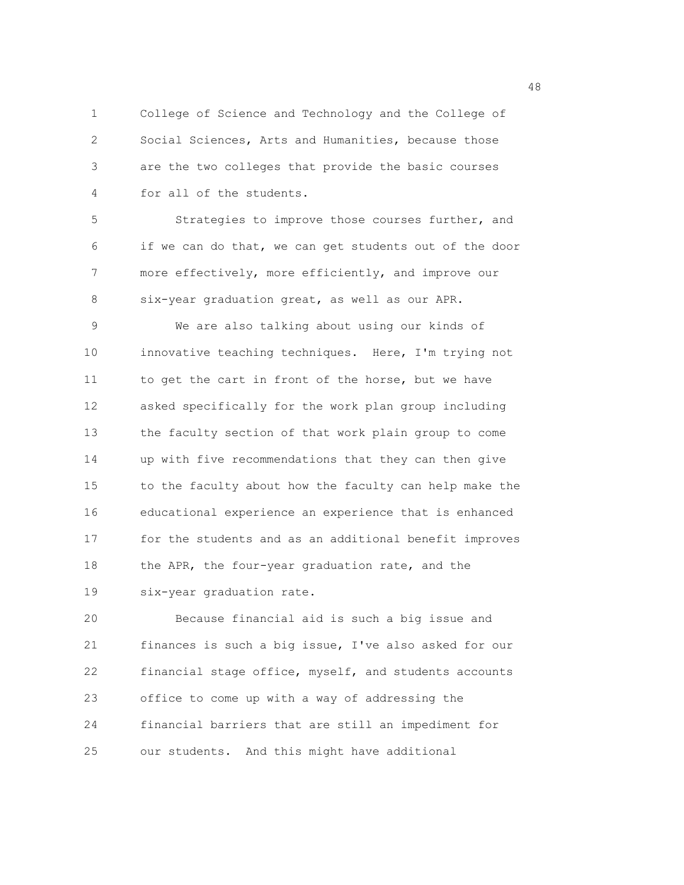College of Science and Technology and the College of Social Sciences, Arts and Humanities, because those are the two colleges that provide the basic courses for all of the students.

Strategies to improve those courses further, and if we can do that, we can get students out of the door more effectively, more efficiently, and improve our six-year graduation great, as well as our APR.

We are also talking about using our kinds of innovative teaching techniques. Here, I'm trying not to get the cart in front of the horse, but we have asked specifically for the work plan group including the faculty section of that work plain group to come up with five recommendations that they can then give to the faculty about how the faculty can help make the educational experience an experience that is enhanced for the students and as an additional benefit improves the APR, the four-year graduation rate, and the six-year graduation rate.

Because financial aid is such a big issue and finances is such a big issue, I've also asked for our financial stage office, myself, and students accounts office to come up with a way of addressing the financial barriers that are still an impediment for our students. And this might have additional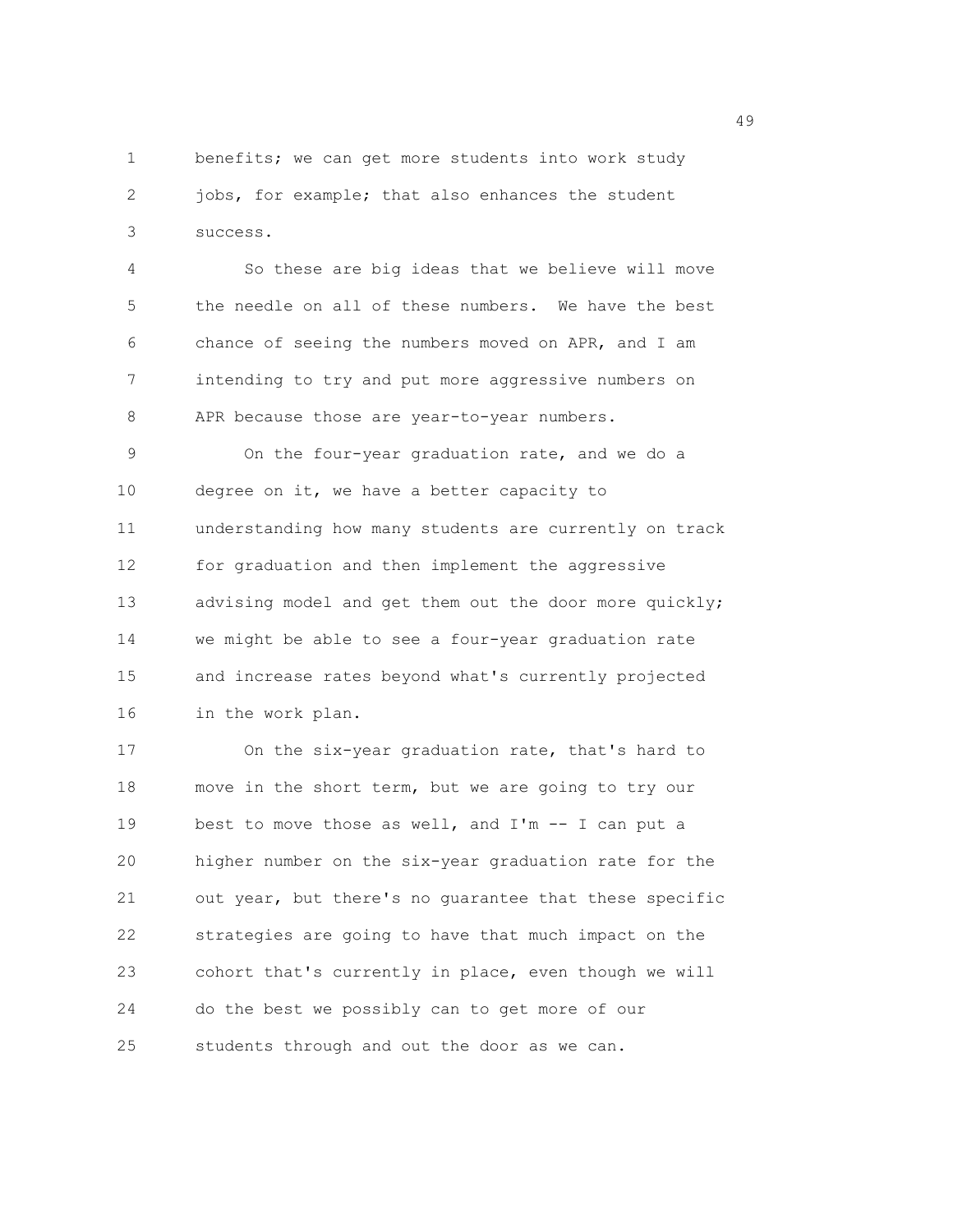benefits; we can get more students into work study jobs, for example; that also enhances the student success.

So these are big ideas that we believe will move the needle on all of these numbers. We have the best chance of seeing the numbers moved on APR, and I am intending to try and put more aggressive numbers on APR because those are year-to-year numbers.

On the four-year graduation rate, and we do a degree on it, we have a better capacity to understanding how many students are currently on track for graduation and then implement the aggressive advising model and get them out the door more quickly; we might be able to see a four-year graduation rate and increase rates beyond what's currently projected in the work plan.

On the six-year graduation rate, that's hard to move in the short term, but we are going to try our best to move those as well, and I'm -- I can put a higher number on the six-year graduation rate for the out year, but there's no guarantee that these specific strategies are going to have that much impact on the cohort that's currently in place, even though we will do the best we possibly can to get more of our students through and out the door as we can.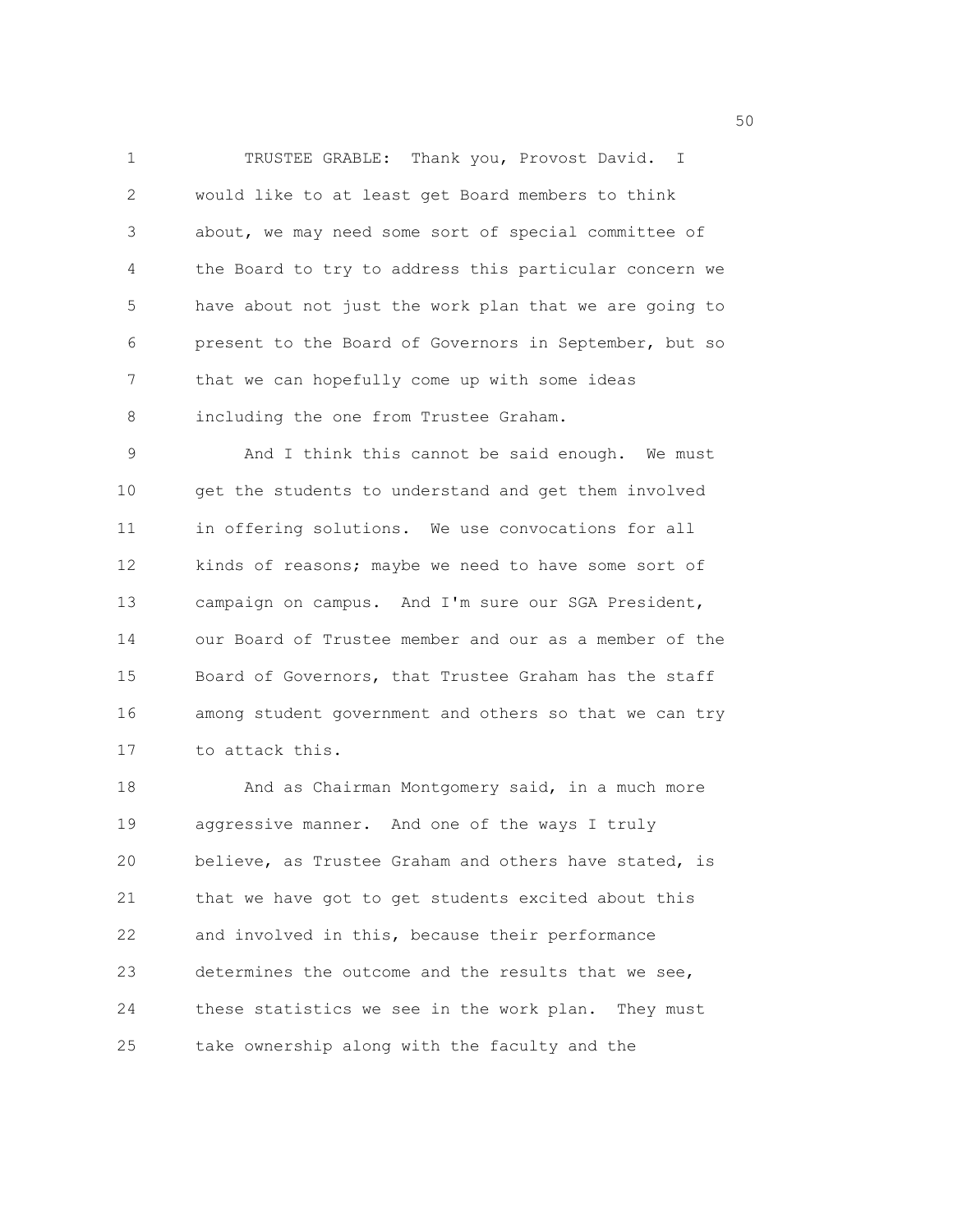TRUSTEE GRABLE: Thank you, Provost David. I would like to at least get Board members to think about, we may need some sort of special committee of the Board to try to address this particular concern we have about not just the work plan that we are going to present to the Board of Governors in September, but so that we can hopefully come up with some ideas including the one from Trustee Graham.

And I think this cannot be said enough. We must get the students to understand and get them involved in offering solutions. We use convocations for all kinds of reasons; maybe we need to have some sort of campaign on campus. And I'm sure our SGA President, our Board of Trustee member and our as a member of the Board of Governors, that Trustee Graham has the staff among student government and others so that we can try to attack this.

And as Chairman Montgomery said, in a much more aggressive manner. And one of the ways I truly believe, as Trustee Graham and others have stated, is that we have got to get students excited about this and involved in this, because their performance determines the outcome and the results that we see, these statistics we see in the work plan. They must take ownership along with the faculty and the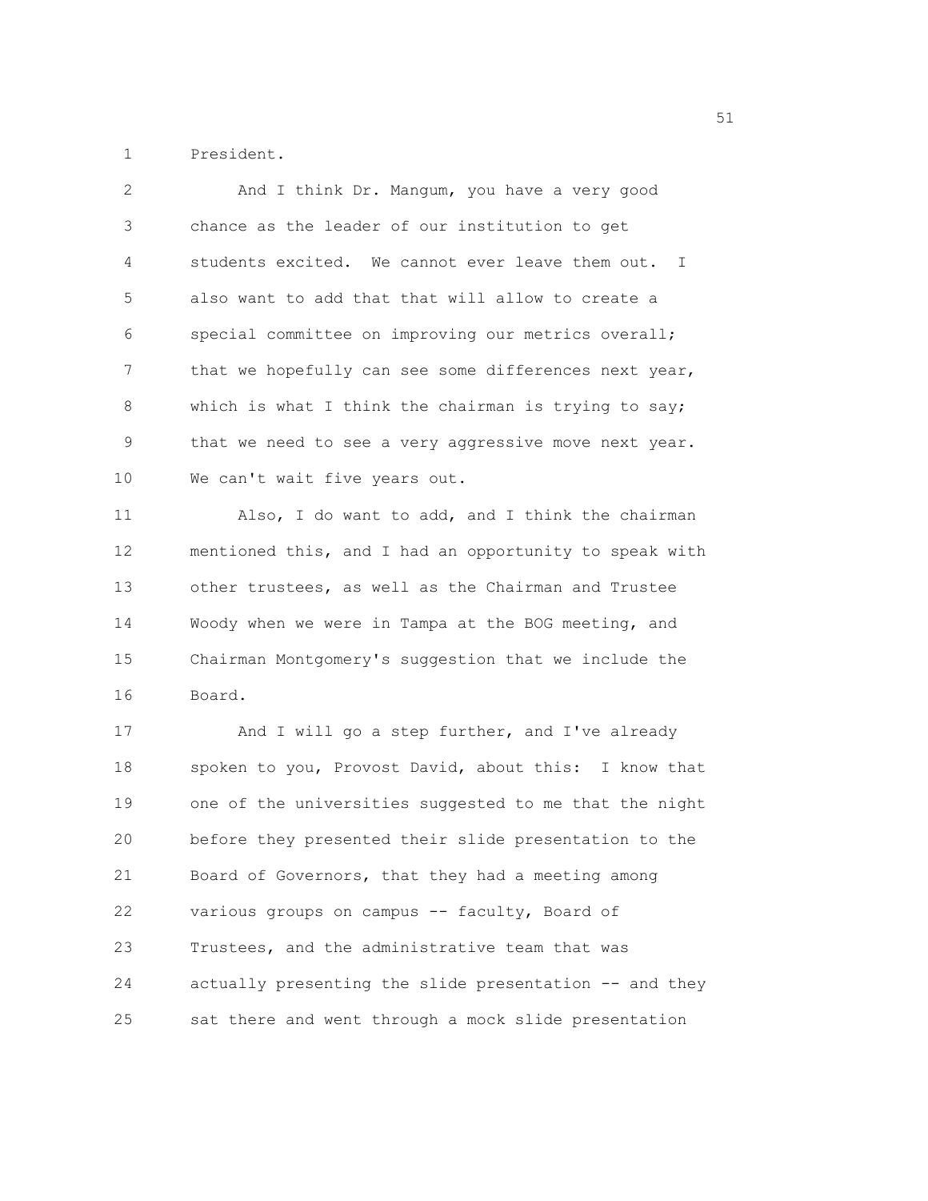President.

And I think Dr. Mangum, you have a very good chance as the leader of our institution to get students excited. We cannot ever leave them out. I also want to add that that will allow to create a special committee on improving our metrics overall; that we hopefully can see some differences next year, which is what I think the chairman is trying to say; that we need to see a very aggressive move next year. We can't wait five years out.

Also, I do want to add, and I think the chairman mentioned this, and I had an opportunity to speak with other trustees, as well as the Chairman and Trustee Woody when we were in Tampa at the BOG meeting, and Chairman Montgomery's suggestion that we include the Board.

And I will go a step further, and I've already spoken to you, Provost David, about this: I know that one of the universities suggested to me that the night before they presented their slide presentation to the Board of Governors, that they had a meeting among various groups on campus -- faculty, Board of Trustees, and the administrative team that was actually presenting the slide presentation -- and they sat there and went through a mock slide presentation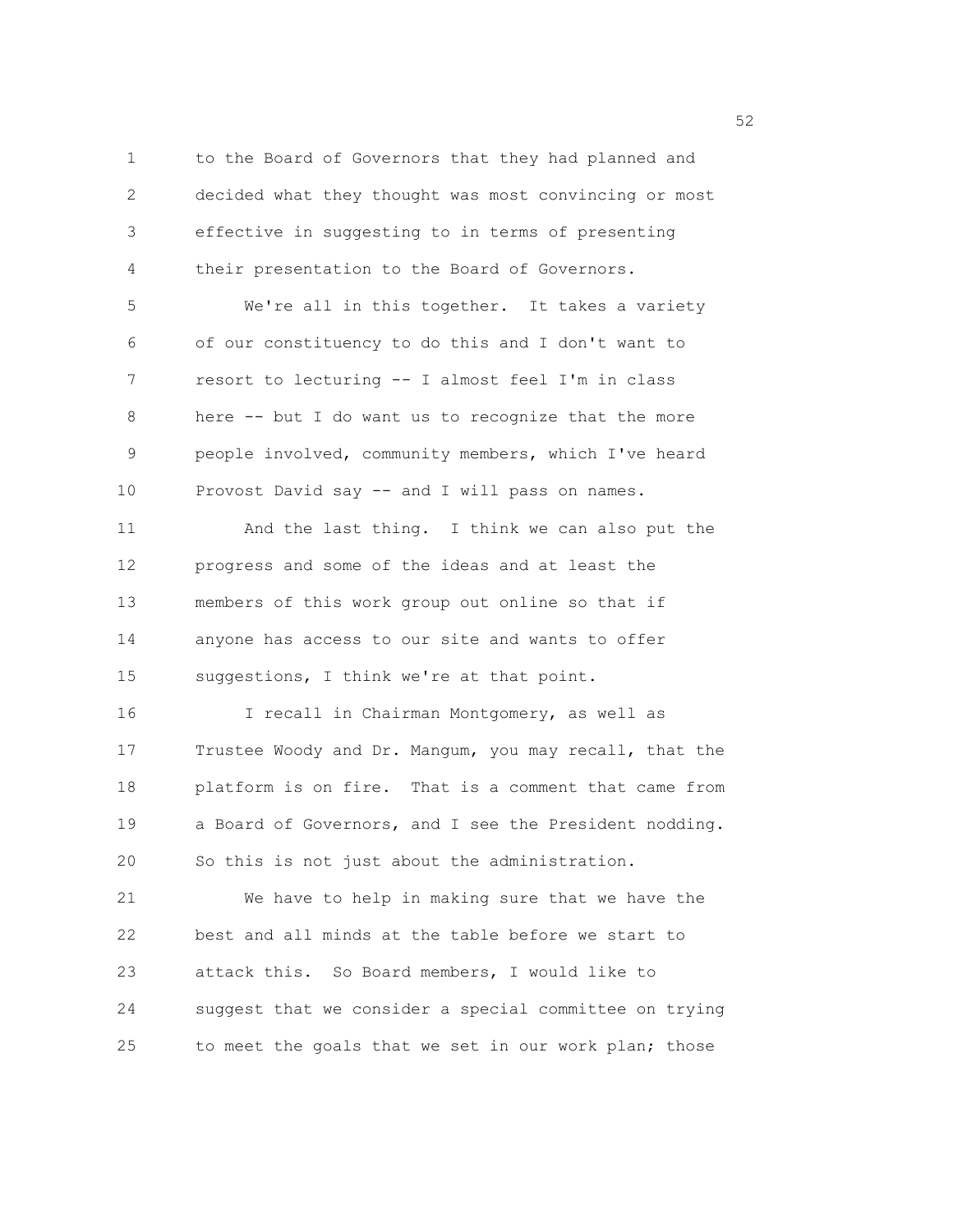to the Board of Governors that they had planned and decided what they thought was most convincing or most effective in suggesting to in terms of presenting their presentation to the Board of Governors.

We're all in this together. It takes a variety of our constituency to do this and I don't want to resort to lecturing -- I almost feel I'm in class here -- but I do want us to recognize that the more people involved, community members, which I've heard Provost David say -- and I will pass on names.

And the last thing. I think we can also put the progress and some of the ideas and at least the members of this work group out online so that if anyone has access to our site and wants to offer suggestions, I think we're at that point.

I recall in Chairman Montgomery, as well as Trustee Woody and Dr. Mangum, you may recall, that the platform is on fire. That is a comment that came from a Board of Governors, and I see the President nodding. So this is not just about the administration.

We have to help in making sure that we have the best and all minds at the table before we start to attack this. So Board members, I would like to suggest that we consider a special committee on trying to meet the goals that we set in our work plan; those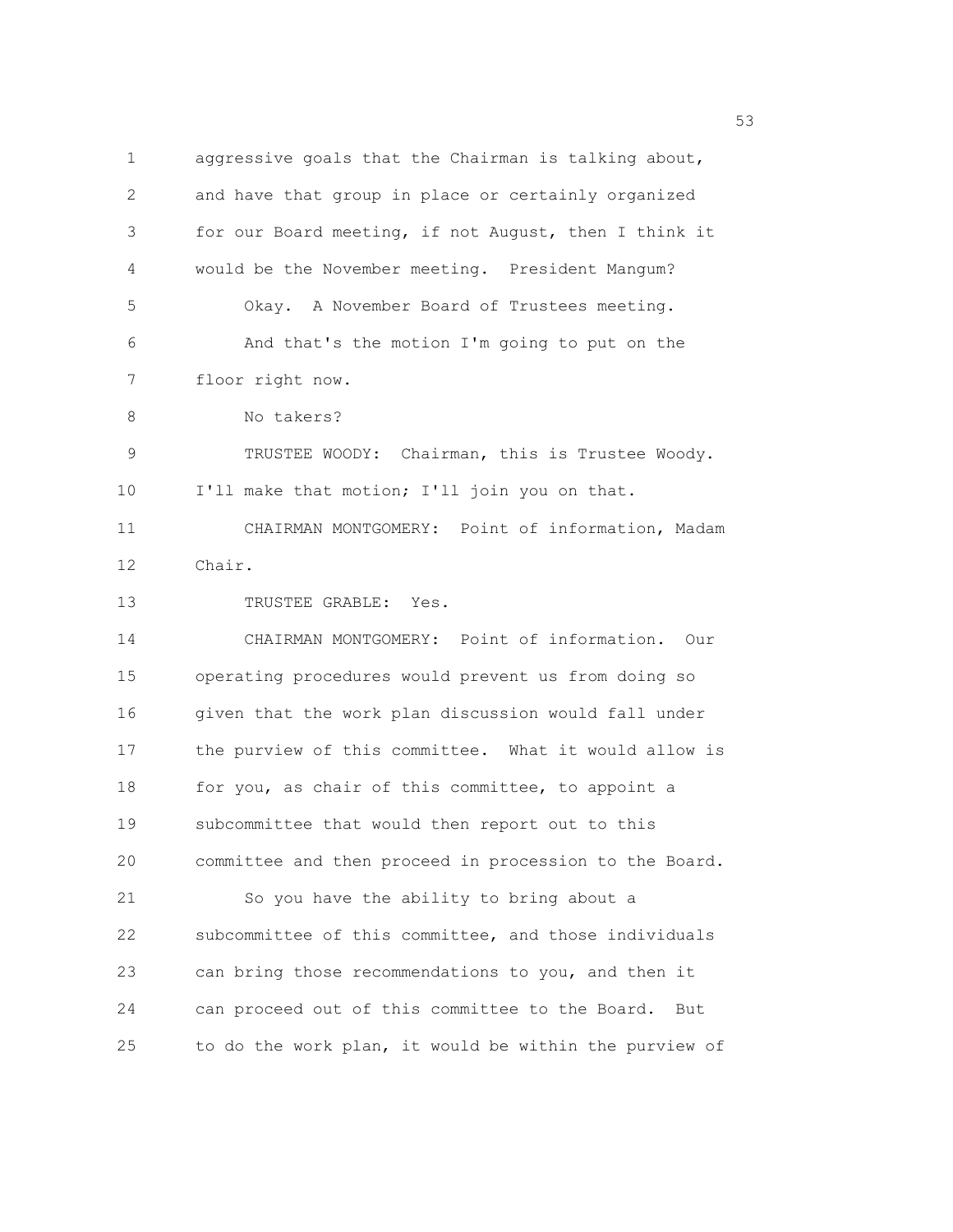aggressive goals that the Chairman is talking about, and have that group in place or certainly organized for our Board meeting, if not August, then I think it would be the November meeting. President Mangum?

Okay. A November Board of Trustees meeting.

And that's the motion I'm going to put on the floor right now.

No takers?

TRUSTEE WOODY: Chairman, this is Trustee Woody. I'll make that motion; I'll join you on that.

CHAIRMAN MONTGOMERY: Point of information, Madam Chair.

TRUSTEE GRABLE: Yes.

CHAIRMAN MONTGOMERY: Point of information. Our operating procedures would prevent us from doing so given that the work plan discussion would fall under the purview of this committee. What it would allow is for you, as chair of this committee, to appoint a subcommittee that would then report out to this committee and then proceed in procession to the Board.

So you have the ability to bring about a subcommittee of this committee, and those individuals can bring those recommendations to you, and then it can proceed out of this committee to the Board. But to do the work plan, it would be within the purview of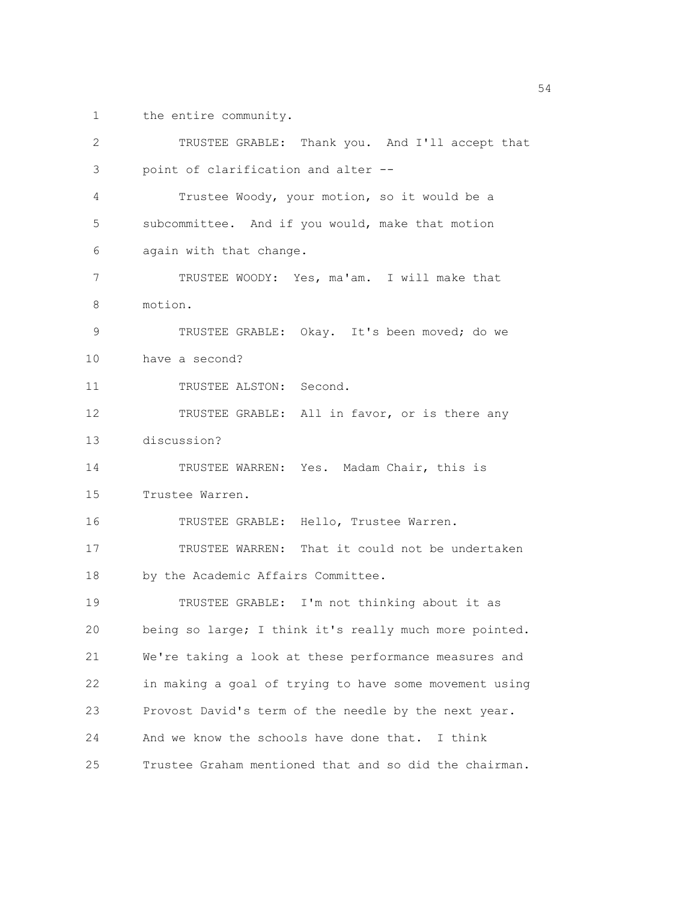the entire community.

TRUSTEE GRABLE: Thank you. And I'll accept that point of clarification and alter --

Trustee Woody, your motion, so it would be a subcommittee. And if you would, make that motion again with that change.

TRUSTEE WOODY: Yes, ma'am. I will make that motion.

TRUSTEE GRABLE: Okay. It's been moved; do we have a second?

TRUSTEE ALSTON: Second.

TRUSTEE GRABLE: All in favor, or is there any discussion?

TRUSTEE WARREN: Yes. Madam Chair, this is Trustee Warren.

TRUSTEE GRABLE: Hello, Trustee Warren.

TRUSTEE WARREN: That it could not be undertaken by the Academic Affairs Committee.

TRUSTEE GRABLE: I'm not thinking about it as being so large; I think it's really much more pointed. We're taking a look at these performance measures and in making a goal of trying to have some movement using Provost David's term of the needle by the next year. And we know the schools have done that. I think Trustee Graham mentioned that and so did the chairman.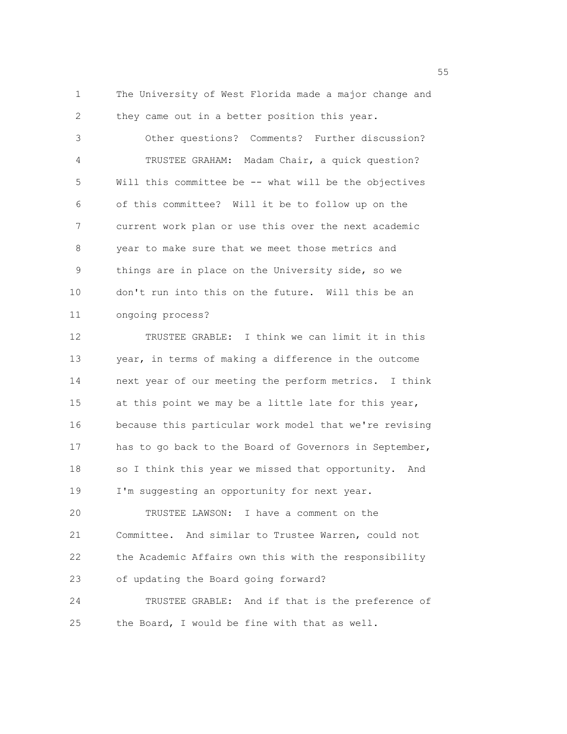The University of West Florida made a major change and they came out in a better position this year.

Other questions? Comments? Further discussion?

TRUSTEE GRAHAM: Madam Chair, a quick question? Will this committee be -- what will be the objectives of this committee? Will it be to follow up on the current work plan or use this over the next academic year to make sure that we meet those metrics and things are in place on the University side, so we don't run into this on the future. Will this be an ongoing process?

TRUSTEE GRABLE: I think we can limit it in this year, in terms of making a difference in the outcome next year of our meeting the perform metrics. I think at this point we may be a little late for this year, because this particular work model that we're revising has to go back to the Board of Governors in September, so I think this year we missed that opportunity. And I'm suggesting an opportunity for next year.

TRUSTEE LAWSON: I have a comment on the Committee. And similar to Trustee Warren, could not the Academic Affairs own this with the responsibility of updating the Board going forward?

TRUSTEE GRABLE: And if that is the preference of the Board, I would be fine with that as well.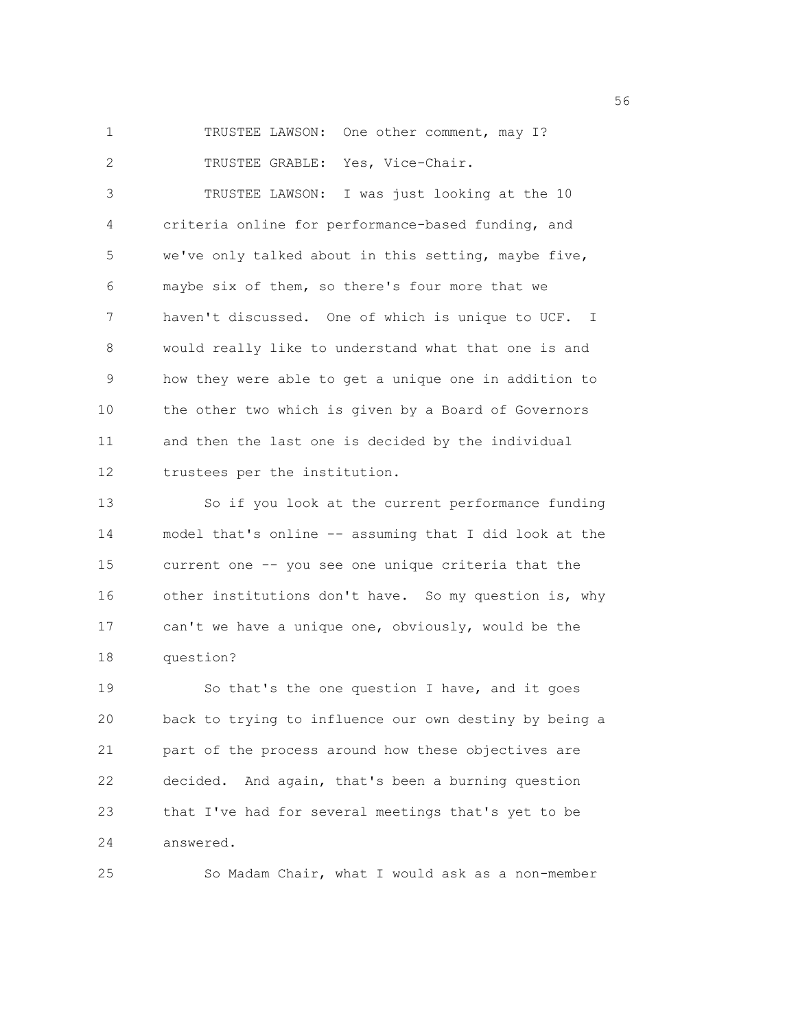TRUSTEE LAWSON: One other comment, may I?

TRUSTEE GRABLE: Yes, Vice-Chair.

TRUSTEE LAWSON: I was just looking at the 10 criteria online for performance-based funding, and we've only talked about in this setting, maybe five, maybe six of them, so there's four more that we haven't discussed. One of which is unique to UCF. I would really like to understand what that one is and how they were able to get a unique one in addition to the other two which is given by a Board of Governors and then the last one is decided by the individual trustees per the institution.

So if you look at the current performance funding model that's online -- assuming that I did look at the current one -- you see one unique criteria that the other institutions don't have. So my question is, why can't we have a unique one, obviously, would be the question?

So that's the one question I have, and it goes back to trying to influence our own destiny by being a part of the process around how these objectives are decided. And again, that's been a burning question that I've had for several meetings that's yet to be answered.

So Madam Chair, what I would ask as a non-member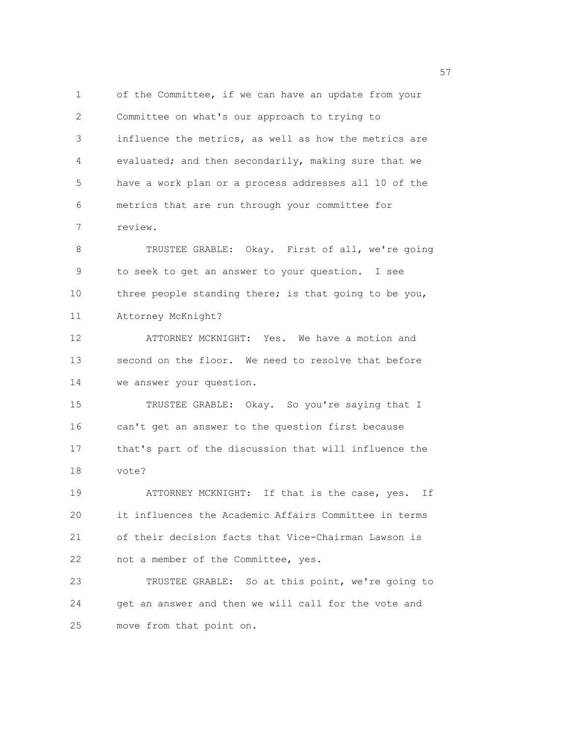of the Committee, if we can have an update from your Committee on what's our approach to trying to influence the metrics, as well as how the metrics are evaluated; and then secondarily, making sure that we have a work plan or a process addresses all 10 of the metrics that are run through your committee for review.

TRUSTEE GRABLE: Okay. First of all, we're going to seek to get an answer to your question. I see three people standing there; is that going to be you, Attorney McKnight?

ATTORNEY MCKNIGHT: Yes. We have a motion and second on the floor. We need to resolve that before we answer your question.

TRUSTEE GRABLE: Okay. So you're saying that I can't get an answer to the question first because that's part of the discussion that will influence the vote?

ATTORNEY MCKNIGHT: If that is the case, yes. If it influences the Academic Affairs Committee in terms of their decision facts that Vice-Chairman Lawson is not a member of the Committee, yes.

TRUSTEE GRABLE: So at this point, we're going to get an answer and then we will call for the vote and move from that point on.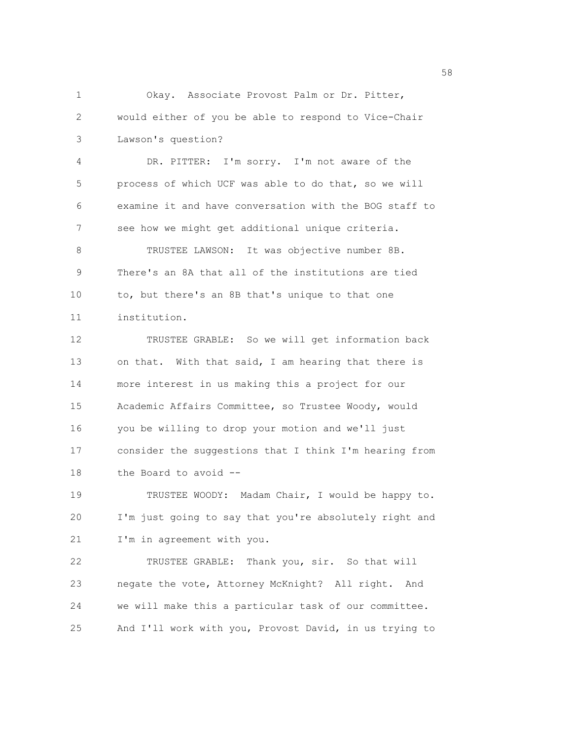Okay. Associate Provost Palm or Dr. Pitter, would either of you be able to respond to Vice-Chair Lawson's question?

DR. PITTER: I'm sorry. I'm not aware of the process of which UCF was able to do that, so we will examine it and have conversation with the BOG staff to see how we might get additional unique criteria.

TRUSTEE LAWSON: It was objective number 8B. There's an 8A that all of the institutions are tied to, but there's an 8B that's unique to that one institution.

TRUSTEE GRABLE: So we will get information back on that. With that said, I am hearing that there is more interest in us making this a project for our Academic Affairs Committee, so Trustee Woody, would you be willing to drop your motion and we'll just consider the suggestions that I think I'm hearing from the Board to avoid --

TRUSTEE WOODY: Madam Chair, I would be happy to. I'm just going to say that you're absolutely right and I'm in agreement with you.

TRUSTEE GRABLE: Thank you, sir. So that will negate the vote, Attorney McKnight? All right. And we will make this a particular task of our committee. And I'll work with you, Provost David, in us trying to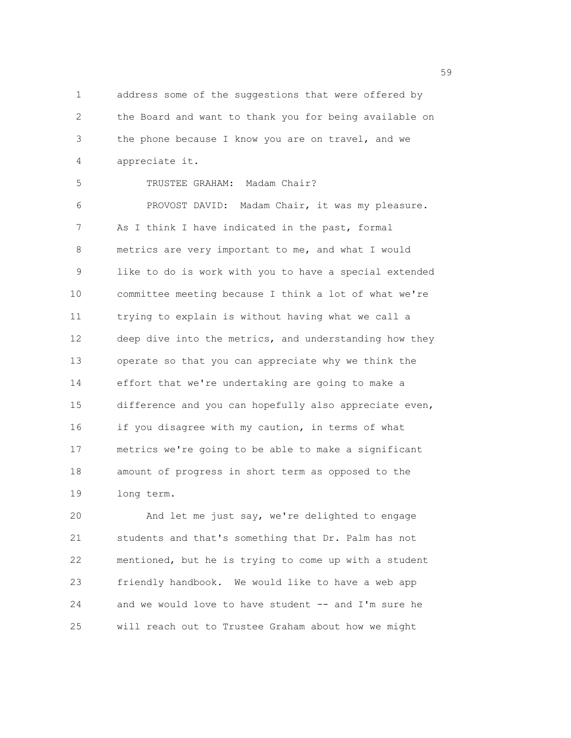address some of the suggestions that were offered by the Board and want to thank you for being available on the phone because I know you are on travel, and we appreciate it.

TRUSTEE GRAHAM: Madam Chair?

PROVOST DAVID: Madam Chair, it was my pleasure. As I think I have indicated in the past, formal metrics are very important to me, and what I would like to do is work with you to have a special extended committee meeting because I think a lot of what we're trying to explain is without having what we call a deep dive into the metrics, and understanding how they operate so that you can appreciate why we think the effort that we're undertaking are going to make a difference and you can hopefully also appreciate even, if you disagree with my caution, in terms of what metrics we're going to be able to make a significant amount of progress in short term as opposed to the long term.

And let me just say, we're delighted to engage students and that's something that Dr. Palm has not mentioned, but he is trying to come up with a student friendly handbook. We would like to have a web app and we would love to have student -- and I'm sure he will reach out to Trustee Graham about how we might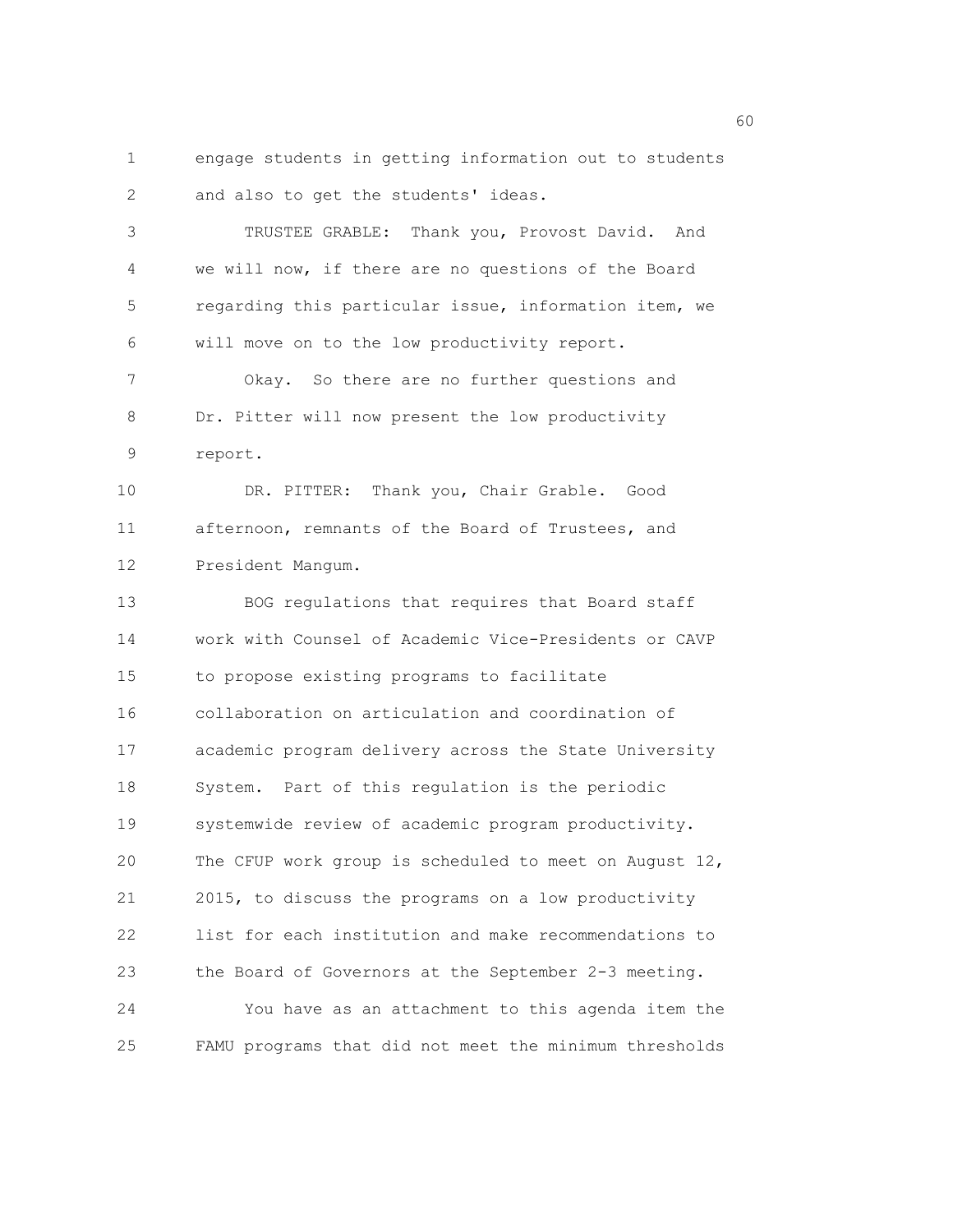engage students in getting information out to students and also to get the students' ideas.

TRUSTEE GRABLE: Thank you, Provost David. And we will now, if there are no questions of the Board regarding this particular issue, information item, we will move on to the low productivity report.

Okay. So there are no further questions and Dr. Pitter will now present the low productivity report.

DR. PITTER: Thank you, Chair Grable. Good afternoon, remnants of the Board of Trustees, and President Mangum.

BOG regulations that requires that Board staff work with Counsel of Academic Vice-Presidents or CAVP to propose existing programs to facilitate collaboration on articulation and coordination of academic program delivery across the State University System. Part of this regulation is the periodic systemwide review of academic program productivity. The CFUP work group is scheduled to meet on August 12, 2015, to discuss the programs on a low productivity list for each institution and make recommendations to the Board of Governors at the September 2-3 meeting.

You have as an attachment to this agenda item the FAMU programs that did not meet the minimum thresholds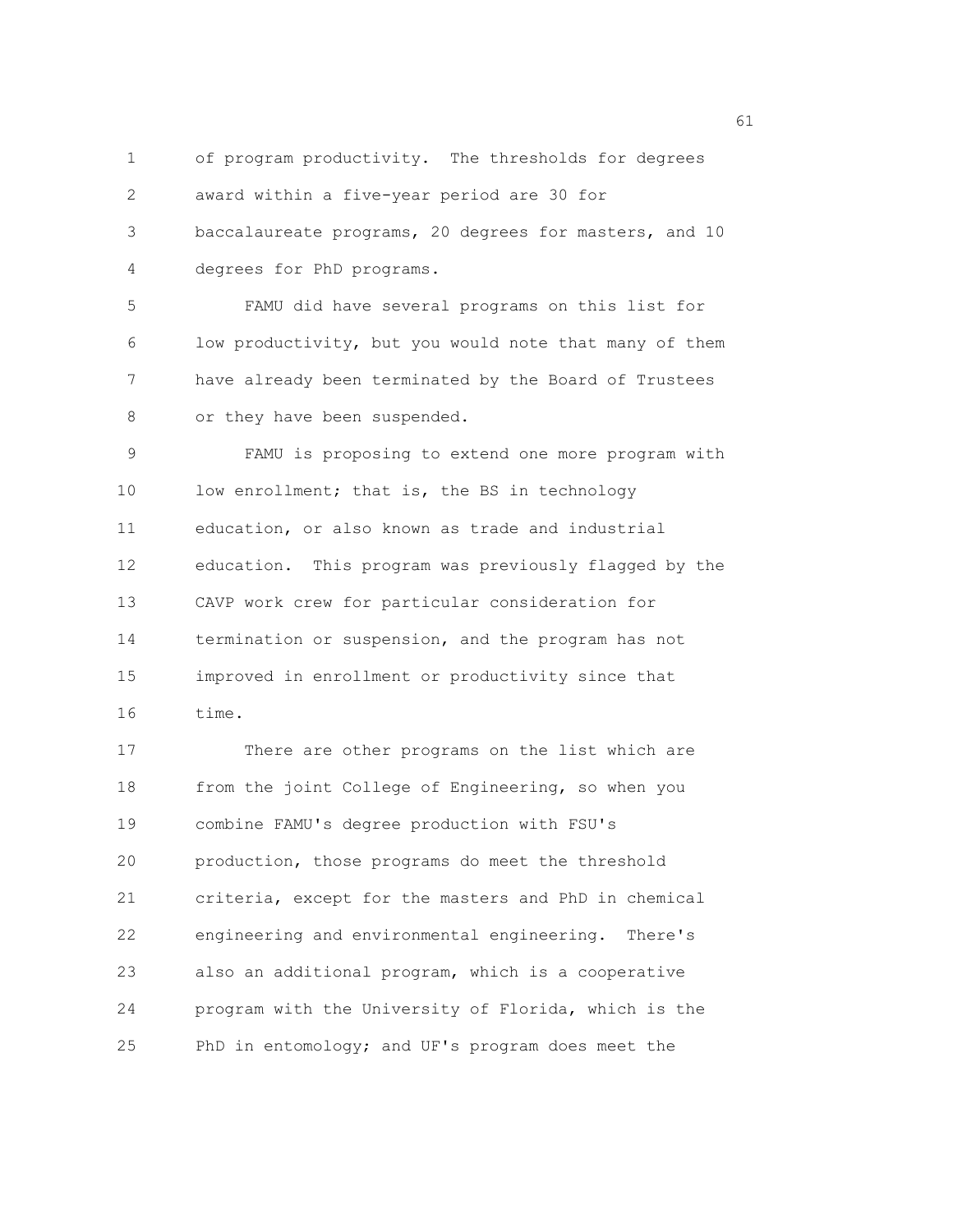of program productivity. The thresholds for degrees award within a five-year period are 30 for baccalaureate programs, 20 degrees for masters, and 10 degrees for PhD programs.

FAMU did have several programs on this list for low productivity, but you would note that many of them have already been terminated by the Board of Trustees or they have been suspended.

FAMU is proposing to extend one more program with low enrollment; that is, the BS in technology education, or also known as trade and industrial education. This program was previously flagged by the CAVP work crew for particular consideration for termination or suspension, and the program has not improved in enrollment or productivity since that time.

There are other programs on the list which are from the joint College of Engineering, so when you combine FAMU's degree production with FSU's production, those programs do meet the threshold criteria, except for the masters and PhD in chemical engineering and environmental engineering. There's also an additional program, which is a cooperative program with the University of Florida, which is the PhD in entomology; and UF's program does meet the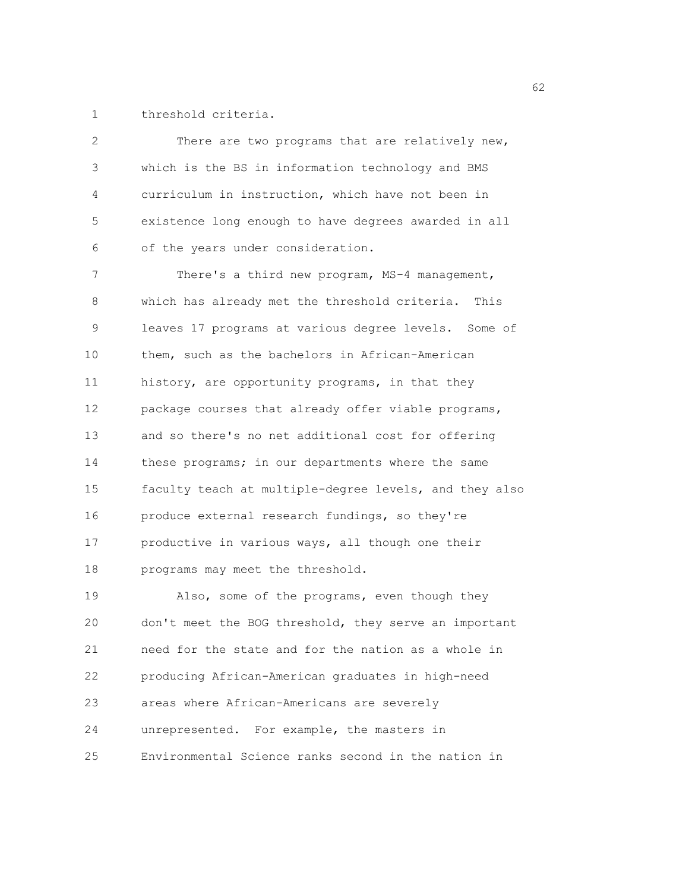threshold criteria.

There are two programs that are relatively new, which is the BS in information technology and BMS curriculum in instruction, which have not been in existence long enough to have degrees awarded in all of the years under consideration.

There's a third new program, MS-4 management, which has already met the threshold criteria. This leaves 17 programs at various degree levels. Some of them, such as the bachelors in African-American history, are opportunity programs, in that they package courses that already offer viable programs, and so there's no net additional cost for offering these programs; in our departments where the same faculty teach at multiple-degree levels, and they also produce external research fundings, so they're productive in various ways, all though one their programs may meet the threshold.

Also, some of the programs, even though they don't meet the BOG threshold, they serve an important need for the state and for the nation as a whole in producing African-American graduates in high-need areas where African-Americans are severely unrepresented. For example, the masters in Environmental Science ranks second in the nation in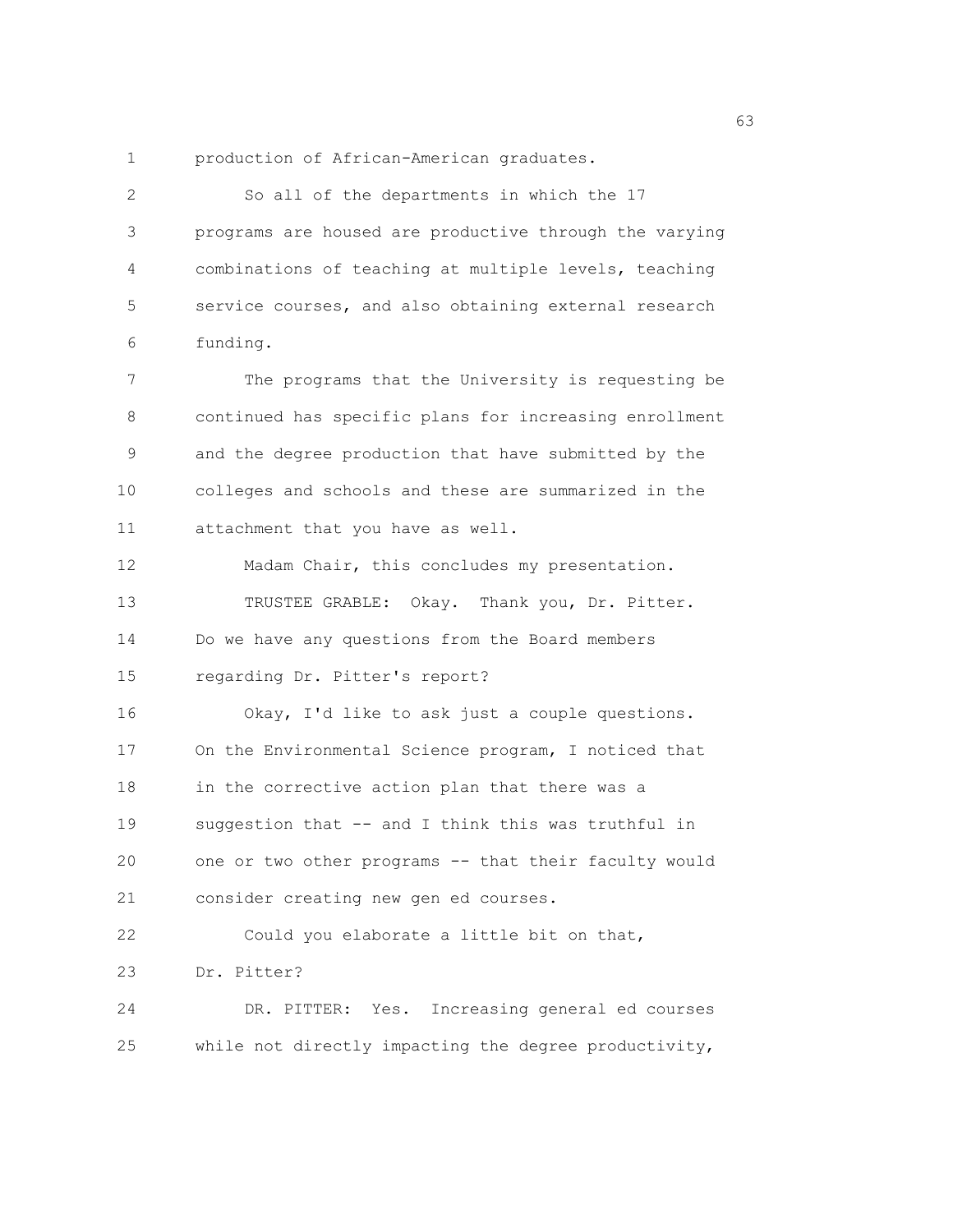production of African-American graduates.

So all of the departments in which the 17 programs are housed are productive through the varying combinations of teaching at multiple levels, teaching service courses, and also obtaining external research funding.

The programs that the University is requesting be continued has specific plans for increasing enrollment and the degree production that have submitted by the colleges and schools and these are summarized in the attachment that you have as well.

Madam Chair, this concludes my presentation.

TRUSTEE GRABLE: Okay. Thank you, Dr. Pitter. Do we have any questions from the Board members regarding Dr. Pitter's report?

Okay, I'd like to ask just a couple questions. On the Environmental Science program, I noticed that in the corrective action plan that there was a suggestion that -- and I think this was truthful in one or two other programs -- that their faculty would consider creating new gen ed courses.

Could you elaborate a little bit on that, Dr. Pitter?

DR. PITTER: Yes. Increasing general ed courses while not directly impacting the degree productivity,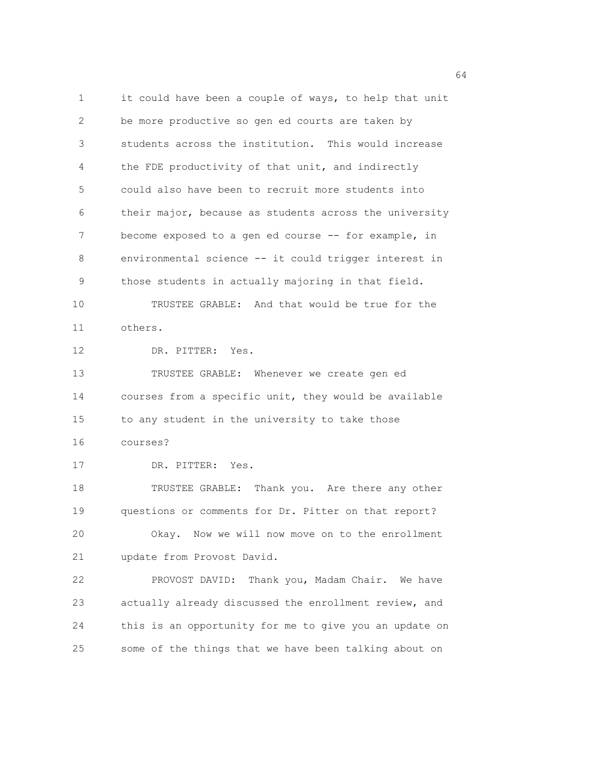it could have been a couple of ways, to help that unit be more productive so gen ed courts are taken by students across the institution. This would increase the FDE productivity of that unit, and indirectly could also have been to recruit more students into their major, because as students across the university become exposed to a gen ed course -- for example, in environmental science -- it could trigger interest in those students in actually majoring in that field.

TRUSTEE GRABLE: And that would be true for the others.

DR. PITTER: Yes.

TRUSTEE GRABLE: Whenever we create gen ed courses from a specific unit, they would be available to any student in the university to take those courses?

DR. PITTER: Yes.

TRUSTEE GRABLE: Thank you. Are there any other questions or comments for Dr. Pitter on that report?

Okay. Now we will now move on to the enrollment update from Provost David.

PROVOST DAVID: Thank you, Madam Chair. We have actually already discussed the enrollment review, and this is an opportunity for me to give you an update on some of the things that we have been talking about on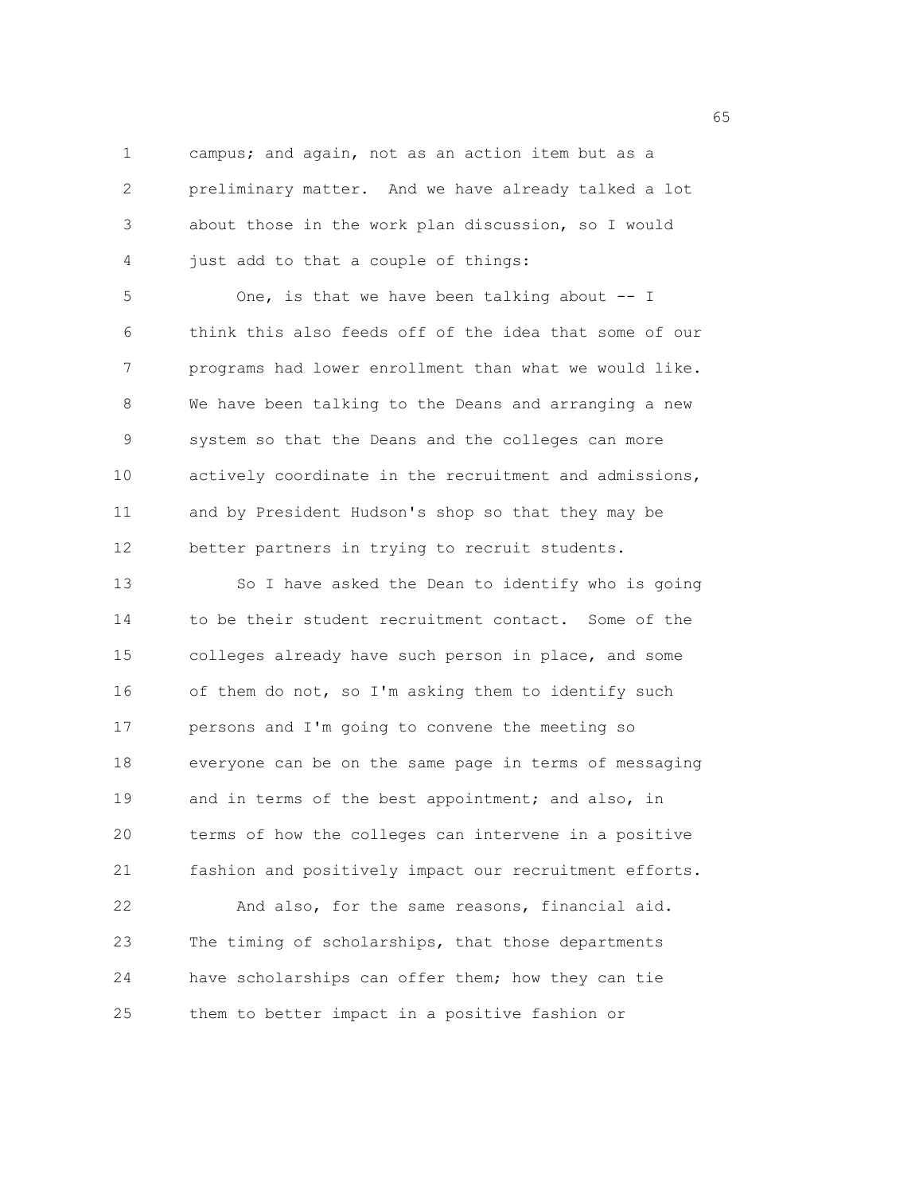campus; and again, not as an action item but as a preliminary matter. And we have already talked a lot about those in the work plan discussion, so I would just add to that a couple of things:

One, is that we have been talking about -- I think this also feeds off of the idea that some of our programs had lower enrollment than what we would like. We have been talking to the Deans and arranging a new system so that the Deans and the colleges can more actively coordinate in the recruitment and admissions, and by President Hudson's shop so that they may be better partners in trying to recruit students.

So I have asked the Dean to identify who is going to be their student recruitment contact. Some of the colleges already have such person in place, and some of them do not, so I'm asking them to identify such persons and I'm going to convene the meeting so everyone can be on the same page in terms of messaging and in terms of the best appointment; and also, in terms of how the colleges can intervene in a positive fashion and positively impact our recruitment efforts.

And also, for the same reasons, financial aid. The timing of scholarships, that those departments have scholarships can offer them; how they can tie them to better impact in a positive fashion or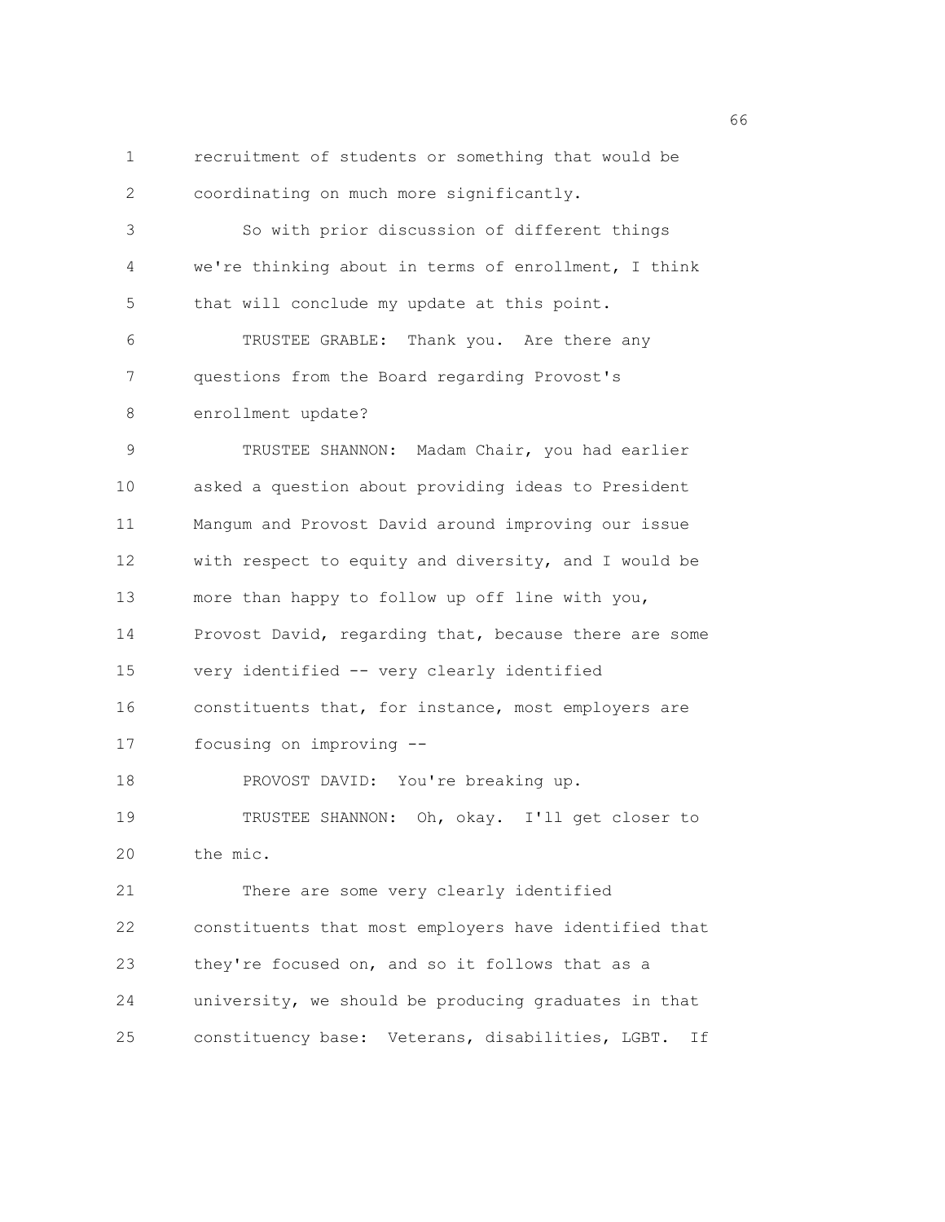recruitment of students or something that would be coordinating on much more significantly.

So with prior discussion of different things we're thinking about in terms of enrollment, I think that will conclude my update at this point.

TRUSTEE GRABLE: Thank you. Are there any questions from the Board regarding Provost's enrollment update?

TRUSTEE SHANNON: Madam Chair, you had earlier asked a question about providing ideas to President Mangum and Provost David around improving our issue with respect to equity and diversity, and I would be more than happy to follow up off line with you, Provost David, regarding that, because there are some very identified -- very clearly identified constituents that, for instance, most employers are focusing on improving --

PROVOST DAVID: You're breaking up.

TRUSTEE SHANNON: Oh, okay. I'll get closer to the mic.

There are some very clearly identified constituents that most employers have identified that they're focused on, and so it follows that as a university, we should be producing graduates in that constituency base: Veterans, disabilities, LGBT. If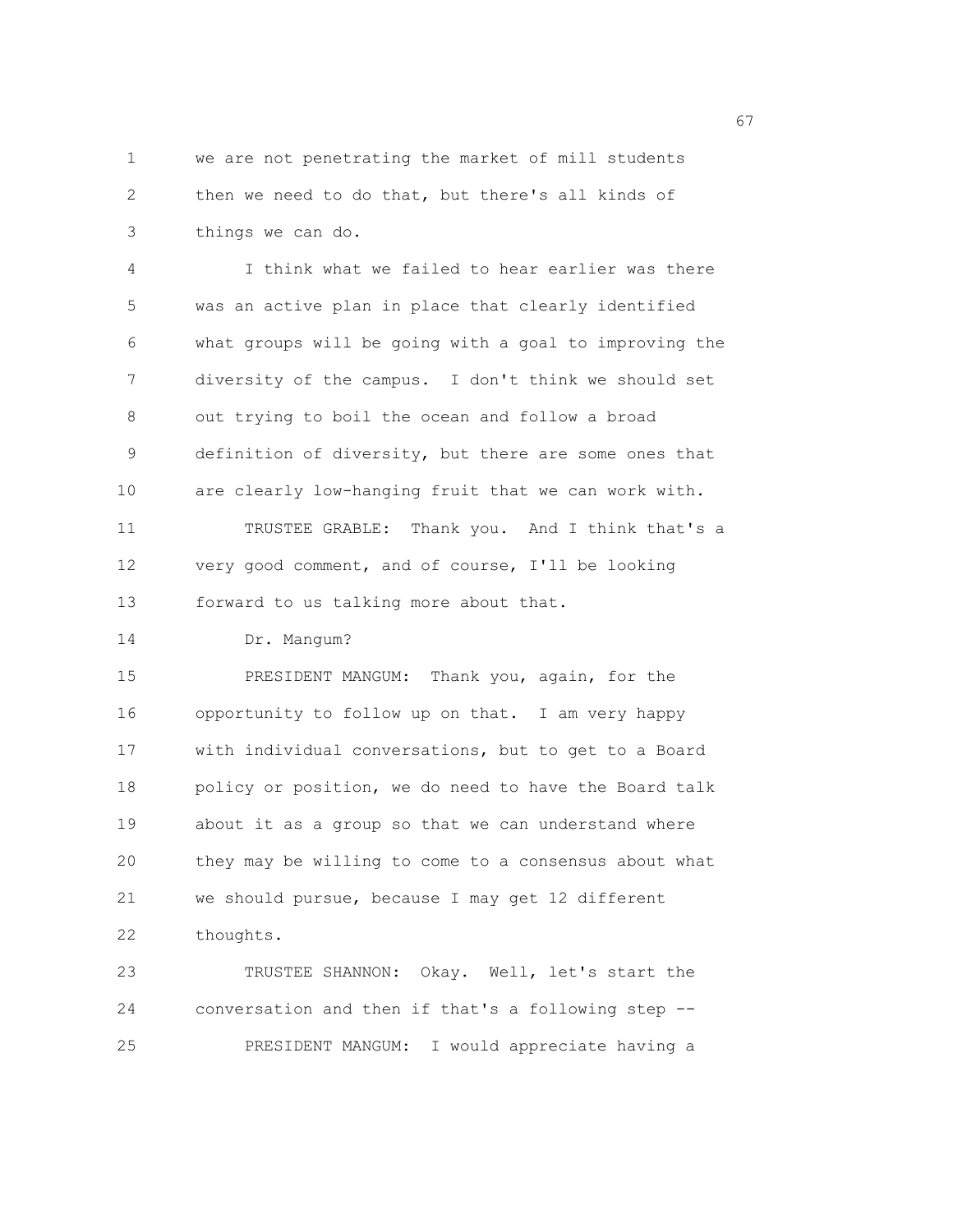we are not penetrating the market of mill students then we need to do that, but there's all kinds of things we can do.

I think what we failed to hear earlier was there was an active plan in place that clearly identified what groups will be going with a goal to improving the diversity of the campus. I don't think we should set out trying to boil the ocean and follow a broad definition of diversity, but there are some ones that are clearly low-hanging fruit that we can work with.

TRUSTEE GRABLE: Thank you. And I think that's a very good comment, and of course, I'll be looking forward to us talking more about that.

Dr. Mangum?

PRESIDENT MANGUM: Thank you, again, for the opportunity to follow up on that. I am very happy with individual conversations, but to get to a Board policy or position, we do need to have the Board talk about it as a group so that we can understand where they may be willing to come to a consensus about what we should pursue, because I may get 12 different thoughts.

TRUSTEE SHANNON: Okay. Well, let's start the conversation and then if that's a following step --

PRESIDENT MANGUM: I would appreciate having a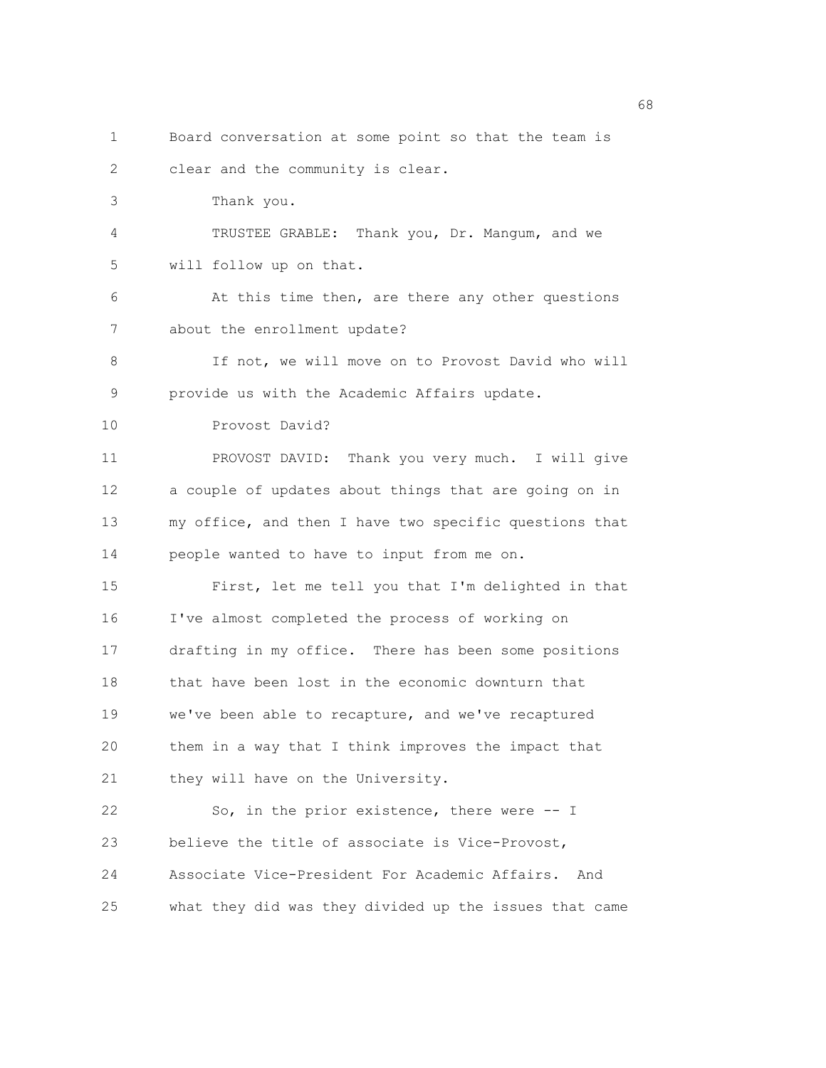Board conversation at some point so that the team is clear and the community is clear.

Thank you.

TRUSTEE GRABLE: Thank you, Dr. Mangum, and we will follow up on that.

At this time then, are there any other questions about the enrollment update?

If not, we will move on to Provost David who will provide us with the Academic Affairs update.

Provost David?

PROVOST DAVID: Thank you very much. I will give a couple of updates about things that are going on in my office, and then I have two specific questions that people wanted to have to input from me on.

First, let me tell you that I'm delighted in that I've almost completed the process of working on drafting in my office. There has been some positions that have been lost in the economic downturn that we've been able to recapture, and we've recaptured them in a way that I think improves the impact that they will have on the University.

So, in the prior existence, there were -- I believe the title of associate is Vice-Provost, Associate Vice-President For Academic Affairs. And what they did was they divided up the issues that came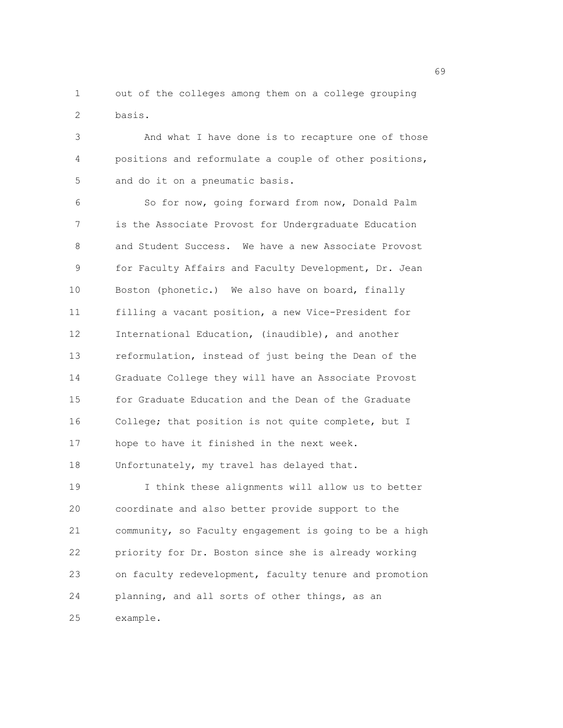out of the colleges among them on a college grouping basis.

And what I have done is to recapture one of those positions and reformulate a couple of other positions, and do it on a pneumatic basis.

So for now, going forward from now, Donald Palm is the Associate Provost for Undergraduate Education and Student Success. We have a new Associate Provost for Faculty Affairs and Faculty Development, Dr. Jean Boston (phonetic.) We also have on board, finally filling a vacant position, a new Vice-President for International Education, (inaudible), and another reformulation, instead of just being the Dean of the Graduate College they will have an Associate Provost for Graduate Education and the Dean of the Graduate College; that position is not quite complete, but I hope to have it finished in the next week. Unfortunately, my travel has delayed that.

I think these alignments will allow us to better coordinate and also better provide support to the community, so Faculty engagement is going to be a high priority for Dr. Boston since she is already working on faculty redevelopment, faculty tenure and promotion planning, and all sorts of other things, as an example.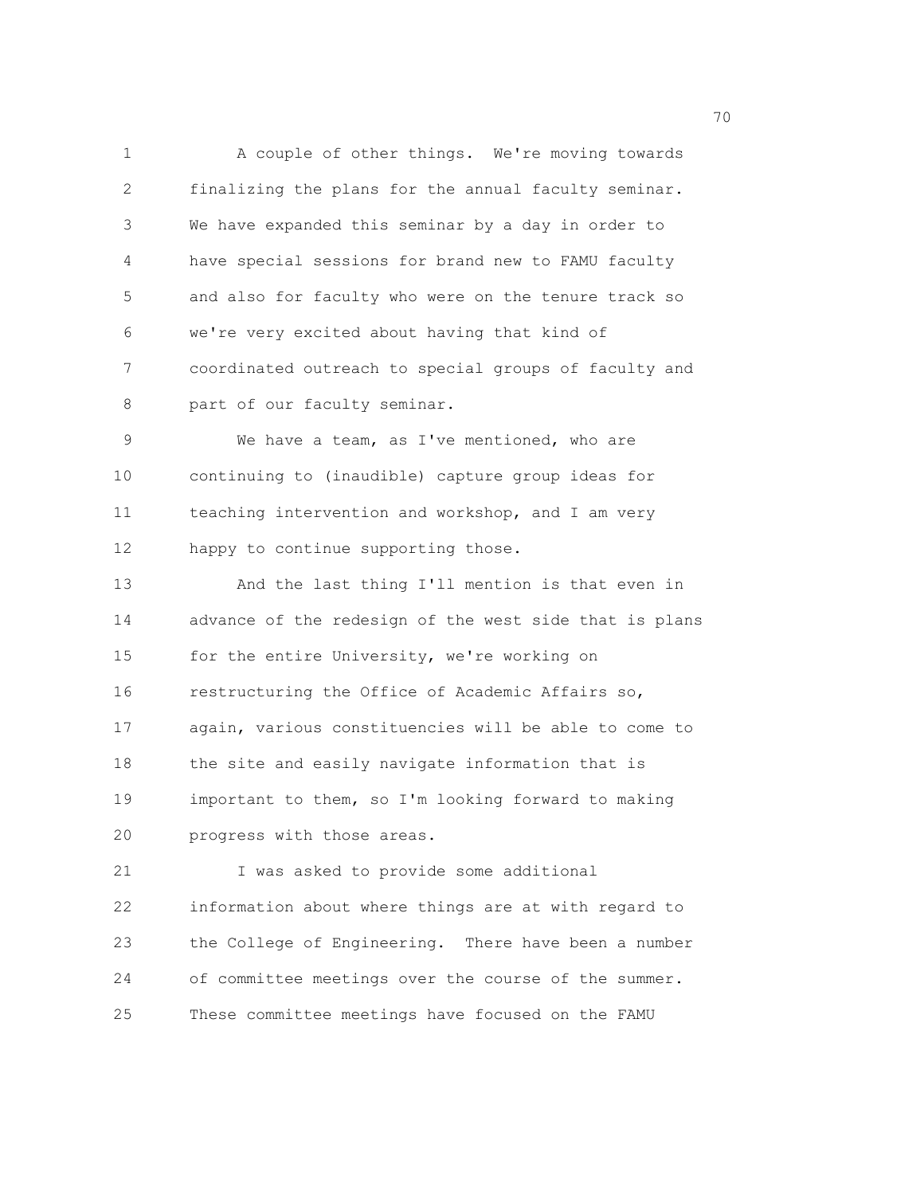A couple of other things. We're moving towards finalizing the plans for the annual faculty seminar. We have expanded this seminar by a day in order to have special sessions for brand new to FAMU faculty and also for faculty who were on the tenure track so we're very excited about having that kind of coordinated outreach to special groups of faculty and part of our faculty seminar.

We have a team, as I've mentioned, who are continuing to (inaudible) capture group ideas for teaching intervention and workshop, and I am very happy to continue supporting those.

And the last thing I'll mention is that even in advance of the redesign of the west side that is plans for the entire University, we're working on restructuring the Office of Academic Affairs so, again, various constituencies will be able to come to the site and easily navigate information that is important to them, so I'm looking forward to making progress with those areas.

I was asked to provide some additional information about where things are at with regard to the College of Engineering. There have been a number of committee meetings over the course of the summer. These committee meetings have focused on the FAMU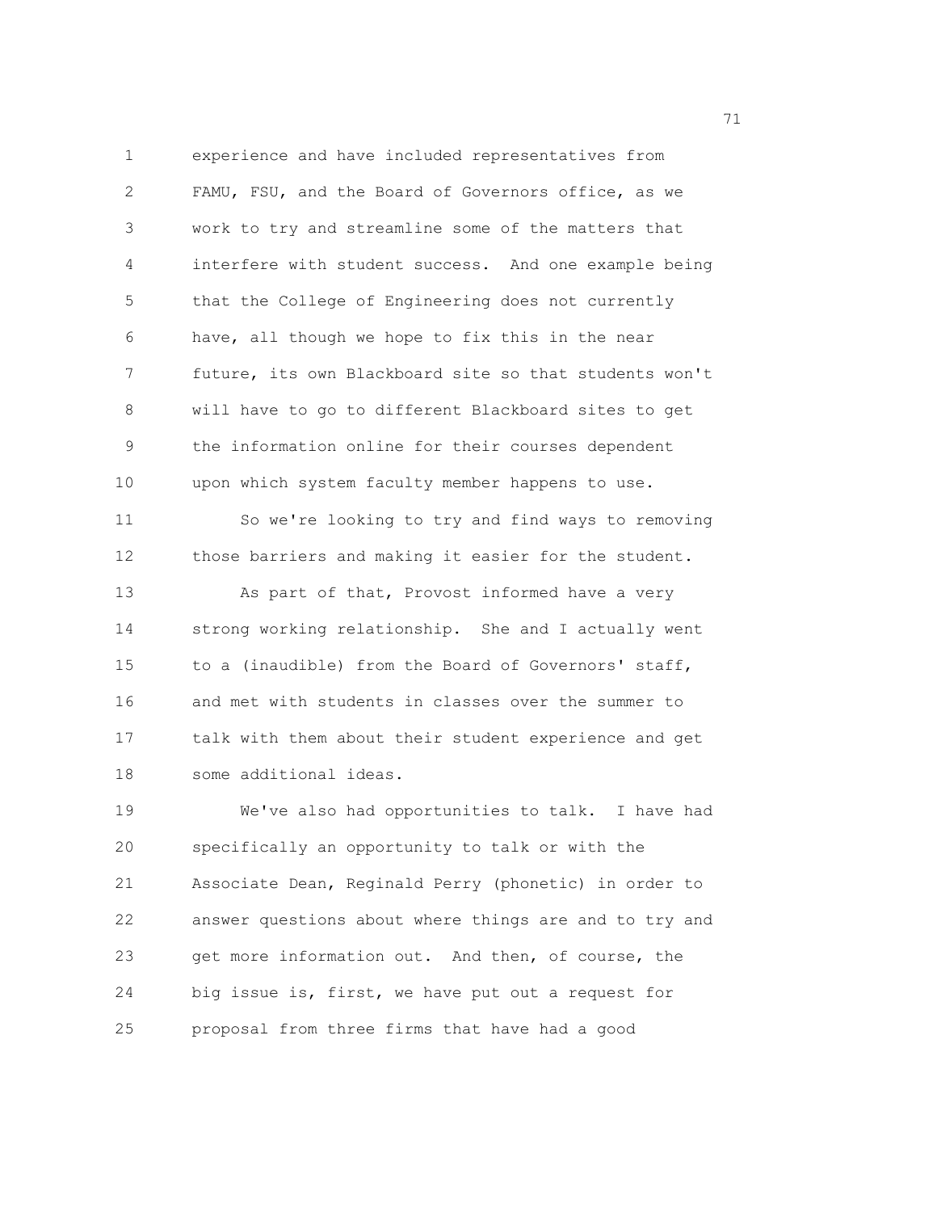experience and have included representatives from FAMU, FSU, and the Board of Governors office, as we work to try and streamline some of the matters that interfere with student success. And one example being that the College of Engineering does not currently have, all though we hope to fix this in the near future, its own Blackboard site so that students won't will have to go to different Blackboard sites to get the information online for their courses dependent upon which system faculty member happens to use.

So we're looking to try and find ways to removing those barriers and making it easier for the student.

As part of that, Provost informed have a very strong working relationship. She and I actually went to a (inaudible) from the Board of Governors' staff, and met with students in classes over the summer to talk with them about their student experience and get some additional ideas.

We've also had opportunities to talk. I have had specifically an opportunity to talk or with the Associate Dean, Reginald Perry (phonetic) in order to answer questions about where things are and to try and get more information out. And then, of course, the big issue is, first, we have put out a request for proposal from three firms that have had a good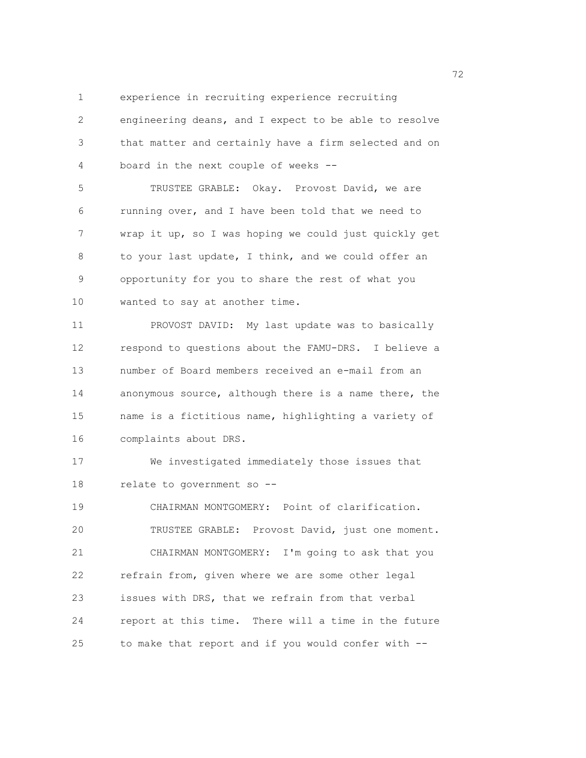experience in recruiting experience recruiting engineering deans, and I expect to be able to resolve that matter and certainly have a firm selected and on board in the next couple of weeks --

TRUSTEE GRABLE: Okay. Provost David, we are running over, and I have been told that we need to wrap it up, so I was hoping we could just quickly get to your last update, I think, and we could offer an opportunity for you to share the rest of what you wanted to say at another time.

PROVOST DAVID: My last update was to basically respond to questions about the FAMU-DRS. I believe a number of Board members received an e-mail from an anonymous source, although there is a name there, the name is a fictitious name, highlighting a variety of complaints about DRS.

We investigated immediately those issues that relate to government so --

CHAIRMAN MONTGOMERY: Point of clarification.

TRUSTEE GRABLE: Provost David, just one moment.

CHAIRMAN MONTGOMERY: I'm going to ask that you refrain from, given where we are some other legal issues with DRS, that we refrain from that verbal report at this time. There will a time in the future to make that report and if you would confer with --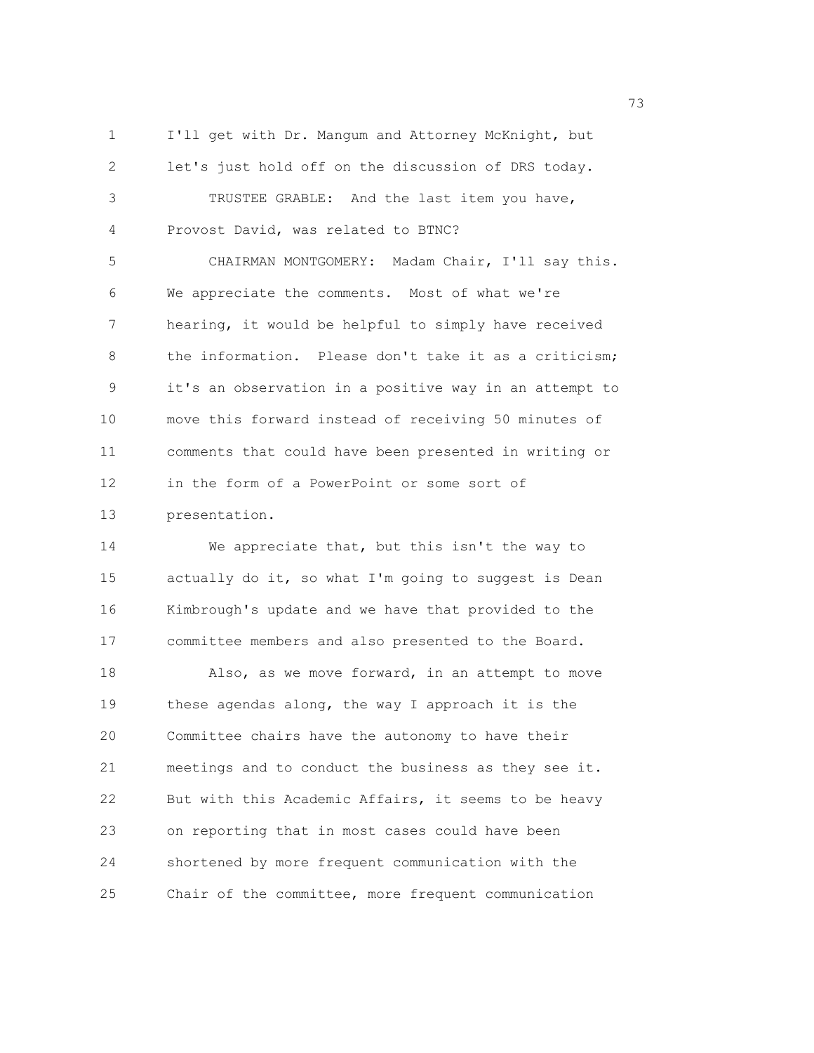I'll get with Dr. Mangum and Attorney McKnight, but let's just hold off on the discussion of DRS today.

TRUSTEE GRABLE: And the last item you have, Provost David, was related to BTNC?

CHAIRMAN MONTGOMERY: Madam Chair, I'll say this. We appreciate the comments. Most of what we're hearing, it would be helpful to simply have received the information. Please don't take it as a criticism; it's an observation in a positive way in an attempt to move this forward instead of receiving 50 minutes of comments that could have been presented in writing or in the form of a PowerPoint or some sort of presentation.

We appreciate that, but this isn't the way to actually do it, so what I'm going to suggest is Dean Kimbrough's update and we have that provided to the committee members and also presented to the Board.

Also, as we move forward, in an attempt to move these agendas along, the way I approach it is the Committee chairs have the autonomy to have their meetings and to conduct the business as they see it. But with this Academic Affairs, it seems to be heavy on reporting that in most cases could have been shortened by more frequent communication with the Chair of the committee, more frequent communication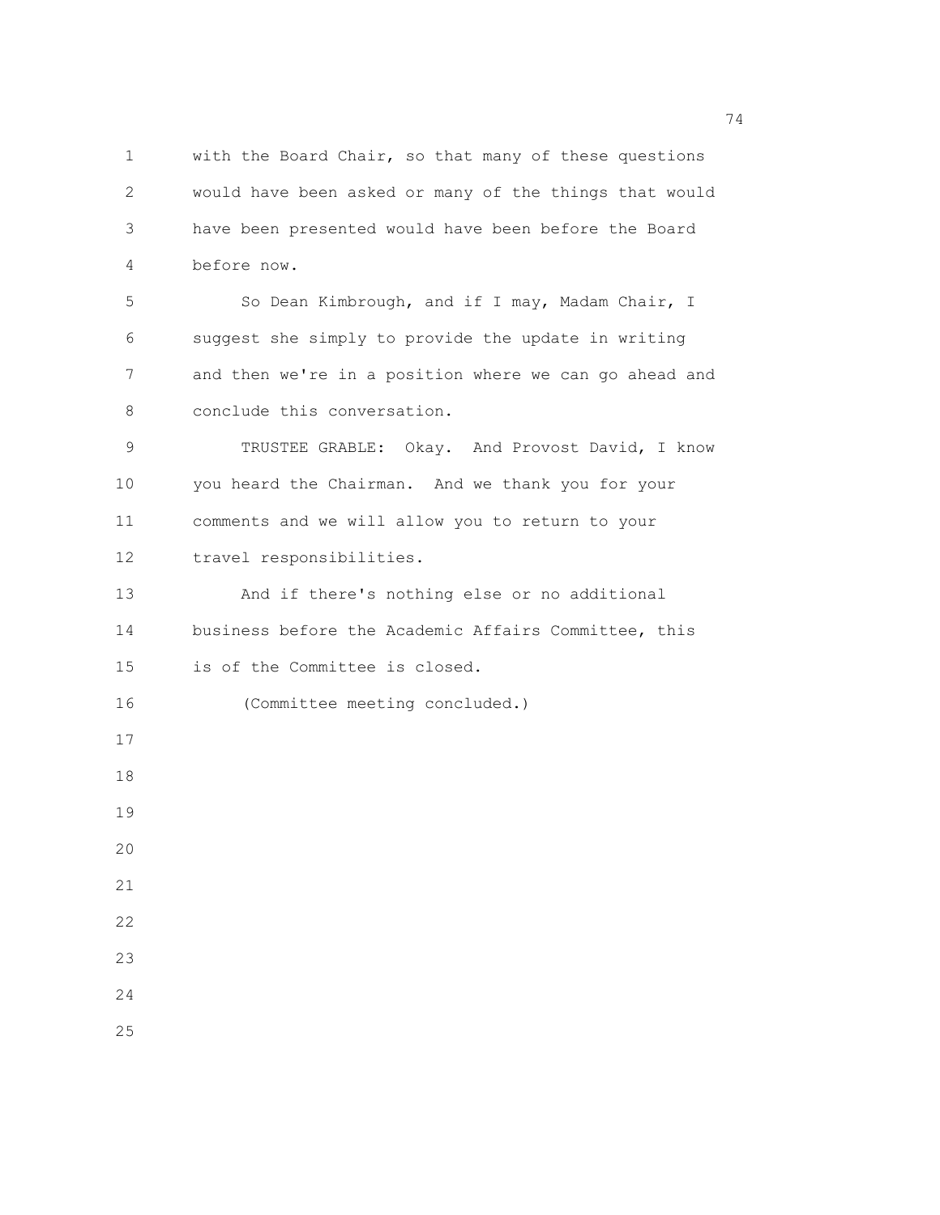with the Board Chair, so that many of these questions would have been asked or many of the things that would have been presented would have been before the Board before now.

So Dean Kimbrough, and if I may, Madam Chair, I suggest she simply to provide the update in writing and then we're in a position where we can go ahead and conclude this conversation.

TRUSTEE GRABLE: Okay. And Provost David, I know you heard the Chairman. And we thank you for your comments and we will allow you to return to your travel responsibilities.

And if there's nothing else or no additional business before the Academic Affairs Committee, this is of the Committee is closed.

(Committee meeting concluded.)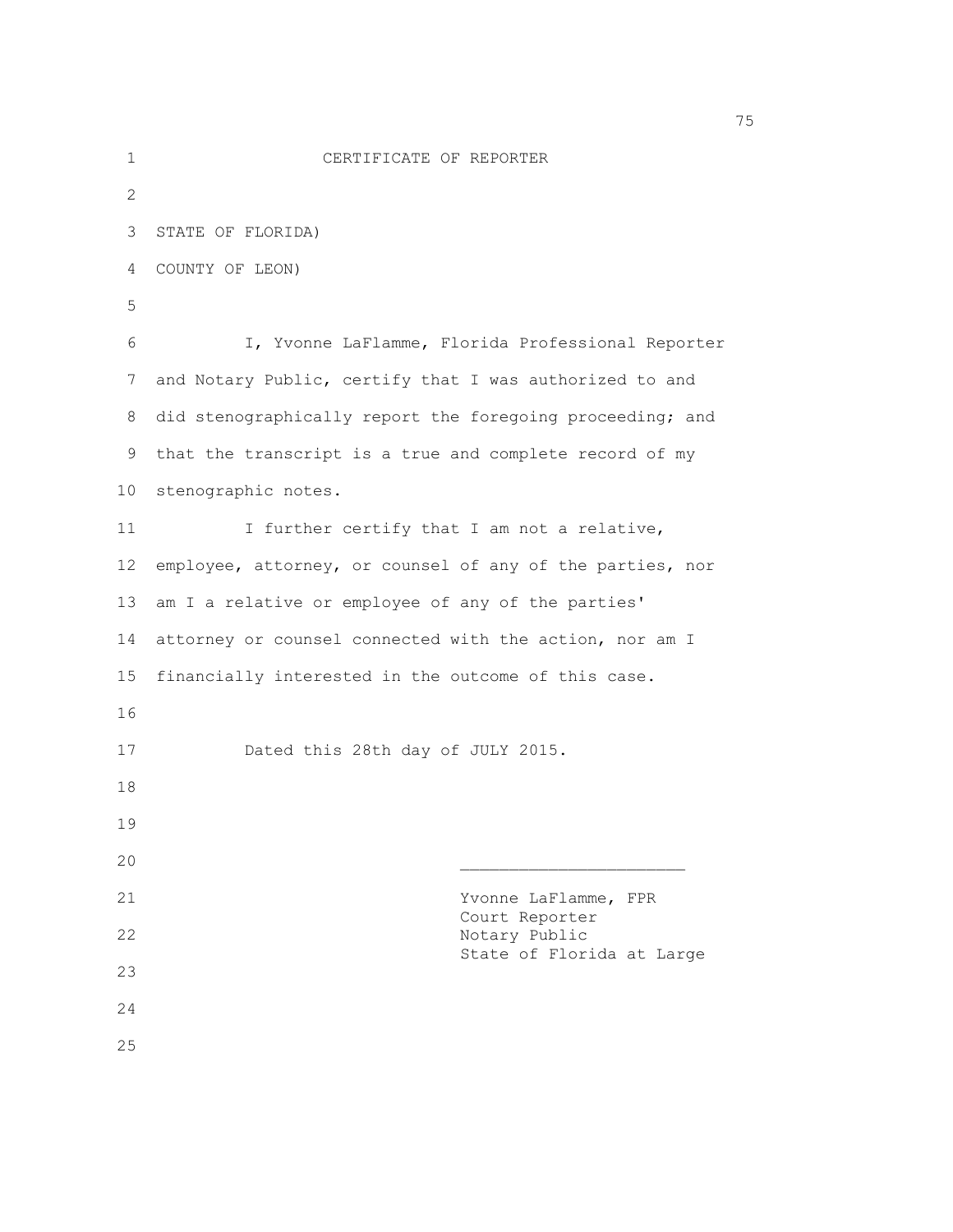# CERTIFICATE OF REPORTER

STATE OF FLORIDA)
COUNTY OF LEON)

I, Yvonne LaFlamme, Florida Professional Reporter and Notary Public, certify that I was authorized to and did stenographically report the foregoing proceeding; and that the transcript is a true and complete record of my stenographic notes.

I further certify that I am not a relative, employee, attorney, or counsel of any of the parties, nor am I a relative or employee of any of the parties' attorney or counsel connected with the action, nor am I financially interested in the outcome of this case.

Dated this 28th day of JULY 2015.

______________________

Yvonne LaFlamme, FPR
Court Reporter
Notary Public
State of Florida at Large